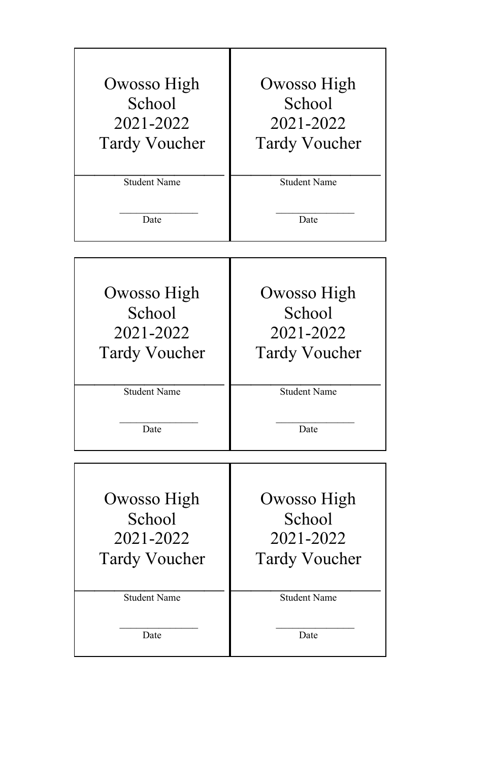Owosso High School
2021-2022
Tardy Voucher

\_\_\_\_\_\_\_\_\_\_\_\_\_\_\_\_\_\_\_\_\_\_\_\_
Student Name

\_\_\_\_\_\_\_\_\_\_\_\_\_\_\_\_
Date

Owosso High School
2021-2022
Tardy Voucher

\_\_\_\_\_\_\_\_\_\_\_\_\_\_\_\_\_\_\_\_\_\_\_\_
Student Name

\_\_\_\_\_\_\_\_\_\_\_\_\_\_\_\_
Date

Owosso High School
2021-2022
Tardy Voucher

\_\_\_\_\_\_\_\_\_\_\_\_\_\_\_\_\_\_\_\_\_\_\_\_
Student Name

\_\_\_\_\_\_\_\_\_\_\_\_\_\_\_\_
Date

Owosso High School
2021-2022
Tardy Voucher

\_\_\_\_\_\_\_\_\_\_\_\_\_\_\_\_\_\_\_\_\_\_\_\_
Student Name

\_\_\_\_\_\_\_\_\_\_\_\_\_\_\_\_
Date

Owosso High School
2021-2022
Tardy Voucher

\_\_\_\_\_\_\_\_\_\_\_\_\_\_\_\_\_\_\_\_\_\_\_\_
Student Name

\_\_\_\_\_\_\_\_\_\_\_\_\_\_\_\_
Date

Owosso High School
2021-2022
Tardy Voucher

\_\_\_\_\_\_\_\_\_\_\_\_\_\_\_\_\_\_\_\_\_\_\_\_
Student Name

\_\_\_\_\_\_\_\_\_\_\_\_\_\_\_\_
Date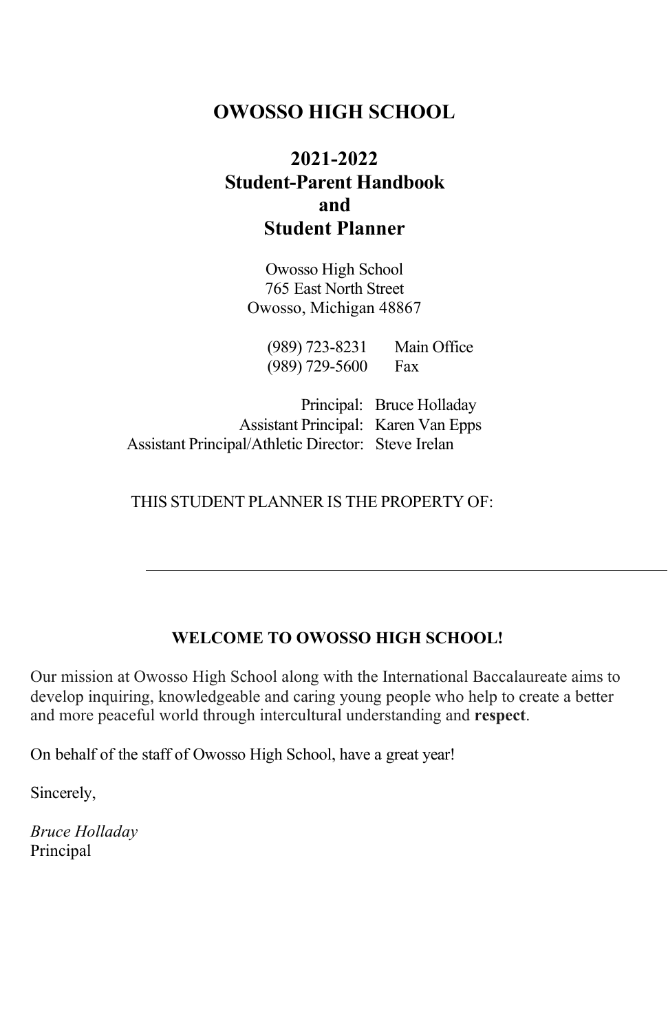# OWOSSO HIGH SCHOOL

## 2021-2022
## Student-Parent Handbook
## and
## Student Planner

Owosso High School
765 East North Street
Owosso, Michigan 48867

(989) 723-8231 Main Office
(989) 729-5600 Fax

Principal: Bruce Holladay
Assistant Principal: Karen Van Epps
Assistant Principal/Athletic Director: Steve Irelan

THIS STUDENT PLANNER IS THE PROPERTY OF:

______________________________________________

**WELCOME TO OWOSSO HIGH SCHOOL!**

Our mission at Owosso High School along with the International Baccalaureate aims to develop inquiring, knowledgeable and caring young people who help to create a better and more peaceful world through intercultural understanding and **respect**.

On behalf of the staff of Owosso High School, have a great year!

Sincerely,

*Bruce Holladay*
Principal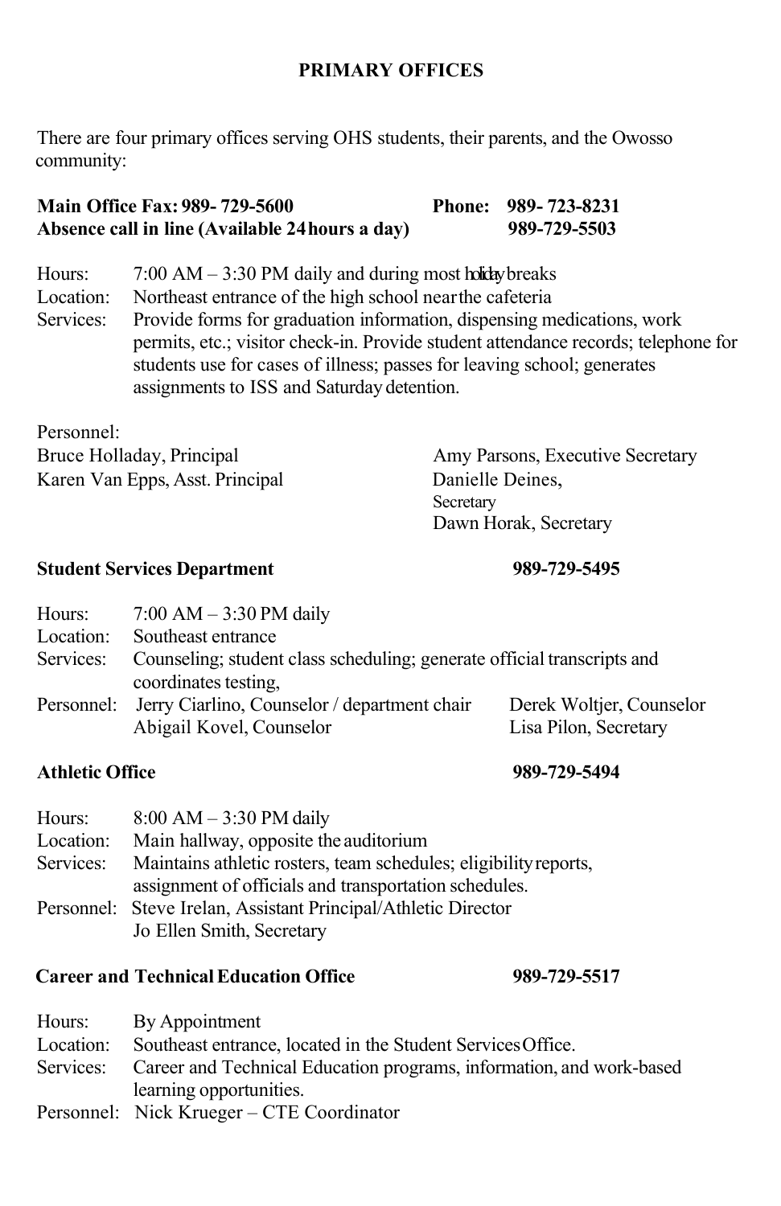# PRIMARY OFFICES

There are four primary offices serving OHS students, their parents, and the Owosso community:

**Main Office Fax: 989- 729-5600** **Phone: 989- 723-8231**
**Absence call in line (Available 24 hours a day) 989-729-5503**

Hours: 7:00 AM – 3:30 PM daily and during most holiday breaks
Location: Northeast entrance of the high school near the cafeteria
Services: Provide forms for graduation information, dispensing medications, work permits, etc.; visitor check-in. Provide student attendance records; telephone for students use for cases of illness; passes for leaving school; generates assignments to ISS and Saturday detention.

Personnel:
Bruce Holladay, Principal
Karen Van Epps, Asst. Principal
Amy Parsons, Executive Secretary
Danielle Deines, Secretary
Dawn Horak, Secretary

## Student Services Department 989-729-5495

Hours: 7:00 AM – 3:30 PM daily
Location: Southeast entrance
Services: Counseling; student class scheduling; generate official transcripts and coordinates testing,
Personnel: Jerry Ciarlino, Counselor / department chair
Abigail Kovel, Counselor
Derek Woltjer, Counselor
Lisa Pilon, Secretary

## Athletic Office 989-729-5494

Hours: 8:00 AM – 3:30 PM daily
Location: Main hallway, opposite the auditorium
Services: Maintains athletic rosters, team schedules; eligibility reports, assignment of officials and transportation schedules.
Personnel: Steve Irelan, Assistant Principal/Athletic Director
Jo Ellen Smith, Secretary

## Career and Technical Education Office 989-729-5517

Hours: By Appointment
Location: Southeast entrance, located in the Student Services Office.
Services: Career and Technical Education programs, information, and work-based learning opportunities.
Personnel: Nick Krueger – CTE Coordinator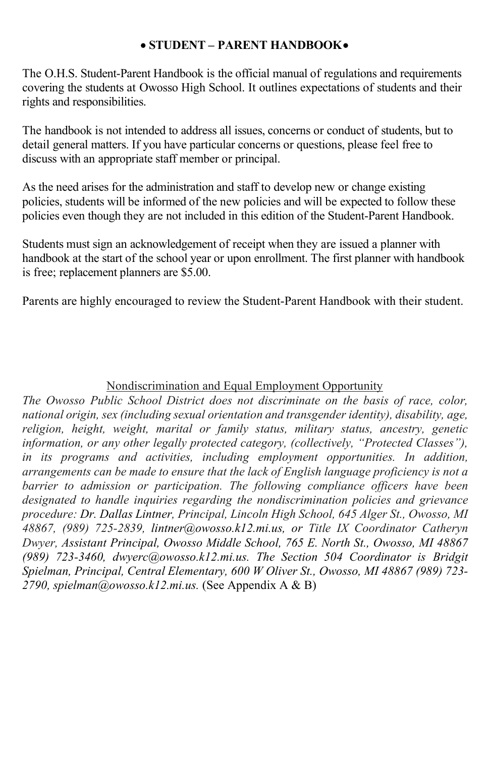## • STUDENT – PARENT HANDBOOK•

The O.H.S. Student-Parent Handbook is the official manual of regulations and requirements covering the students at Owosso High School. It outlines expectations of students and their rights and responsibilities.

The handbook is not intended to address all issues, concerns or conduct of students, but to detail general matters. If you have particular concerns or questions, please feel free to discuss with an appropriate staff member or principal.

As the need arises for the administration and staff to develop new or change existing policies, students will be informed of the new policies and will be expected to follow these policies even though they are not included in this edition of the Student-Parent Handbook.

Students must sign an acknowledgement of receipt when they are issued a planner with handbook at the start of the school year or upon enrollment. The first planner with handbook is free; replacement planners are $5.00.

Parents are highly encouraged to review the Student-Parent Handbook with their student.

### Nondiscrimination and Equal Employment Opportunity

*The Owosso Public School District does not discriminate on the basis of race, color, national origin, sex (including sexual orientation and transgender identity), disability, age, religion, height, weight, marital or family status, military status, ancestry, genetic information, or any other legally protected category, (collectively, "Protected Classes"), in its programs and activities, including employment opportunities. In addition, arrangements can be made to ensure that the lack of English language proficiency is not a barrier to admission or participation. The following compliance officers have been designated to handle inquiries regarding the nondiscrimination policies and grievance procedure: Dr. Dallas Lintner, Principal, Lincoln High School, 645 Alger St., Owosso, MI 48867, (989) 725-2839, lintner@owosso.k12.mi.us, or Title IX Coordinator Catheryn Dwyer, Assistant Principal, Owosso Middle School, 765 E. North St., Owosso, MI 48867 (989) 723-3460, dwyerc@owosso.k12.mi.us. The Section 504 Coordinator is Bridgit Spielman, Principal, Central Elementary, 600 W Oliver St., Owosso, MI 48867 (989) 723-2790, spielman@owosso.k12.mi.us.* (See Appendix A & B)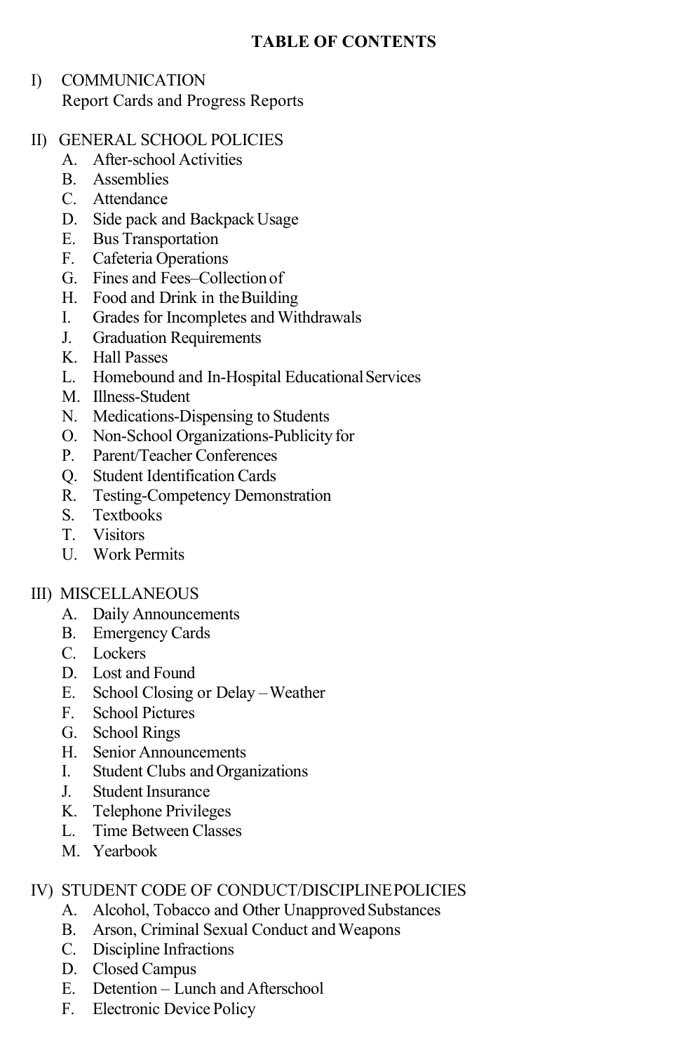# TABLE OF CONTENTS

I) COMMUNICATION
   Report Cards and Progress Reports

II) GENERAL SCHOOL POLICIES
   A. After-school Activities
   B. Assemblies
   C. Attendance
   D. Side pack and Backpack Usage
   E. Bus Transportation
   F. Cafeteria Operations
   G. Fines and Fees–Collection of
   H. Food and Drink in the Building
   I. Grades for Incompletes and Withdrawals
   J. Graduation Requirements
   K. Hall Passes
   L. Homebound and In-Hospital Educational Services
   M. Illness-Student
   N. Medications-Dispensing to Students
   O. Non-School Organizations-Publicity for
   P. Parent/Teacher Conferences
   Q. Student Identification Cards
   R. Testing-Competency Demonstration
   S. Textbooks
   T. Visitors
   U. Work Permits

III) MISCELLANEOUS
   A. Daily Announcements
   B. Emergency Cards
   C. Lockers
   D. Lost and Found
   E. School Closing or Delay – Weather
   F. School Pictures
   G. School Rings
   H. Senior Announcements
   I. Student Clubs and Organizations
   J. Student Insurance
   K. Telephone Privileges
   L. Time Between Classes
   M. Yearbook

IV) STUDENT CODE OF CONDUCT/DISCIPLINE POLICIES
   A. Alcohol, Tobacco and Other Unapproved Substances
   B. Arson, Criminal Sexual Conduct and Weapons
   C. Discipline Infractions
   D. Closed Campus
   E. Detention – Lunch and Afterschool
   F. Electronic Device Policy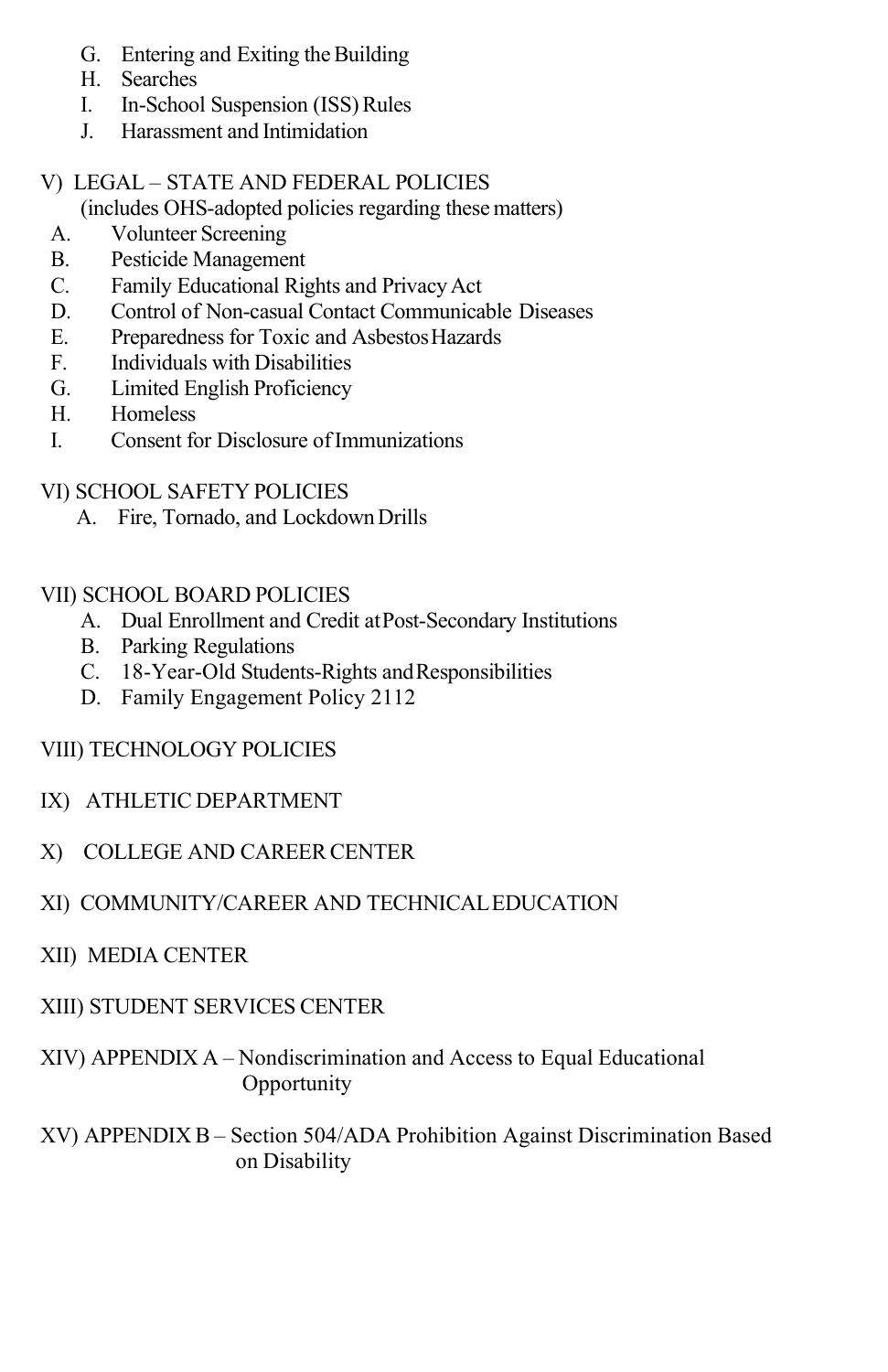G. Entering and Exiting the Building
H. Searches
I. In-School Suspension (ISS) Rules
J. Harassment and Intimidation

V) LEGAL – STATE AND FEDERAL POLICIES
(includes OHS-adopted policies regarding these matters)
A. Volunteer Screening
B. Pesticide Management
C. Family Educational Rights and Privacy Act
D. Control of Non-casual Contact Communicable Diseases
E. Preparedness for Toxic and Asbestos Hazards
F. Individuals with Disabilities
G. Limited English Proficiency
H. Homeless
I. Consent for Disclosure of Immunizations

VI) SCHOOL SAFETY POLICIES
A. Fire, Tornado, and Lockdown Drills

VII) SCHOOL BOARD POLICIES
A. Dual Enrollment and Credit at Post-Secondary Institutions
B. Parking Regulations
C. 18-Year-Old Students-Rights and Responsibilities
D. Family Engagement Policy 2112

VIII) TECHNOLOGY POLICIES

IX) ATHLETIC DEPARTMENT

X) COLLEGE AND CAREER CENTER

XI) COMMUNITY/CAREER AND TECHNICAL EDUCATION

XII) MEDIA CENTER

XIII) STUDENT SERVICES CENTER

XIV) APPENDIX A – Nondiscrimination and Access to Equal Educational Opportunity

XV) APPENDIX B – Section 504/ADA Prohibition Against Discrimination Based on Disability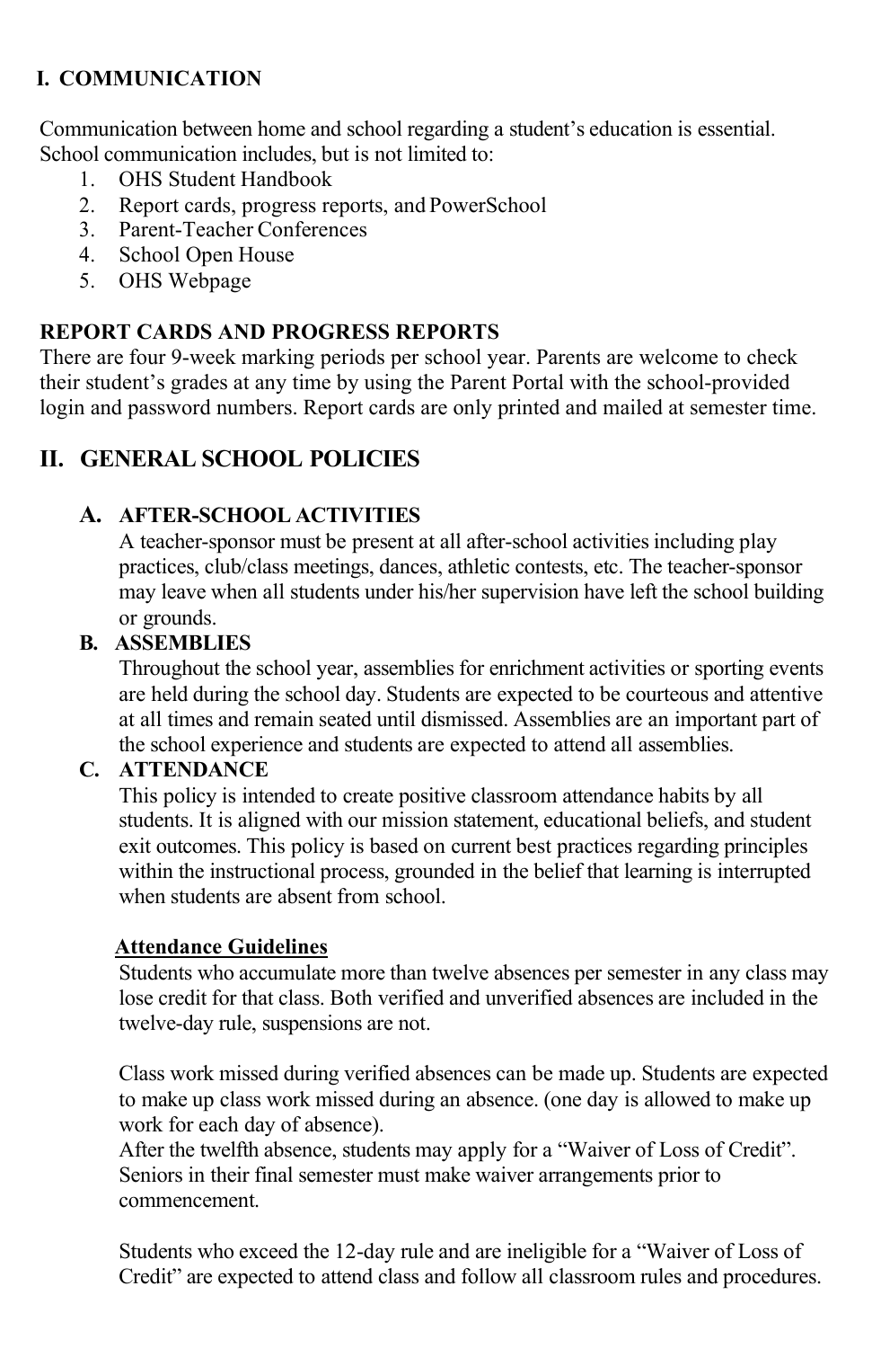## I. COMMUNICATION

Communication between home and school regarding a student's education is essential. School communication includes, but is not limited to:

1. OHS Student Handbook
2. Report cards, progress reports, and PowerSchool
3. Parent-Teacher Conferences
4. School Open House
5. OHS Webpage

**REPORT CARDS AND PROGRESS REPORTS**

There are four 9-week marking periods per school year. Parents are welcome to check their student's grades at any time by using the Parent Portal with the school-provided login and password numbers. Report cards are only printed and mailed at semester time.

## II. GENERAL SCHOOL POLICIES

### A. AFTER-SCHOOL ACTIVITIES

A teacher-sponsor must be present at all after-school activities including play practices, club/class meetings, dances, athletic contests, etc. The teacher-sponsor may leave when all students under his/her supervision have left the school building or grounds.

### B. ASSEMBLIES

Throughout the school year, assemblies for enrichment activities or sporting events are held during the school day. Students are expected to be courteous and attentive at all times and remain seated until dismissed. Assemblies are an important part of the school experience and students are expected to attend all assemblies.

### C. ATTENDANCE

This policy is intended to create positive classroom attendance habits by all students. It is aligned with our mission statement, educational beliefs, and student exit outcomes. This policy is based on current best practices regarding principles within the instructional process, grounded in the belief that learning is interrupted when students are absent from school.

**Attendance Guidelines**

Students who accumulate more than twelve absences per semester in any class may lose credit for that class. Both verified and unverified absences are included in the twelve-day rule, suspensions are not.

Class work missed during verified absences can be made up. Students are expected to make up class work missed during an absence. (one day is allowed to make up work for each day of absence).

After the twelfth absence, students may apply for a "Waiver of Loss of Credit". Seniors in their final semester must make waiver arrangements prior to commencement.

Students who exceed the 12-day rule and are ineligible for a "Waiver of Loss of Credit" are expected to attend class and follow all classroom rules and procedures.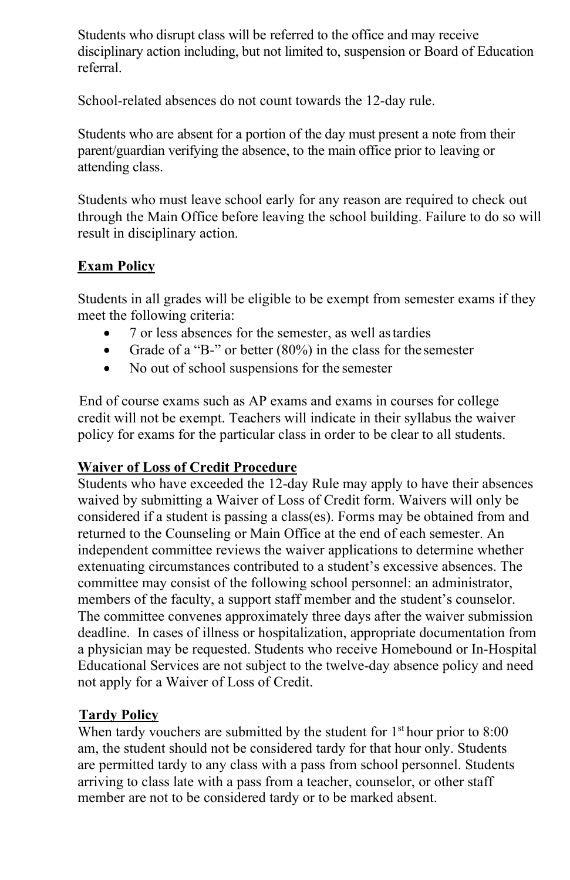Students who disrupt class will be referred to the office and may receive disciplinary action including, but not limited to, suspension or Board of Education referral.

School-related absences do not count towards the 12-day rule.

Students who are absent for a portion of the day must present a note from their parent/guardian verifying the absence, to the main office prior to leaving or attending class.

Students who must leave school early for any reason are required to check out through the Main Office before leaving the school building. Failure to do so will result in disciplinary action.

## Exam Policy

Students in all grades will be eligible to be exempt from semester exams if they meet the following criteria:

- 7 or less absences for the semester, as well as tardies
- Grade of a "B-" or better (80%) in the class for the semester
- No out of school suspensions for the semester

End of course exams such as AP exams and exams in courses for college credit will not be exempt. Teachers will indicate in their syllabus the waiver policy for exams for the particular class in order to be clear to all students.

## Waiver of Loss of Credit Procedure

Students who have exceeded the 12-day Rule may apply to have their absences waived by submitting a Waiver of Loss of Credit form. Waivers will only be considered if a student is passing a class(es). Forms may be obtained from and returned to the Counseling or Main Office at the end of each semester. An independent committee reviews the waiver applications to determine whether extenuating circumstances contributed to a student's excessive absences. The committee may consist of the following school personnel: an administrator, members of the faculty, a support staff member and the student's counselor. The committee convenes approximately three days after the waiver submission deadline. In cases of illness or hospitalization, appropriate documentation from a physician may be requested. Students who receive Homebound or In-Hospital Educational Services are not subject to the twelve-day absence policy and need not apply for a Waiver of Loss of Credit.

## Tardy Policy

When tardy vouchers are submitted by the student for 1st hour prior to 8:00 am, the student should not be considered tardy for that hour only. Students are permitted tardy to any class with a pass from school personnel. Students arriving to class late with a pass from a teacher, counselor, or other staff member are not to be considered tardy or to be marked absent.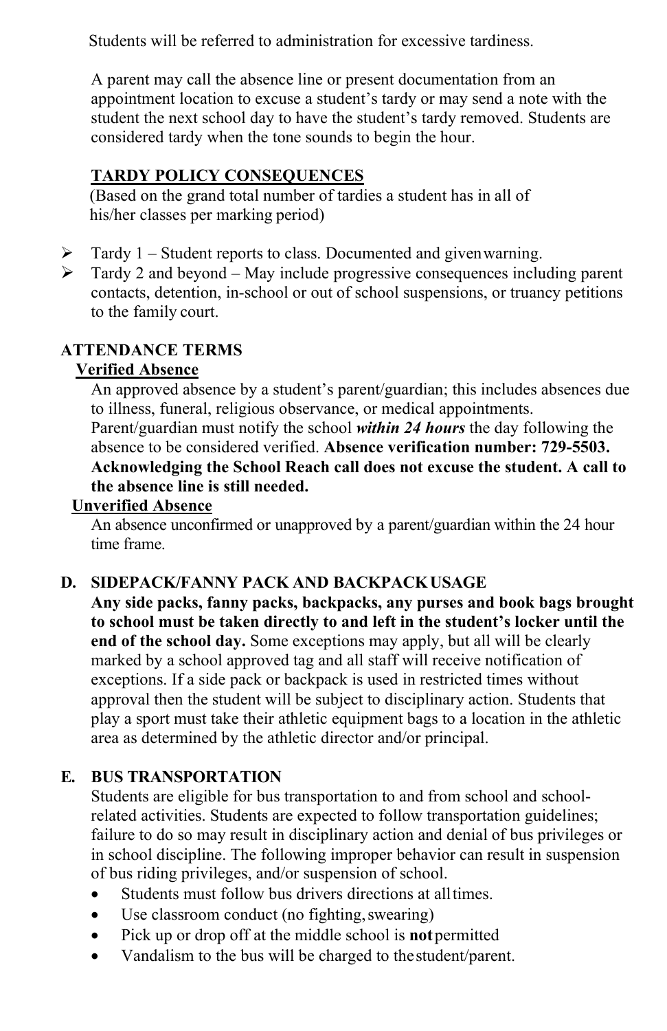Students will be referred to administration for excessive tardiness.

A parent may call the absence line or present documentation from an appointment location to excuse a student's tardy or may send a note with the student the next school day to have the student's tardy removed. Students are considered tardy when the tone sounds to begin the hour.

**TARDY POLICY CONSEQUENCES**

(Based on the grand total number of tardies a student has in all of his/her classes per marking period)

- Tardy 1 – Student reports to class. Documented and given warning.
- Tardy 2 and beyond – May include progressive consequences including parent contacts, detention, in-school or out of school suspensions, or truancy petitions to the family court.

**ATTENDANCE TERMS**

**Verified Absence**

An approved absence by a student's parent/guardian; this includes absences due to illness, funeral, religious observance, or medical appointments. Parent/guardian must notify the school ***within 24 hours*** the day following the absence to be considered verified. **Absence verification number: 729-5503. Acknowledging the School Reach call does not excuse the student. A call to the absence line is still needed.**

**Unverified Absence**

An absence unconfirmed or unapproved by a parent/guardian within the 24 hour time frame.

### D. SIDEPACK/FANNY PACK AND BACKPACK USAGE

**Any side packs, fanny packs, backpacks, any purses and book bags brought to school must be taken directly to and left in the student's locker until the end of the school day.** Some exceptions may apply, but all will be clearly marked by a school approved tag and all staff will receive notification of exceptions. If a side pack or backpack is used in restricted times without approval then the student will be subject to disciplinary action. Students that play a sport must take their athletic equipment bags to a location in the athletic area as determined by the athletic director and/or principal.

### E. BUS TRANSPORTATION

Students are eligible for bus transportation to and from school and school-related activities. Students are expected to follow transportation guidelines; failure to do so may result in disciplinary action and denial of bus privileges or in school discipline. The following improper behavior can result in suspension of bus riding privileges, and/or suspension of school.

- Students must follow bus drivers directions at all times.
- Use classroom conduct (no fighting, swearing)
- Pick up or drop off at the middle school is **not** permitted
- Vandalism to the bus will be charged to the student/parent.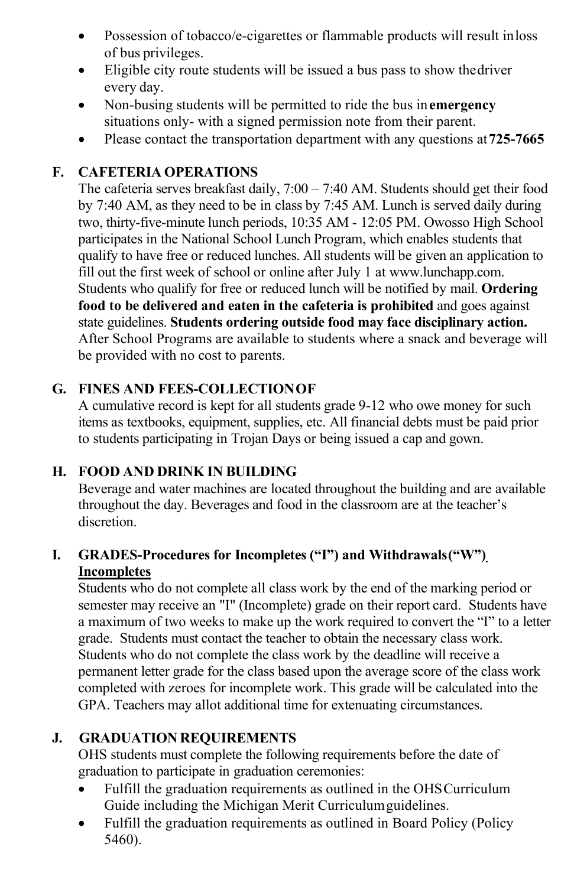- Possession of tobacco/e-cigarettes or flammable products will result in loss of bus privileges.
- Eligible city route students will be issued a bus pass to show the driver every day.
- Non-busing students will be permitted to ride the bus in **emergency** situations only- with a signed permission note from their parent.
- Please contact the transportation department with any questions at **725-7665**

### F. CAFETERIA OPERATIONS

The cafeteria serves breakfast daily, 7:00 – 7:40 AM. Students should get their food by 7:40 AM, as they need to be in class by 7:45 AM. Lunch is served daily during two, thirty-five-minute lunch periods, 10:35 AM - 12:05 PM. Owosso High School participates in the National School Lunch Program, which enables students that qualify to have free or reduced lunches. All students will be given an application to fill out the first week of school or online after July 1 at www.lunchapp.com. Students who qualify for free or reduced lunch will be notified by mail. **Ordering food to be delivered and eaten in the cafeteria is prohibited** and goes against state guidelines. **Students ordering outside food may face disciplinary action.** After School Programs are available to students where a snack and beverage will be provided with no cost to parents.

### G. FINES AND FEES-COLLECTION OF

A cumulative record is kept for all students grade 9-12 who owe money for such items as textbooks, equipment, supplies, etc. All financial debts must be paid prior to students participating in Trojan Days or being issued a cap and gown.

### H. FOOD AND DRINK IN BUILDING

Beverage and water machines are located throughout the building and are available throughout the day. Beverages and food in the classroom are at the teacher's discretion.

### I. GRADES-Procedures for Incompletes ("I") and Withdrawals ("W")

**Incompletes**

Students who do not complete all class work by the end of the marking period or semester may receive an "I" (Incomplete) grade on their report card. Students have a maximum of two weeks to make up the work required to convert the "I" to a letter grade. Students must contact the teacher to obtain the necessary class work. Students who do not complete the class work by the deadline will receive a permanent letter grade for the class based upon the average score of the class work completed with zeroes for incomplete work. This grade will be calculated into the GPA. Teachers may allot additional time for extenuating circumstances.

### J. GRADUATION REQUIREMENTS

OHS students must complete the following requirements before the date of graduation to participate in graduation ceremonies:

- Fulfill the graduation requirements as outlined in the OHS Curriculum Guide including the Michigan Merit Curriculum guidelines.
- Fulfill the graduation requirements as outlined in Board Policy (Policy 5460).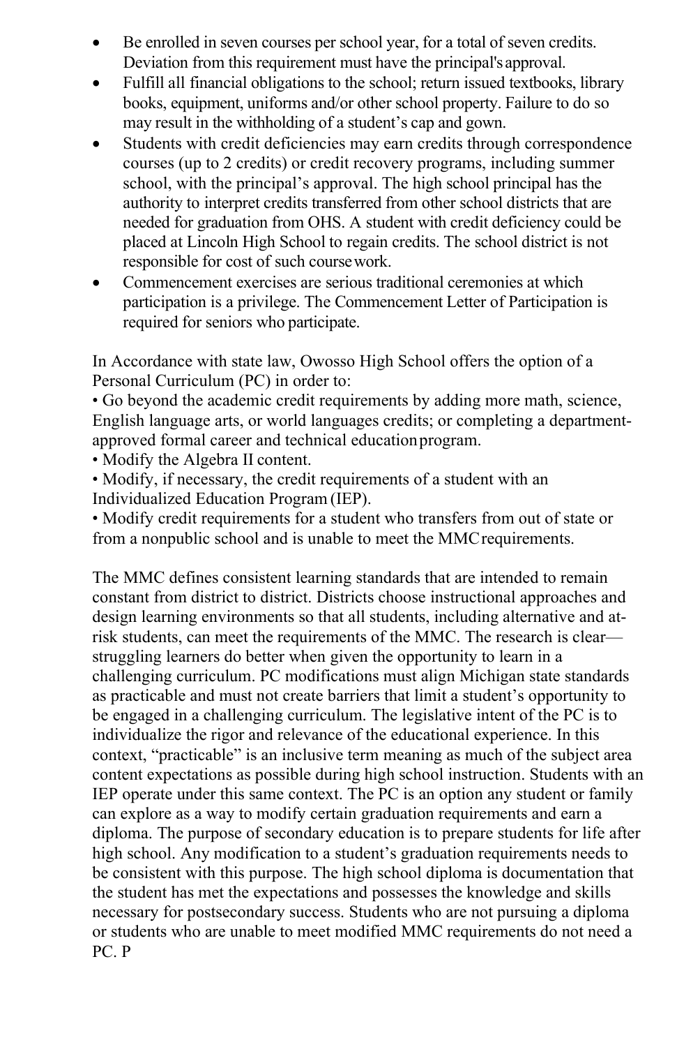- Be enrolled in seven courses per school year, for a total of seven credits. Deviation from this requirement must have the principal's approval.
- Fulfill all financial obligations to the school; return issued textbooks, library books, equipment, uniforms and/or other school property. Failure to do so may result in the withholding of a student's cap and gown.
- Students with credit deficiencies may earn credits through correspondence courses (up to 2 credits) or credit recovery programs, including summer school, with the principal's approval. The high school principal has the authority to interpret credits transferred from other school districts that are needed for graduation from OHS. A student with credit deficiency could be placed at Lincoln High School to regain credits. The school district is not responsible for cost of such course work.
- Commencement exercises are serious traditional ceremonies at which participation is a privilege. The Commencement Letter of Participation is required for seniors who participate.

In Accordance with state law, Owosso High School offers the option of a Personal Curriculum (PC) in order to:

- Go beyond the academic credit requirements by adding more math, science, English language arts, or world languages credits; or completing a department-approved formal career and technical education program.
- Modify the Algebra II content.
- Modify, if necessary, the credit requirements of a student with an Individualized Education Program (IEP).
- Modify credit requirements for a student who transfers from out of state or from a nonpublic school and is unable to meet the MMC requirements.

The MMC defines consistent learning standards that are intended to remain constant from district to district. Districts choose instructional approaches and design learning environments so that all students, including alternative and at-risk students, can meet the requirements of the MMC. The research is clear—struggling learners do better when given the opportunity to learn in a challenging curriculum. PC modifications must align Michigan state standards as practicable and must not create barriers that limit a student's opportunity to be engaged in a challenging curriculum. The legislative intent of the PC is to individualize the rigor and relevance of the educational experience. In this context, "practicable" is an inclusive term meaning as much of the subject area content expectations as possible during high school instruction. Students with an IEP operate under this same context. The PC is an option any student or family can explore as a way to modify certain graduation requirements and earn a diploma. The purpose of secondary education is to prepare students for life after high school. Any modification to a student's graduation requirements needs to be consistent with this purpose. The high school diploma is documentation that the student has met the expectations and possesses the knowledge and skills necessary for postsecondary success. Students who are not pursuing a diploma or students who are unable to meet modified MMC requirements do not need a PC. P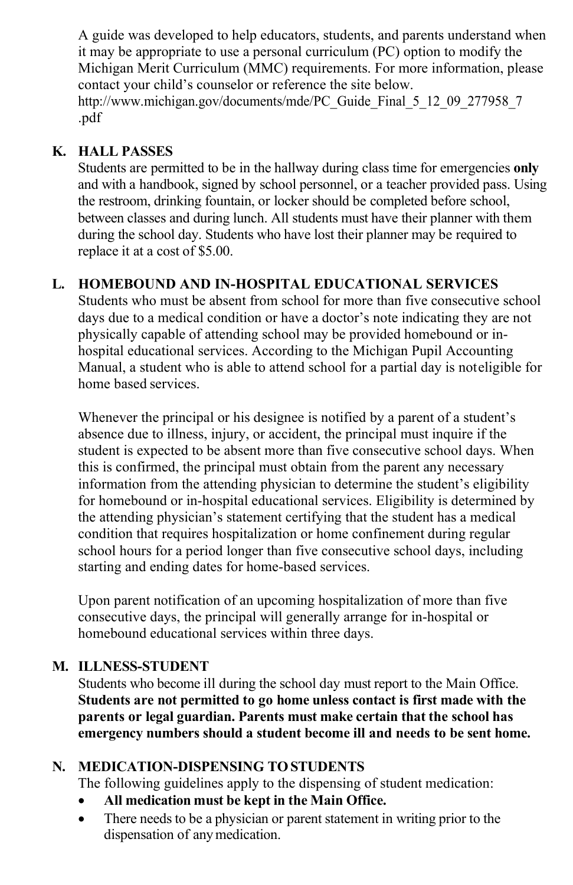A guide was developed to help educators, students, and parents understand when it may be appropriate to use a personal curriculum (PC) option to modify the Michigan Merit Curriculum (MMC) requirements. For more information, please contact your child's counselor or reference the site below.
http://www.michigan.gov/documents/mde/PC_Guide_Final_5_12_09_277958_7.pdf

**K. HALL PASSES**

Students are permitted to be in the hallway during class time for emergencies **only** and with a handbook, signed by school personnel, or a teacher provided pass. Using the restroom, drinking fountain, or locker should be completed before school, between classes and during lunch. All students must have their planner with them during the school day. Students who have lost their planner may be required to replace it at a cost of $5.00.

**L. HOMEBOUND AND IN-HOSPITAL EDUCATIONAL SERVICES**

Students who must be absent from school for more than five consecutive school days due to a medical condition or have a doctor's note indicating they are not physically capable of attending school may be provided homebound or in-hospital educational services. According to the Michigan Pupil Accounting Manual, a student who is able to attend school for a partial day is noteligible for home based services.

Whenever the principal or his designee is notified by a parent of a student's absence due to illness, injury, or accident, the principal must inquire if the student is expected to be absent more than five consecutive school days. When this is confirmed, the principal must obtain from the parent any necessary information from the attending physician to determine the student's eligibility for homebound or in-hospital educational services. Eligibility is determined by the attending physician's statement certifying that the student has a medical condition that requires hospitalization or home confinement during regular school hours for a period longer than five consecutive school days, including starting and ending dates for home-based services.

Upon parent notification of an upcoming hospitalization of more than five consecutive days, the principal will generally arrange for in-hospital or homebound educational services within three days.

**M. ILLNESS-STUDENT**

Students who become ill during the school day must report to the Main Office. **Students are not permitted to go home unless contact is first made with the parents or legal guardian. Parents must make certain that the school has emergency numbers should a student become ill and needs to be sent home.**

**N. MEDICATION-DISPENSING TO STUDENTS**

The following guidelines apply to the dispensing of student medication:

- **All medication must be kept in the Main Office.**
- There needs to be a physician or parent statement in writing prior to the dispensation of any medication.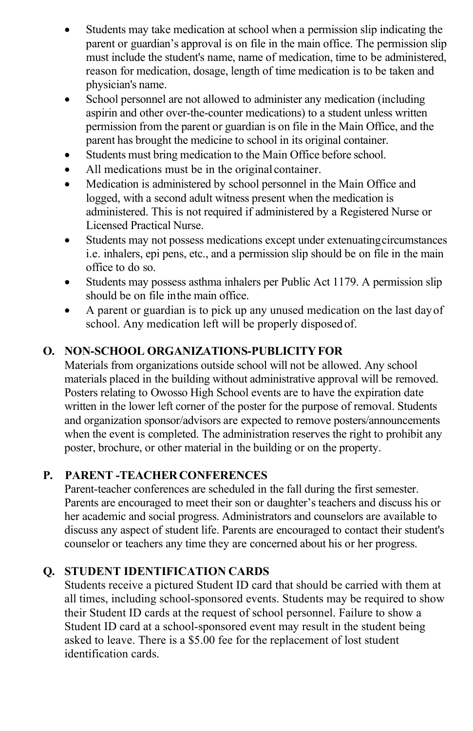- Students may take medication at school when a permission slip indicating the parent or guardian's approval is on file in the main office. The permission slip must include the student's name, name of medication, time to be administered, reason for medication, dosage, length of time medication is to be taken and physician's name.
- School personnel are not allowed to administer any medication (including aspirin and other over-the-counter medications) to a student unless written permission from the parent or guardian is on file in the Main Office, and the parent has brought the medicine to school in its original container.
- Students must bring medication to the Main Office before school.
- All medications must be in the original container.
- Medication is administered by school personnel in the Main Office and logged, with a second adult witness present when the medication is administered. This is not required if administered by a Registered Nurse or Licensed Practical Nurse.
- Students may not possess medications except under extenuating circumstances i.e. inhalers, epi pens, etc., and a permission slip should be on file in the main office to do so.
- Students may possess asthma inhalers per Public Act 1179. A permission slip should be on file in the main office.
- A parent or guardian is to pick up any unused medication on the last day of school. Any medication left will be properly disposed of.

## O. NON-SCHOOL ORGANIZATIONS-PUBLICITY FOR

Materials from organizations outside school will not be allowed. Any school materials placed in the building without administrative approval will be removed. Posters relating to Owosso High School events are to have the expiration date written in the lower left corner of the poster for the purpose of removal. Students and organization sponsor/advisors are expected to remove posters/announcements when the event is completed. The administration reserves the right to prohibit any poster, brochure, or other material in the building or on the property.

## P. PARENT -TEACHER CONFERENCES

Parent-teacher conferences are scheduled in the fall during the first semester. Parents are encouraged to meet their son or daughter's teachers and discuss his or her academic and social progress. Administrators and counselors are available to discuss any aspect of student life. Parents are encouraged to contact their student's counselor or teachers any time they are concerned about his or her progress.

## Q. STUDENT IDENTIFICATION CARDS

Students receive a pictured Student ID card that should be carried with them at all times, including school-sponsored events. Students may be required to show their Student ID cards at the request of school personnel. Failure to show a Student ID card at a school-sponsored event may result in the student being asked to leave. There is a $5.00 fee for the replacement of lost student identification cards.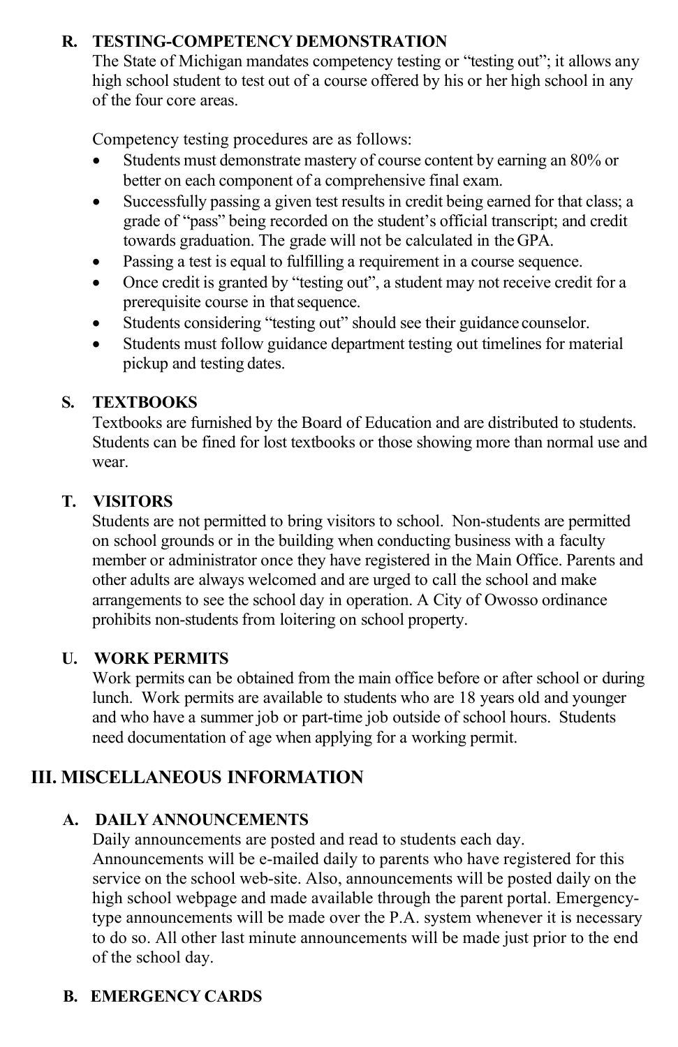### R. TESTING-COMPETENCY DEMONSTRATION

The State of Michigan mandates competency testing or "testing out"; it allows any high school student to test out of a course offered by his or her high school in any of the four core areas.

Competency testing procedures are as follows:

- Students must demonstrate mastery of course content by earning an 80% or better on each component of a comprehensive final exam.
- Successfully passing a given test results in credit being earned for that class; a grade of "pass" being recorded on the student's official transcript; and credit towards graduation. The grade will not be calculated in the GPA.
- Passing a test is equal to fulfilling a requirement in a course sequence.
- Once credit is granted by "testing out", a student may not receive credit for a prerequisite course in that sequence.
- Students considering "testing out" should see their guidance counselor.
- Students must follow guidance department testing out timelines for material pickup and testing dates.

### S. TEXTBOOKS

Textbooks are furnished by the Board of Education and are distributed to students. Students can be fined for lost textbooks or those showing more than normal use and wear.

### T. VISITORS

Students are not permitted to bring visitors to school. Non-students are permitted on school grounds or in the building when conducting business with a faculty member or administrator once they have registered in the Main Office. Parents and other adults are always welcomed and are urged to call the school and make arrangements to see the school day in operation. A City of Owosso ordinance prohibits non-students from loitering on school property.

### U. WORK PERMITS

Work permits can be obtained from the main office before or after school or during lunch. Work permits are available to students who are 18 years old and younger and who have a summer job or part-time job outside of school hours. Students need documentation of age when applying for a working permit.

## III. MISCELLANEOUS INFORMATION

### A. DAILY ANNOUNCEMENTS

Daily announcements are posted and read to students each day. Announcements will be e-mailed daily to parents who have registered for this service on the school web-site. Also, announcements will be posted daily on the high school webpage and made available through the parent portal. Emergency-type announcements will be made over the P.A. system whenever it is necessary to do so. All other last minute announcements will be made just prior to the end of the school day.

### B. EMERGENCY CARDS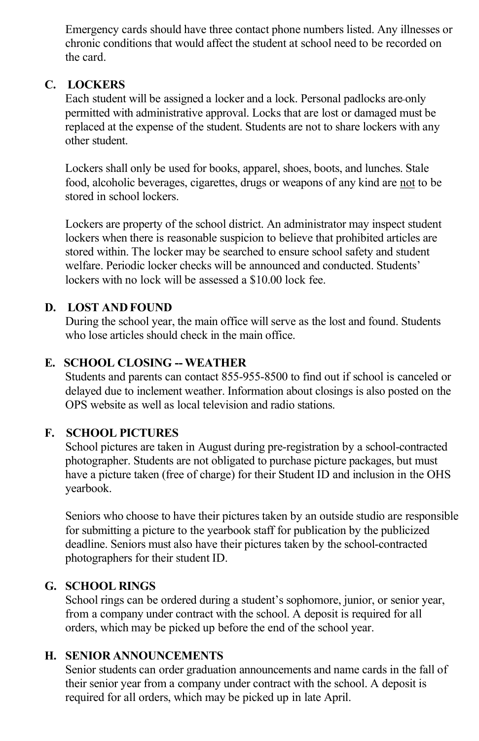Emergency cards should have three contact phone numbers listed. Any illnesses or chronic conditions that would affect the student at school need to be recorded on the card.

### C. LOCKERS

Each student will be assigned a locker and a lock. Personal padlocks are only permitted with administrative approval. Locks that are lost or damaged must be replaced at the expense of the student. Students are not to share lockers with any other student.

Lockers shall only be used for books, apparel, shoes, boots, and lunches. Stale food, alcoholic beverages, cigarettes, drugs or weapons of any kind are <u>not</u> to be stored in school lockers.

Lockers are property of the school district. An administrator may inspect student lockers when there is reasonable suspicion to believe that prohibited articles are stored within. The locker may be searched to ensure school safety and student welfare. Periodic locker checks will be announced and conducted. Students' lockers with no lock will be assessed a $10.00 lock fee.

### D. LOST AND FOUND

During the school year, the main office will serve as the lost and found. Students who lose articles should check in the main office.

### E. SCHOOL CLOSING -- WEATHER

Students and parents can contact 855-955-8500 to find out if school is canceled or delayed due to inclement weather. Information about closings is also posted on the OPS website as well as local television and radio stations.

### F. SCHOOL PICTURES

School pictures are taken in August during pre-registration by a school-contracted photographer. Students are not obligated to purchase picture packages, but must have a picture taken (free of charge) for their Student ID and inclusion in the OHS yearbook.

Seniors who choose to have their pictures taken by an outside studio are responsible for submitting a picture to the yearbook staff for publication by the publicized deadline. Seniors must also have their pictures taken by the school-contracted photographers for their student ID.

### G. SCHOOL RINGS

School rings can be ordered during a student's sophomore, junior, or senior year, from a company under contract with the school. A deposit is required for all orders, which may be picked up before the end of the school year.

### H. SENIOR ANNOUNCEMENTS

Senior students can order graduation announcements and name cards in the fall of their senior year from a company under contract with the school. A deposit is required for all orders, which may be picked up in late April.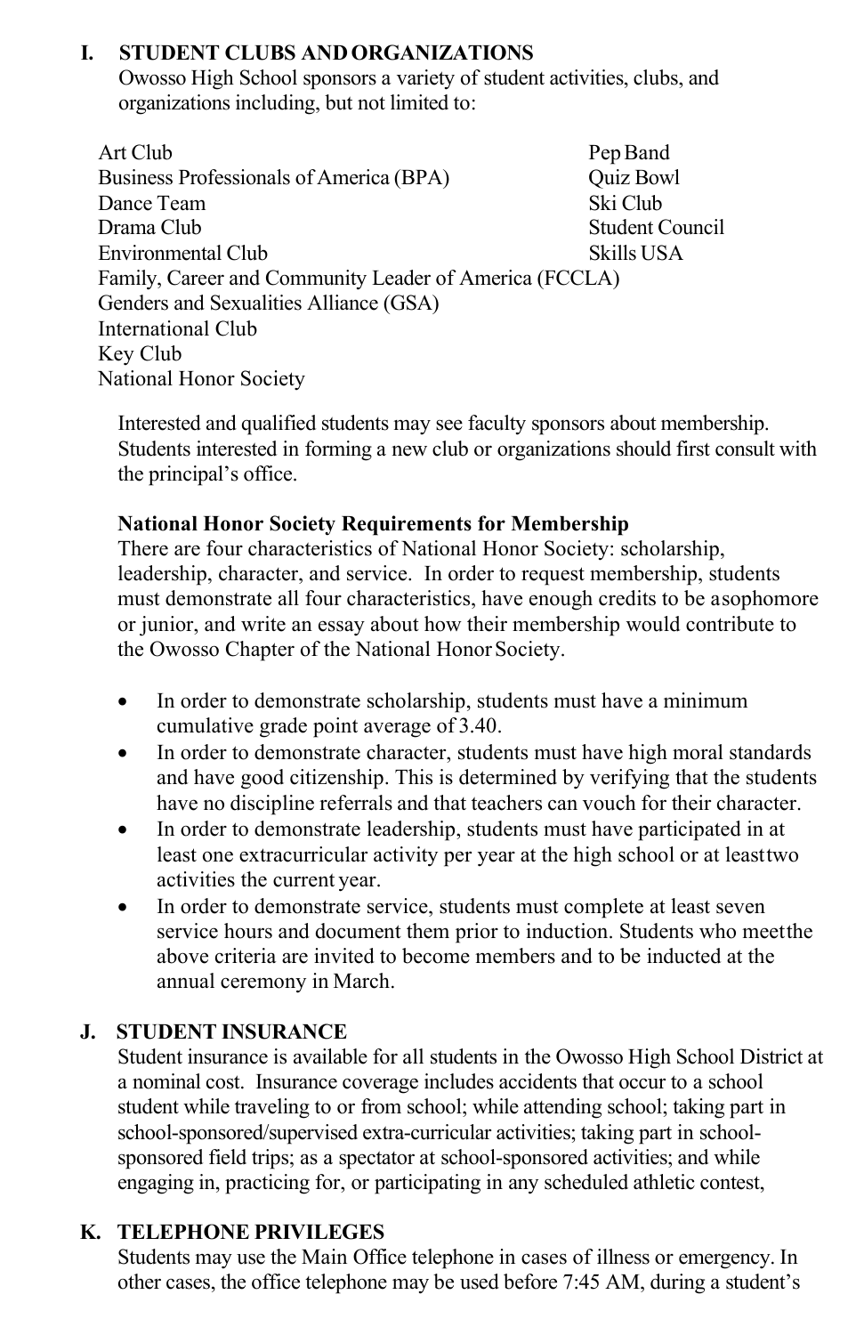## I. STUDENT CLUBS AND ORGANIZATIONS

Owosso High School sponsors a variety of student activities, clubs, and organizations including, but not limited to:

- Art Club
- Business Professionals of America (BPA)
- Dance Team
- Drama Club
- Environmental Club
- Family, Career and Community Leader of America (FCCLA)
- Genders and Sexualities Alliance (GSA)
- International Club
- Key Club
- National Honor Society
- Pep Band
- Quiz Bowl
- Ski Club
- Student Council
- Skills USA

Interested and qualified students may see faculty sponsors about membership. Students interested in forming a new club or organizations should first consult with the principal's office.

**National Honor Society Requirements for Membership**

There are four characteristics of National Honor Society: scholarship, leadership, character, and service. In order to request membership, students must demonstrate all four characteristics, have enough credits to be a sophomore or junior, and write an essay about how their membership would contribute to the Owosso Chapter of the National Honor Society.

- In order to demonstrate scholarship, students must have a minimum cumulative grade point average of 3.40.
- In order to demonstrate character, students must have high moral standards and have good citizenship. This is determined by verifying that the students have no discipline referrals and that teachers can vouch for their character.
- In order to demonstrate leadership, students must have participated in at least one extracurricular activity per year at the high school or at least two activities the current year.
- In order to demonstrate service, students must complete at least seven service hours and document them prior to induction. Students who meet the above criteria are invited to become members and to be inducted at the annual ceremony in March.

## J. STUDENT INSURANCE

Student insurance is available for all students in the Owosso High School District at a nominal cost. Insurance coverage includes accidents that occur to a school student while traveling to or from school; while attending school; taking part in school-sponsored/supervised extra-curricular activities; taking part in school-sponsored field trips; as a spectator at school-sponsored activities; and while engaging in, practicing for, or participating in any scheduled athletic contest,

## K. TELEPHONE PRIVILEGES

Students may use the Main Office telephone in cases of illness or emergency. In other cases, the office telephone may be used before 7:45 AM, during a student's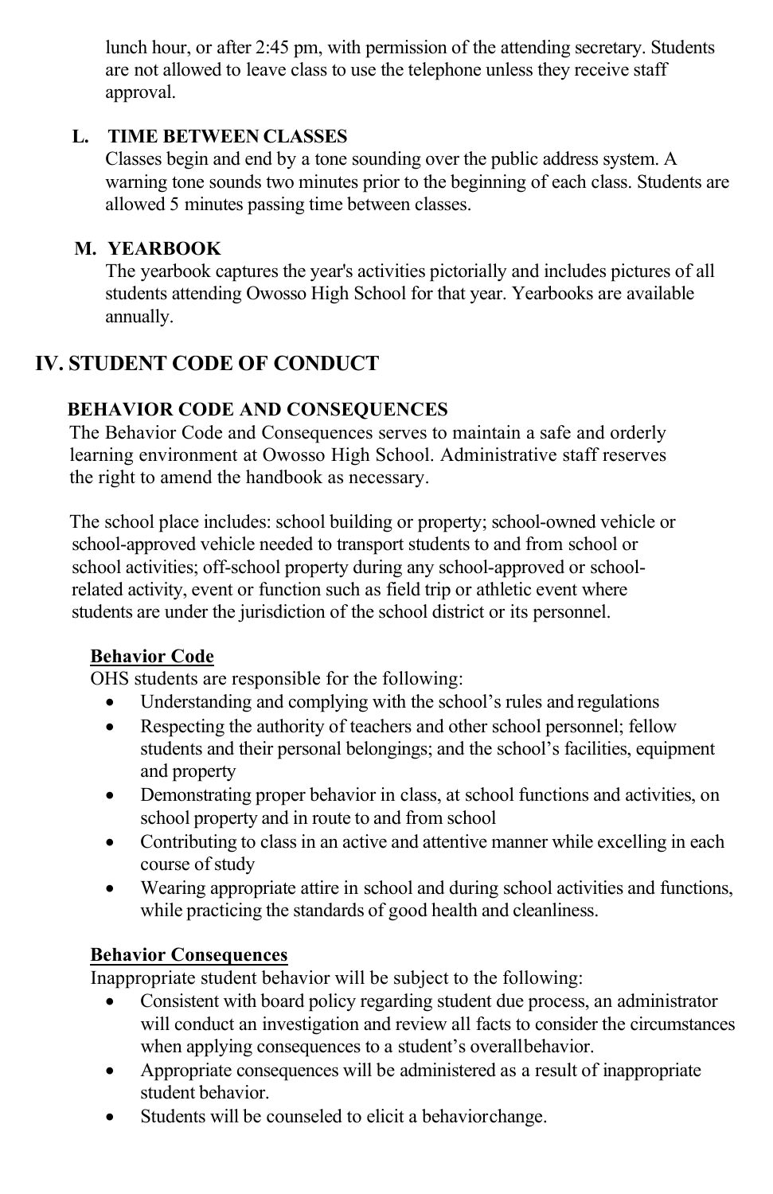lunch hour, or after 2:45 pm, with permission of the attending secretary. Students are not allowed to leave class to use the telephone unless they receive staff approval.

### L. TIME BETWEEN CLASSES

Classes begin and end by a tone sounding over the public address system. A warning tone sounds two minutes prior to the beginning of each class. Students are allowed 5 minutes passing time between classes.

### M. YEARBOOK

The yearbook captures the year's activities pictorially and includes pictures of all students attending Owosso High School for that year. Yearbooks are available annually.

## IV. STUDENT CODE OF CONDUCT

### BEHAVIOR CODE AND CONSEQUENCES

The Behavior Code and Consequences serves to maintain a safe and orderly learning environment at Owosso High School. Administrative staff reserves the right to amend the handbook as necessary.

The school place includes: school building or property; school-owned vehicle or school-approved vehicle needed to transport students to and from school or school activities; off-school property during any school-approved or school-related activity, event or function such as field trip or athletic event where students are under the jurisdiction of the school district or its personnel.

**Behavior Code**

OHS students are responsible for the following:

- Understanding and complying with the school's rules and regulations
- Respecting the authority of teachers and other school personnel; fellow students and their personal belongings; and the school's facilities, equipment and property
- Demonstrating proper behavior in class, at school functions and activities, on school property and in route to and from school
- Contributing to class in an active and attentive manner while excelling in each course of study
- Wearing appropriate attire in school and during school activities and functions, while practicing the standards of good health and cleanliness.

**Behavior Consequences**

Inappropriate student behavior will be subject to the following:

- Consistent with board policy regarding student due process, an administrator will conduct an investigation and review all facts to consider the circumstances when applying consequences to a student's overall behavior.
- Appropriate consequences will be administered as a result of inappropriate student behavior.
- Students will be counseled to elicit a behavior change.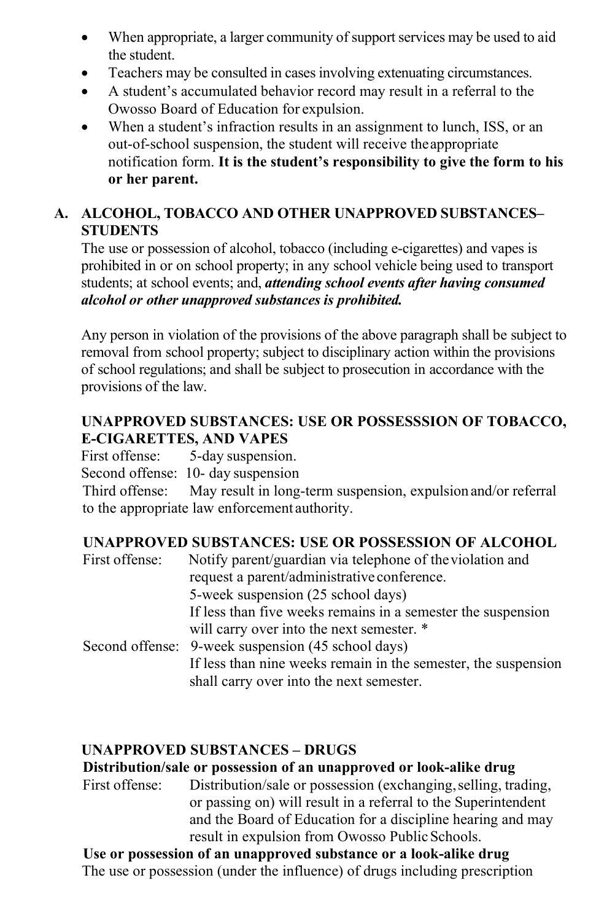- When appropriate, a larger community of support services may be used to aid the student.
- Teachers may be consulted in cases involving extenuating circumstances.
- A student's accumulated behavior record may result in a referral to the Owosso Board of Education for expulsion.
- When a student's infraction results in an assignment to lunch, ISS, or an out-of-school suspension, the student will receive the appropriate notification form. **It is the student's responsibility to give the form to his or her parent.**

## A. ALCOHOL, TOBACCO AND OTHER UNAPPROVED SUBSTANCES– STUDENTS

The use or possession of alcohol, tobacco (including e-cigarettes) and vapes is prohibited in or on school property; in any school vehicle being used to transport students; at school events; and, ***attending school events after having consumed alcohol or other unapproved substances is prohibited.***

Any person in violation of the provisions of the above paragraph shall be subject to removal from school property; subject to disciplinary action within the provisions of school regulations; and shall be subject to prosecution in accordance with the provisions of the law.

**UNAPPROVED SUBSTANCES: USE OR POSSESSSION OF TOBACCO, E-CIGARETTES, AND VAPES**

First offense: 5-day suspension.

Second offense: 10- day suspension

Third offense: May result in long-term suspension, expulsion and/or referral to the appropriate law enforcement authority.

**UNAPPROVED SUBSTANCES: USE OR POSSESSION OF ALCOHOL**

First offense: Notify parent/guardian via telephone of the violation and request a parent/administrative conference.
5-week suspension (25 school days)
If less than five weeks remains in a semester the suspension will carry over into the next semester. *

Second offense: 9-week suspension (45 school days)
If less than nine weeks remain in the semester, the suspension shall carry over into the next semester.

**UNAPPROVED SUBSTANCES – DRUGS**

**Distribution/sale or possession of an unapproved or look-alike drug**

First offense: Distribution/sale or possession (exchanging, selling, trading, or passing on) will result in a referral to the Superintendent and the Board of Education for a discipline hearing and may result in expulsion from Owosso Public Schools.

**Use or possession of an unapproved substance or a look-alike drug**

The use or possession (under the influence) of drugs including prescription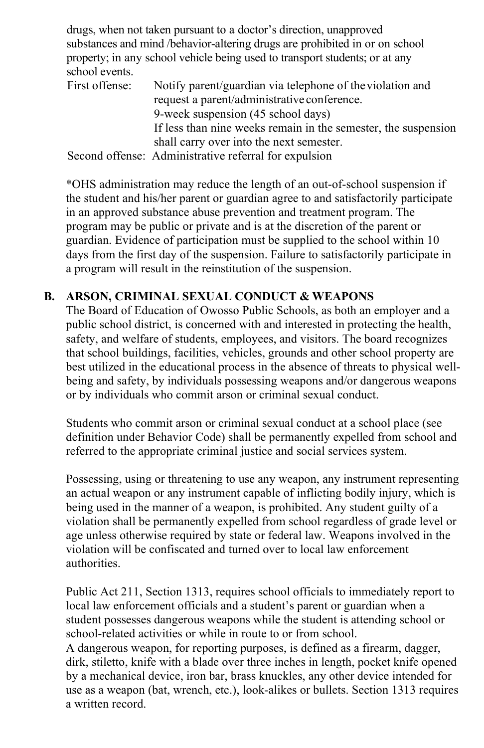drugs, when not taken pursuant to a doctor's direction, unapproved substances and mind /behavior-altering drugs are prohibited in or on school property; in any school vehicle being used to transport students; or at any school events.

First offense: Notify parent/guardian via telephone of the violation and request a parent/administrative conference.
9-week suspension (45 school days)
If less than nine weeks remain in the semester, the suspension shall carry over into the next semester.

Second offense: Administrative referral for expulsion

*OHS administration may reduce the length of an out-of-school suspension if the student and his/her parent or guardian agree to and satisfactorily participate in an approved substance abuse prevention and treatment program. The program may be public or private and is at the discretion of the parent or guardian. Evidence of participation must be supplied to the school within 10 days from the first day of the suspension. Failure to satisfactorily participate in a program will result in the reinstitution of the suspension.

## B. ARSON, CRIMINAL SEXUAL CONDUCT & WEAPONS

The Board of Education of Owosso Public Schools, as both an employer and a public school district, is concerned with and interested in protecting the health, safety, and welfare of students, employees, and visitors. The board recognizes that school buildings, facilities, vehicles, grounds and other school property are best utilized in the educational process in the absence of threats to physical well-being and safety, by individuals possessing weapons and/or dangerous weapons or by individuals who commit arson or criminal sexual conduct.

Students who commit arson or criminal sexual conduct at a school place (see definition under Behavior Code) shall be permanently expelled from school and referred to the appropriate criminal justice and social services system.

Possessing, using or threatening to use any weapon, any instrument representing an actual weapon or any instrument capable of inflicting bodily injury, which is being used in the manner of a weapon, is prohibited. Any student guilty of a violation shall be permanently expelled from school regardless of grade level or age unless otherwise required by state or federal law. Weapons involved in the violation will be confiscated and turned over to local law enforcement authorities.

Public Act 211, Section 1313, requires school officials to immediately report to local law enforcement officials and a student's parent or guardian when a student possesses dangerous weapons while the student is attending school or school-related activities or while in route to or from school.
A dangerous weapon, for reporting purposes, is defined as a firearm, dagger, dirk, stiletto, knife with a blade over three inches in length, pocket knife opened by a mechanical device, iron bar, brass knuckles, any other device intended for use as a weapon (bat, wrench, etc.), look-alikes or bullets. Section 1313 requires a written record.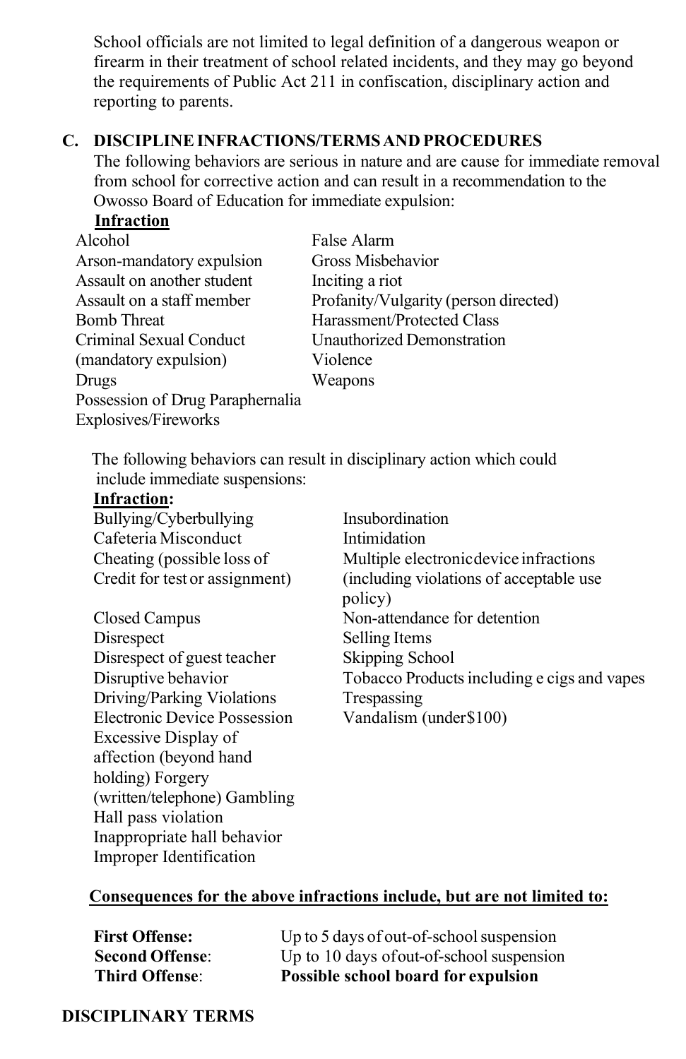School officials are not limited to legal definition of a dangerous weapon or firearm in their treatment of school related incidents, and they may go beyond the requirements of Public Act 211 in confiscation, disciplinary action and reporting to parents.

## C. DISCIPLINE INFRACTIONS/TERMS AND PROCEDURES

The following behaviors are serious in nature and are cause for immediate removal from school for corrective action and can result in a recommendation to the Owosso Board of Education for immediate expulsion:

**Infraction**

- Alcohol
- Arson-mandatory expulsion
- Assault on another student
- Assault on a staff member
- Bomb Threat
- Criminal Sexual Conduct (mandatory expulsion)
- Drugs
- Possession of Drug Paraphernalia
- Explosives/Fireworks
- False Alarm
- Gross Misbehavior
- Inciting a riot
- Profanity/Vulgarity (person directed)
- Harassment/Protected Class
- Unauthorized Demonstration
- Violence
- Weapons

The following behaviors can result in disciplinary action which could include immediate suspensions:

**Infraction:**

- Bullying/Cyberbullying
- Cafeteria Misconduct
- Cheating (possible loss of Credit for test or assignment)
- Closed Campus
- Disrespect
- Disrespect of guest teacher
- Disruptive behavior
- Driving/Parking Violations
- Electronic Device Possession
- Excessive Display of affection (beyond hand holding)
- Forgery (written/telephone)
- Gambling
- Hall pass violation
- Inappropriate hall behavior
- Improper Identification
- Insubordination
- Intimidation
- Multiple electronic device infractions (including violations of acceptable use policy)
- Non-attendance for detention
- Selling Items
- Skipping School
- Tobacco Products including e cigs and vapes
- Trespassing
- Vandalism (under$100)

**Consequences for the above infractions include, but are not limited to:**

| | |
|---|---|
| **First Offense:** | Up to 5 days of out-of-school suspension |
| **Second Offense:** | Up to 10 days of out-of-school suspension |
| **Third Offense:** | **Possible school board for expulsion** |

**DISCIPLINARY TERMS**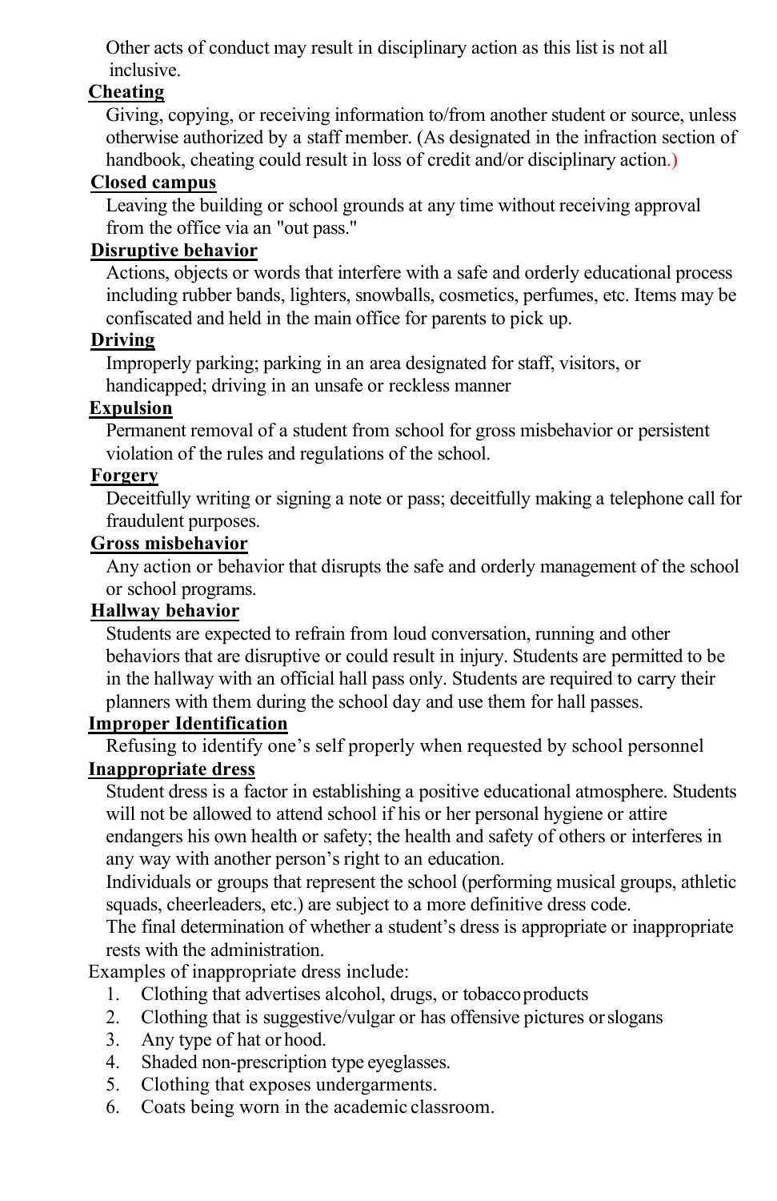Other acts of conduct may result in disciplinary action as this list is not all inclusive.

**Cheating**

Giving, copying, or receiving information to/from another student or source, unless otherwise authorized by a staff member. (As designated in the infraction section of handbook, cheating could result in loss of credit and/or disciplinary action.)

**Closed campus**

Leaving the building or school grounds at any time without receiving approval from the office via an "out pass."

**Disruptive behavior**

Actions, objects or words that interfere with a safe and orderly educational process including rubber bands, lighters, snowballs, cosmetics, perfumes, etc. Items may be confiscated and held in the main office for parents to pick up.

**Driving**

Improperly parking; parking in an area designated for staff, visitors, or handicapped; driving in an unsafe or reckless manner

**Expulsion**

Permanent removal of a student from school for gross misbehavior or persistent violation of the rules and regulations of the school.

**Forgery**

Deceitfully writing or signing a note or pass; deceitfully making a telephone call for fraudulent purposes.

**Gross misbehavior**

Any action or behavior that disrupts the safe and orderly management of the school or school programs.

**Hallway behavior**

Students are expected to refrain from loud conversation, running and other behaviors that are disruptive or could result in injury. Students are permitted to be in the hallway with an official hall pass only. Students are required to carry their planners with them during the school day and use them for hall passes.

**Improper Identification**

Refusing to identify one's self properly when requested by school personnel

**Inappropriate dress**

Student dress is a factor in establishing a positive educational atmosphere. Students will not be allowed to attend school if his or her personal hygiene or attire endangers his own health or safety; the health and safety of others or interferes in any way with another person's right to an education.

Individuals or groups that represent the school (performing musical groups, athletic squads, cheerleaders, etc.) are subject to a more definitive dress code.

The final determination of whether a student's dress is appropriate or inappropriate rests with the administration.

Examples of inappropriate dress include:

1. Clothing that advertises alcohol, drugs, or tobacco products
2. Clothing that is suggestive/vulgar or has offensive pictures or slogans
3. Any type of hat or hood.
4. Shaded non-prescription type eyeglasses.
5. Clothing that exposes undergarments.
6. Coats being worn in the academic classroom.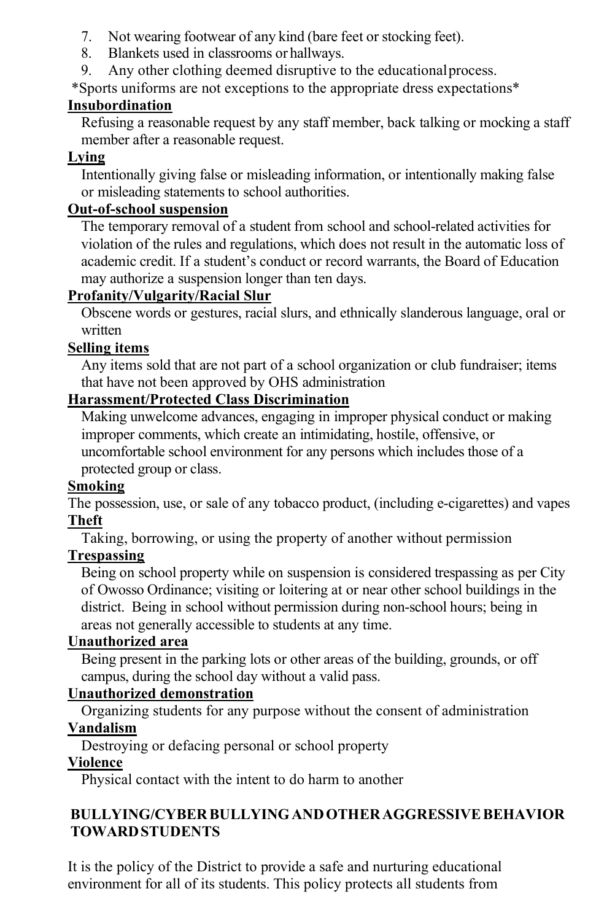7. Not wearing footwear of any kind (bare feet or stocking feet).
8. Blankets used in classrooms or hallways.
9. Any other clothing deemed disruptive to the educational process.

*Sports uniforms are not exceptions to the appropriate dress expectations*

**Insubordination**

Refusing a reasonable request by any staff member, back talking or mocking a staff member after a reasonable request.

**Lying**

Intentionally giving false or misleading information, or intentionally making false or misleading statements to school authorities.

**Out-of-school suspension**

The temporary removal of a student from school and school-related activities for violation of the rules and regulations, which does not result in the automatic loss of academic credit. If a student's conduct or record warrants, the Board of Education may authorize a suspension longer than ten days.

**Profanity/Vulgarity/Racial Slur**

Obscene words or gestures, racial slurs, and ethnically slanderous language, oral or written

**Selling items**

Any items sold that are not part of a school organization or club fundraiser; items that have not been approved by OHS administration

**Harassment/Protected Class Discrimination**

Making unwelcome advances, engaging in improper physical conduct or making improper comments, which create an intimidating, hostile, offensive, or uncomfortable school environment for any persons which includes those of a protected group or class.

**Smoking**

The possession, use, or sale of any tobacco product, (including e-cigarettes) and vapes

**Theft**

Taking, borrowing, or using the property of another without permission

**Trespassing**

Being on school property while on suspension is considered trespassing as per City of Owosso Ordinance; visiting or loitering at or near other school buildings in the district. Being in school without permission during non-school hours; being in areas not generally accessible to students at any time.

**Unauthorized area**

Being present in the parking lots or other areas of the building, grounds, or off campus, during the school day without a valid pass.

**Unauthorized demonstration**

Organizing students for any purpose without the consent of administration

**Vandalism**

Destroying or defacing personal or school property

**Violence**

Physical contact with the intent to do harm to another

## BULLYING/CYBER BULLYING AND OTHER AGGRESSIVE BEHAVIOR TOWARD STUDENTS

It is the policy of the District to provide a safe and nurturing educational environment for all of its students. This policy protects all students from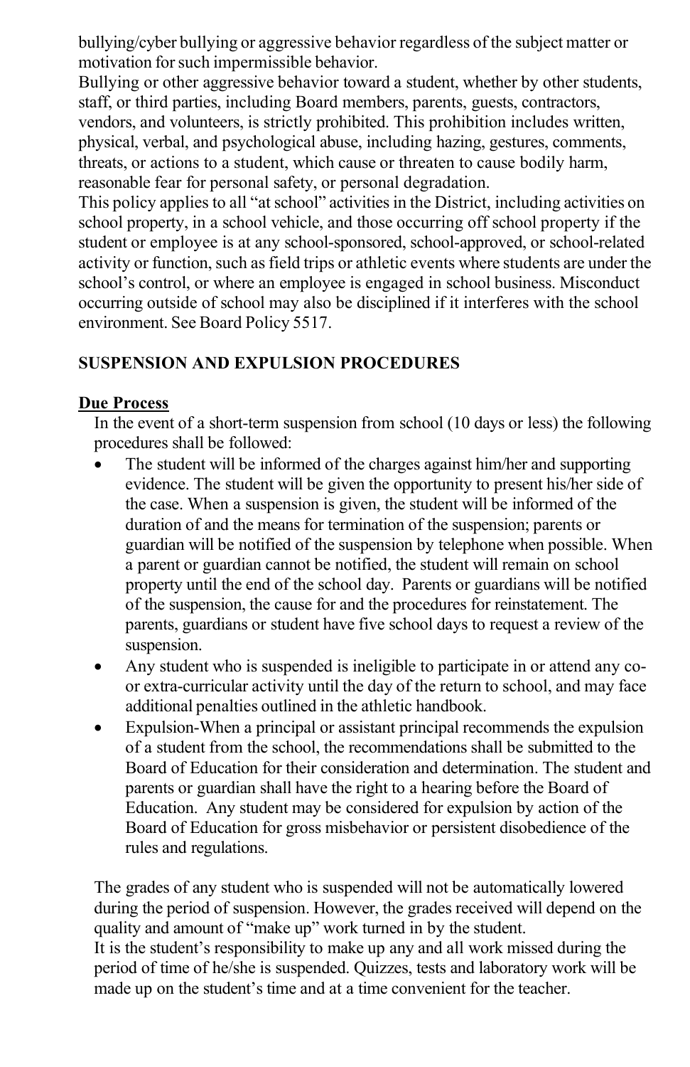bullying/cyber bullying or aggressive behavior regardless of the subject matter or motivation for such impermissible behavior.

Bullying or other aggressive behavior toward a student, whether by other students, staff, or third parties, including Board members, parents, guests, contractors, vendors, and volunteers, is strictly prohibited. This prohibition includes written, physical, verbal, and psychological abuse, including hazing, gestures, comments, threats, or actions to a student, which cause or threaten to cause bodily harm, reasonable fear for personal safety, or personal degradation.

This policy applies to all "at school" activities in the District, including activities on school property, in a school vehicle, and those occurring off school property if the student or employee is at any school-sponsored, school-approved, or school-related activity or function, such as field trips or athletic events where students are under the school's control, or where an employee is engaged in school business. Misconduct occurring outside of school may also be disciplined if it interferes with the school environment. See Board Policy 5517.

## SUSPENSION AND EXPULSION PROCEDURES

### Due Process

In the event of a short-term suspension from school (10 days or less) the following procedures shall be followed:

- The student will be informed of the charges against him/her and supporting evidence. The student will be given the opportunity to present his/her side of the case. When a suspension is given, the student will be informed of the duration of and the means for termination of the suspension; parents or guardian will be notified of the suspension by telephone when possible. When a parent or guardian cannot be notified, the student will remain on school property until the end of the school day. Parents or guardians will be notified of the suspension, the cause for and the procedures for reinstatement. The parents, guardians or student have five school days to request a review of the suspension.
- Any student who is suspended is ineligible to participate in or attend any co- or extra-curricular activity until the day of the return to school, and may face additional penalties outlined in the athletic handbook.
- Expulsion-When a principal or assistant principal recommends the expulsion of a student from the school, the recommendations shall be submitted to the Board of Education for their consideration and determination. The student and parents or guardian shall have the right to a hearing before the Board of Education. Any student may be considered for expulsion by action of the Board of Education for gross misbehavior or persistent disobedience of the rules and regulations.

The grades of any student who is suspended will not be automatically lowered during the period of suspension. However, the grades received will depend on the quality and amount of "make up" work turned in by the student.

It is the student's responsibility to make up any and all work missed during the period of time of he/she is suspended. Quizzes, tests and laboratory work will be made up on the student's time and at a time convenient for the teacher.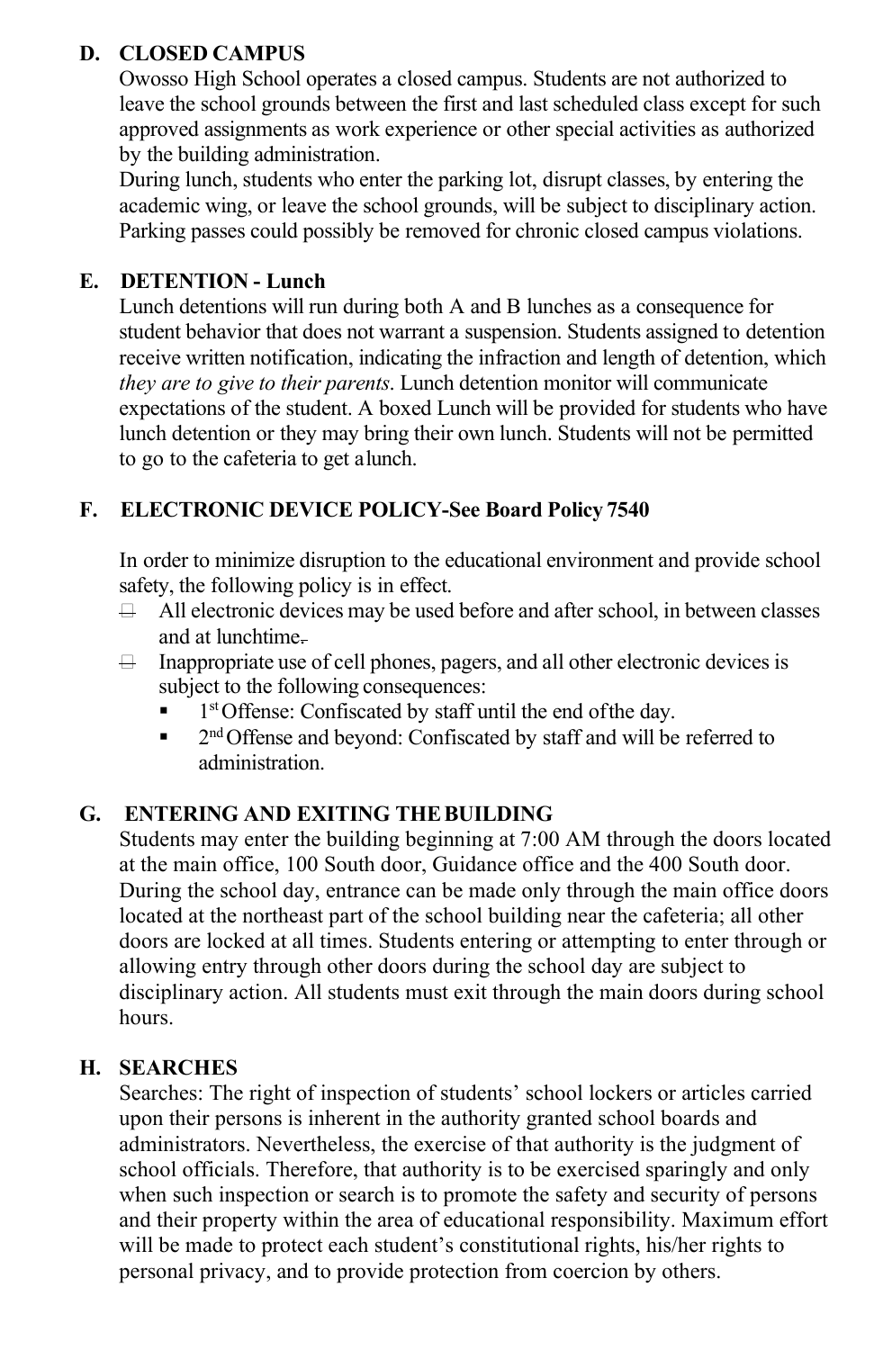## D. CLOSED CAMPUS

Owosso High School operates a closed campus. Students are not authorized to leave the school grounds between the first and last scheduled class except for such approved assignments as work experience or other special activities as authorized by the building administration.

During lunch, students who enter the parking lot, disrupt classes, by entering the academic wing, or leave the school grounds, will be subject to disciplinary action. Parking passes could possibly be removed for chronic closed campus violations.

## E. DETENTION - Lunch

Lunch detentions will run during both A and B lunches as a consequence for student behavior that does not warrant a suspension. Students assigned to detention receive written notification, indicating the infraction and length of detention, which *they are to give to their parents*. Lunch detention monitor will communicate expectations of the student. A boxed Lunch will be provided for students who have lunch detention or they may bring their own lunch. Students will not be permitted to go to the cafeteria to get a lunch.

## F. ELECTRONIC DEVICE POLICY-See Board Policy 7540

In order to minimize disruption to the educational environment and provide school safety, the following policy is in effect.

- All electronic devices may be used before and after school, in between classes and at lunchtime.
- Inappropriate use of cell phones, pagers, and all other electronic devices is subject to the following consequences:
  - 1st Offense: Confiscated by staff until the end of the day.
  - 2nd Offense and beyond: Confiscated by staff and will be referred to administration.

## G. ENTERING AND EXITING THE BUILDING

Students may enter the building beginning at 7:00 AM through the doors located at the main office, 100 South door, Guidance office and the 400 South door. During the school day, entrance can be made only through the main office doors located at the northeast part of the school building near the cafeteria; all other doors are locked at all times. Students entering or attempting to enter through or allowing entry through other doors during the school day are subject to disciplinary action. All students must exit through the main doors during school hours.

## H. SEARCHES

Searches: The right of inspection of students' school lockers or articles carried upon their persons is inherent in the authority granted school boards and administrators. Nevertheless, the exercise of that authority is the judgment of school officials. Therefore, that authority is to be exercised sparingly and only when such inspection or search is to promote the safety and security of persons and their property within the area of educational responsibility. Maximum effort will be made to protect each student's constitutional rights, his/her rights to personal privacy, and to provide protection from coercion by others.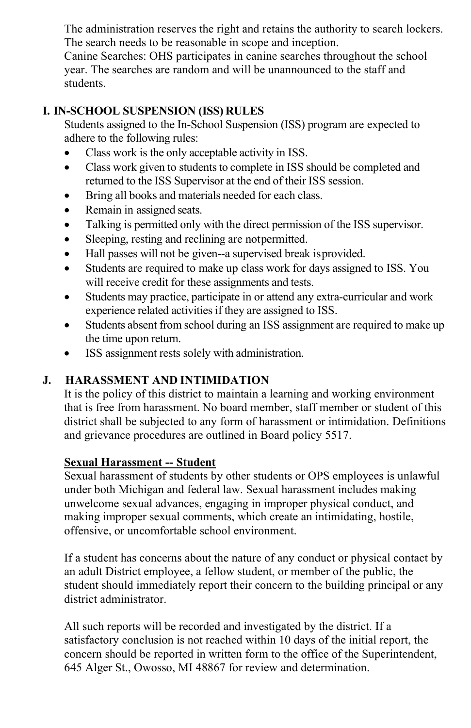The administration reserves the right and retains the authority to search lockers. The search needs to be reasonable in scope and inception.
Canine Searches: OHS participates in canine searches throughout the school year. The searches are random and will be unannounced to the staff and students.

## I. IN-SCHOOL SUSPENSION (ISS) RULES

Students assigned to the In-School Suspension (ISS) program are expected to adhere to the following rules:

- Class work is the only acceptable activity in ISS.
- Class work given to students to complete in ISS should be completed and returned to the ISS Supervisor at the end of their ISS session.
- Bring all books and materials needed for each class.
- Remain in assigned seats.
- Talking is permitted only with the direct permission of the ISS supervisor.
- Sleeping, resting and reclining are not permitted.
- Hall passes will not be given--a supervised break is provided.
- Students are required to make up class work for days assigned to ISS. You will receive credit for these assignments and tests.
- Students may practice, participate in or attend any extra-curricular and work experience related activities if they are assigned to ISS.
- Students absent from school during an ISS assignment are required to make up the time upon return.
- ISS assignment rests solely with administration.

## J. HARASSMENT AND INTIMIDATION

It is the policy of this district to maintain a learning and working environment that is free from harassment. No board member, staff member or student of this district shall be subjected to any form of harassment or intimidation. Definitions and grievance procedures are outlined in Board policy 5517.

**Sexual Harassment -- Student**

Sexual harassment of students by other students or OPS employees is unlawful under both Michigan and federal law. Sexual harassment includes making unwelcome sexual advances, engaging in improper physical conduct, and making improper sexual comments, which create an intimidating, hostile, offensive, or uncomfortable school environment.

If a student has concerns about the nature of any conduct or physical contact by an adult District employee, a fellow student, or member of the public, the student should immediately report their concern to the building principal or any district administrator.

All such reports will be recorded and investigated by the district. If a satisfactory conclusion is not reached within 10 days of the initial report, the concern should be reported in written form to the office of the Superintendent, 645 Alger St., Owosso, MI 48867 for review and determination.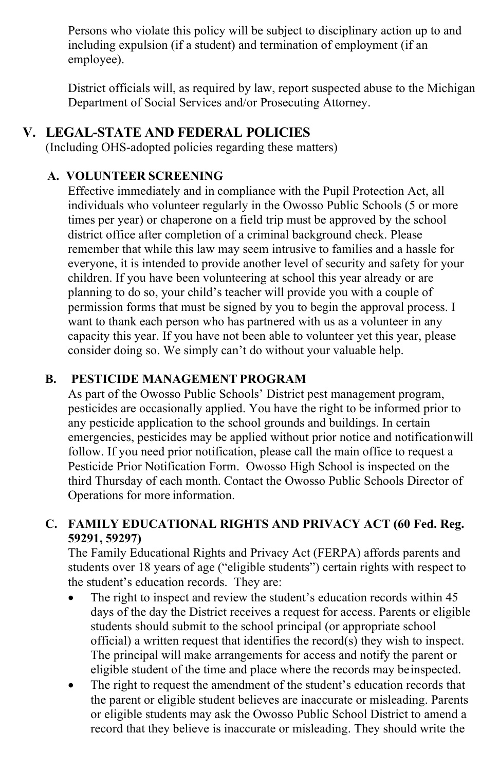Persons who violate this policy will be subject to disciplinary action up to and including expulsion (if a student) and termination of employment (if an employee).

District officials will, as required by law, report suspected abuse to the Michigan Department of Social Services and/or Prosecuting Attorney.

## V. LEGAL-STATE AND FEDERAL POLICIES

(Including OHS-adopted policies regarding these matters)

### A. VOLUNTEER SCREENING

Effective immediately and in compliance with the Pupil Protection Act, all individuals who volunteer regularly in the Owosso Public Schools (5 or more times per year) or chaperone on a field trip must be approved by the school district office after completion of a criminal background check. Please remember that while this law may seem intrusive to families and a hassle for everyone, it is intended to provide another level of security and safety for your children. If you have been volunteering at school this year already or are planning to do so, your child's teacher will provide you with a couple of permission forms that must be signed by you to begin the approval process. I want to thank each person who has partnered with us as a volunteer in any capacity this year. If you have not been able to volunteer yet this year, please consider doing so. We simply can't do without your valuable help.

### B. PESTICIDE MANAGEMENT PROGRAM

As part of the Owosso Public Schools' District pest management program, pesticides are occasionally applied. You have the right to be informed prior to any pesticide application to the school grounds and buildings. In certain emergencies, pesticides may be applied without prior notice and notification will follow. If you need prior notification, please call the main office to request a Pesticide Prior Notification Form. Owosso High School is inspected on the third Thursday of each month. Contact the Owosso Public Schools Director of Operations for more information.

### C. FAMILY EDUCATIONAL RIGHTS AND PRIVACY ACT (60 Fed. Reg. 59291, 59297)

The Family Educational Rights and Privacy Act (FERPA) affords parents and students over 18 years of age ("eligible students") certain rights with respect to the student's education records. They are:

- The right to inspect and review the student's education records within 45 days of the day the District receives a request for access. Parents or eligible students should submit to the school principal (or appropriate school official) a written request that identifies the record(s) they wish to inspect. The principal will make arrangements for access and notify the parent or eligible student of the time and place where the records may be inspected.
- The right to request the amendment of the student's education records that the parent or eligible student believes are inaccurate or misleading. Parents or eligible students may ask the Owosso Public School District to amend a record that they believe is inaccurate or misleading. They should write the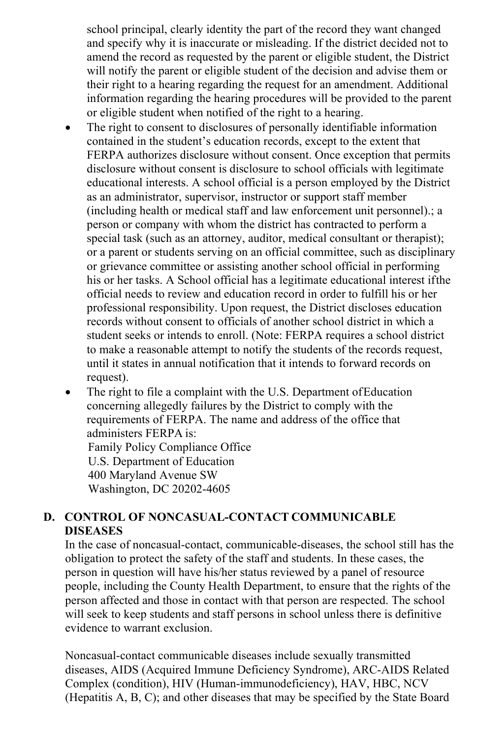school principal, clearly identity the part of the record they want changed and specify why it is inaccurate or misleading. If the district decided not to amend the record as requested by the parent or eligible student, the District will notify the parent or eligible student of the decision and advise them or their right to a hearing regarding the request for an amendment. Additional information regarding the hearing procedures will be provided to the parent or eligible student when notified of the right to a hearing.

- The right to consent to disclosures of personally identifiable information contained in the student's education records, except to the extent that FERPA authorizes disclosure without consent. Once exception that permits disclosure without consent is disclosure to school officials with legitimate educational interests. A school official is a person employed by the District as an administrator, supervisor, instructor or support staff member (including health or medical staff and law enforcement unit personnel).; a person or company with whom the district has contracted to perform a special task (such as an attorney, auditor, medical consultant or therapist); or a parent or students serving on an official committee, such as disciplinary or grievance committee or assisting another school official in performing his or her tasks. A School official has a legitimate educational interest ifthe official needs to review and education record in order to fulfill his or her professional responsibility. Upon request, the District discloses education records without consent to officials of another school district in which a student seeks or intends to enroll. (Note: FERPA requires a school district to make a reasonable attempt to notify the students of the records request, until it states in annual notification that it intends to forward records on request).
- The right to file a complaint with the U.S. Department ofEducation concerning allegedly failures by the District to comply with the requirements of FERPA. The name and address of the office that administers FERPA is:
  Family Policy Compliance Office
  U.S. Department of Education
  400 Maryland Avenue SW
  Washington, DC 20202-4605

## D. CONTROL OF NONCASUAL-CONTACT COMMUNICABLE DISEASES

In the case of noncasual-contact, communicable-diseases, the school still has the obligation to protect the safety of the staff and students. In these cases, the person in question will have his/her status reviewed by a panel of resource people, including the County Health Department, to ensure that the rights of the person affected and those in contact with that person are respected. The school will seek to keep students and staff persons in school unless there is definitive evidence to warrant exclusion.

Noncasual-contact communicable diseases include sexually transmitted diseases, AIDS (Acquired Immune Deficiency Syndrome), ARC-AIDS Related Complex (condition), HIV (Human-immunodeficiency), HAV, HBC, NCV (Hepatitis A, B, C); and other diseases that may be specified by the State Board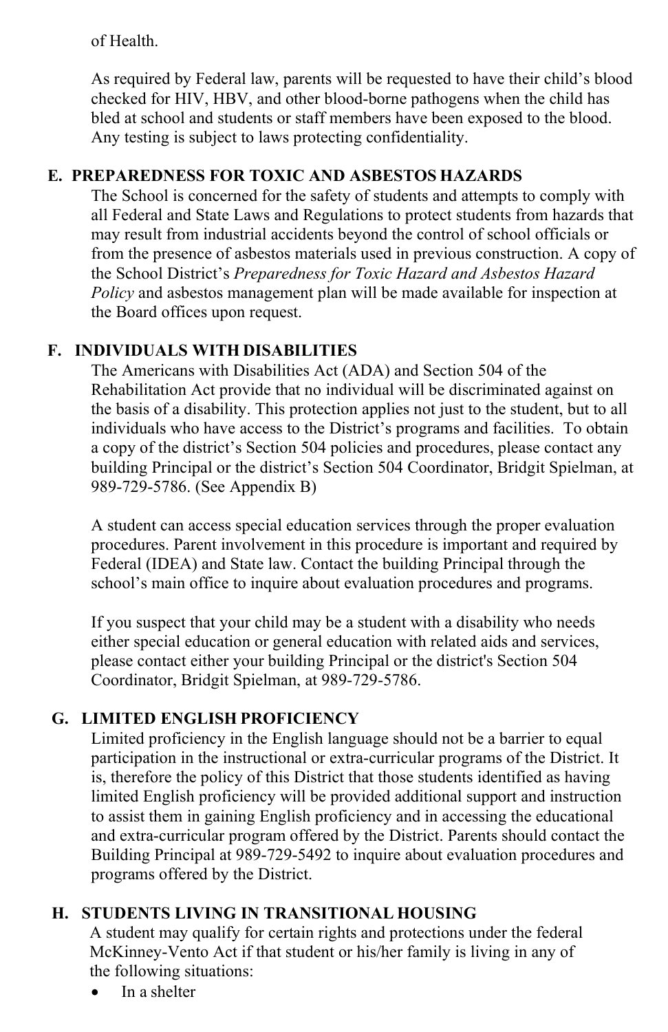of Health.

As required by Federal law, parents will be requested to have their child's blood checked for HIV, HBV, and other blood-borne pathogens when the child has bled at school and students or staff members have been exposed to the blood. Any testing is subject to laws protecting confidentiality.

### E. PREPAREDNESS FOR TOXIC AND ASBESTOS HAZARDS

The School is concerned for the safety of students and attempts to comply with all Federal and State Laws and Regulations to protect students from hazards that may result from industrial accidents beyond the control of school officials or from the presence of asbestos materials used in previous construction. A copy of the School District's *Preparedness for Toxic Hazard and Asbestos Hazard Policy* and asbestos management plan will be made available for inspection at the Board offices upon request.

### F. INDIVIDUALS WITH DISABILITIES

The Americans with Disabilities Act (ADA) and Section 504 of the Rehabilitation Act provide that no individual will be discriminated against on the basis of a disability. This protection applies not just to the student, but to all individuals who have access to the District's programs and facilities. To obtain a copy of the district's Section 504 policies and procedures, please contact any building Principal or the district's Section 504 Coordinator, Bridgit Spielman, at 989-729-5786. (See Appendix B)

A student can access special education services through the proper evaluation procedures. Parent involvement in this procedure is important and required by Federal (IDEA) and State law. Contact the building Principal through the school's main office to inquire about evaluation procedures and programs.

If you suspect that your child may be a student with a disability who needs either special education or general education with related aids and services, please contact either your building Principal or the district's Section 504 Coordinator, Bridgit Spielman, at 989-729-5786.

### G. LIMITED ENGLISH PROFICIENCY

Limited proficiency in the English language should not be a barrier to equal participation in the instructional or extra-curricular programs of the District. It is, therefore the policy of this District that those students identified as having limited English proficiency will be provided additional support and instruction to assist them in gaining English proficiency and in accessing the educational and extra-curricular program offered by the District. Parents should contact the Building Principal at 989-729-5492 to inquire about evaluation procedures and programs offered by the District.

### H. STUDENTS LIVING IN TRANSITIONAL HOUSING

A student may qualify for certain rights and protections under the federal McKinney-Vento Act if that student or his/her family is living in any of the following situations:

- In a shelter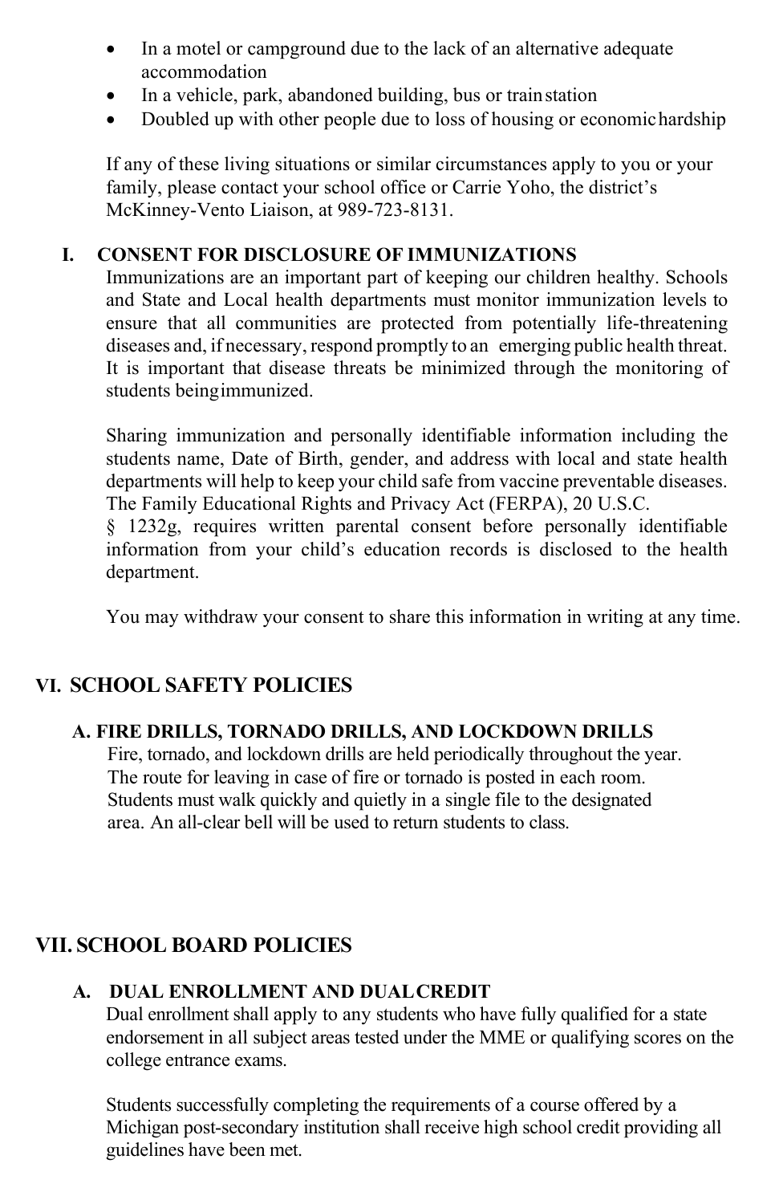- In a motel or campground due to the lack of an alternative adequate accommodation
- In a vehicle, park, abandoned building, bus or train station
- Doubled up with other people due to loss of housing or economic hardship

If any of these living situations or similar circumstances apply to you or your family, please contact your school office or Carrie Yoho, the district's McKinney-Vento Liaison, at 989-723-8131.

### I. CONSENT FOR DISCLOSURE OF IMMUNIZATIONS

Immunizations are an important part of keeping our children healthy. Schools and State and Local health departments must monitor immunization levels to ensure that all communities are protected from potentially life-threatening diseases and, if necessary, respond promptly to an emerging public health threat. It is important that disease threats be minimized through the monitoring of students being immunized.

Sharing immunization and personally identifiable information including the students name, Date of Birth, gender, and address with local and state health departments will help to keep your child safe from vaccine preventable diseases. The Family Educational Rights and Privacy Act (FERPA), 20 U.S.C. § 1232g, requires written parental consent before personally identifiable information from your child's education records is disclosed to the health department.

You may withdraw your consent to share this information in writing at any time.

## VI. SCHOOL SAFETY POLICIES

### A. FIRE DRILLS, TORNADO DRILLS, AND LOCKDOWN DRILLS

Fire, tornado, and lockdown drills are held periodically throughout the year. The route for leaving in case of fire or tornado is posted in each room. Students must walk quickly and quietly in a single file to the designated area. An all-clear bell will be used to return students to class.

## VII. SCHOOL BOARD POLICIES

### A. DUAL ENROLLMENT AND DUAL CREDIT

Dual enrollment shall apply to any students who have fully qualified for a state endorsement in all subject areas tested under the MME or qualifying scores on the college entrance exams.

Students successfully completing the requirements of a course offered by a Michigan post-secondary institution shall receive high school credit providing all guidelines have been met.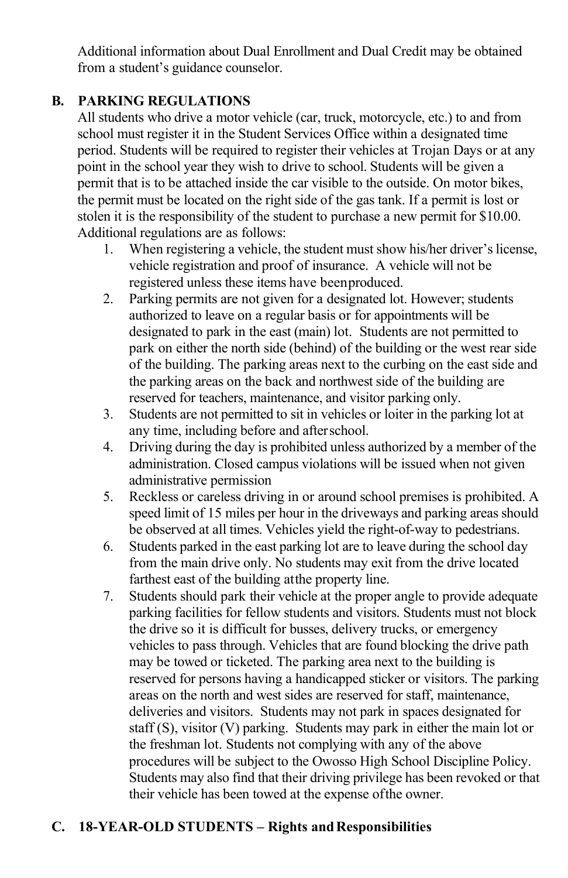Additional information about Dual Enrollment and Dual Credit may be obtained from a student's guidance counselor.

## B. PARKING REGULATIONS

All students who drive a motor vehicle (car, truck, motorcycle, etc.) to and from school must register it in the Student Services Office within a designated time period. Students will be required to register their vehicles at Trojan Days or at any point in the school year they wish to drive to school. Students will be given a permit that is to be attached inside the car visible to the outside. On motor bikes, the permit must be located on the right side of the gas tank. If a permit is lost or stolen it is the responsibility of the student to purchase a new permit for $10.00. Additional regulations are as follows:

1. When registering a vehicle, the student must show his/her driver's license, vehicle registration and proof of insurance. A vehicle will not be registered unless these items have been produced.
2. Parking permits are not given for a designated lot. However; students authorized to leave on a regular basis or for appointments will be designated to park in the east (main) lot. Students are not permitted to park on either the north side (behind) of the building or the west rear side of the building. The parking areas next to the curbing on the east side and the parking areas on the back and northwest side of the building are reserved for teachers, maintenance, and visitor parking only.
3. Students are not permitted to sit in vehicles or loiter in the parking lot at any time, including before and after school.
4. Driving during the day is prohibited unless authorized by a member of the administration. Closed campus violations will be issued when not given administrative permission
5. Reckless or careless driving in or around school premises is prohibited. A speed limit of 15 miles per hour in the driveways and parking areas should be observed at all times. Vehicles yield the right-of-way to pedestrians.
6. Students parked in the east parking lot are to leave during the school day from the main drive only. No students may exit from the drive located farthest east of the building at the property line.
7. Students should park their vehicle at the proper angle to provide adequate parking facilities for fellow students and visitors. Students must not block the drive so it is difficult for busses, delivery trucks, or emergency vehicles to pass through. Vehicles that are found blocking the drive path may be towed or ticketed. The parking area next to the building is reserved for persons having a handicapped sticker or visitors. The parking areas on the north and west sides are reserved for staff, maintenance, deliveries and visitors. Students may not park in spaces designated for staff (S), visitor (V) parking. Students may park in either the main lot or the freshman lot. Students not complying with any of the above procedures will be subject to the Owosso High School Discipline Policy. Students may also find that their driving privilege has been revoked or that their vehicle has been towed at the expense of the owner.

## C. 18-YEAR-OLD STUDENTS – Rights and Responsibilities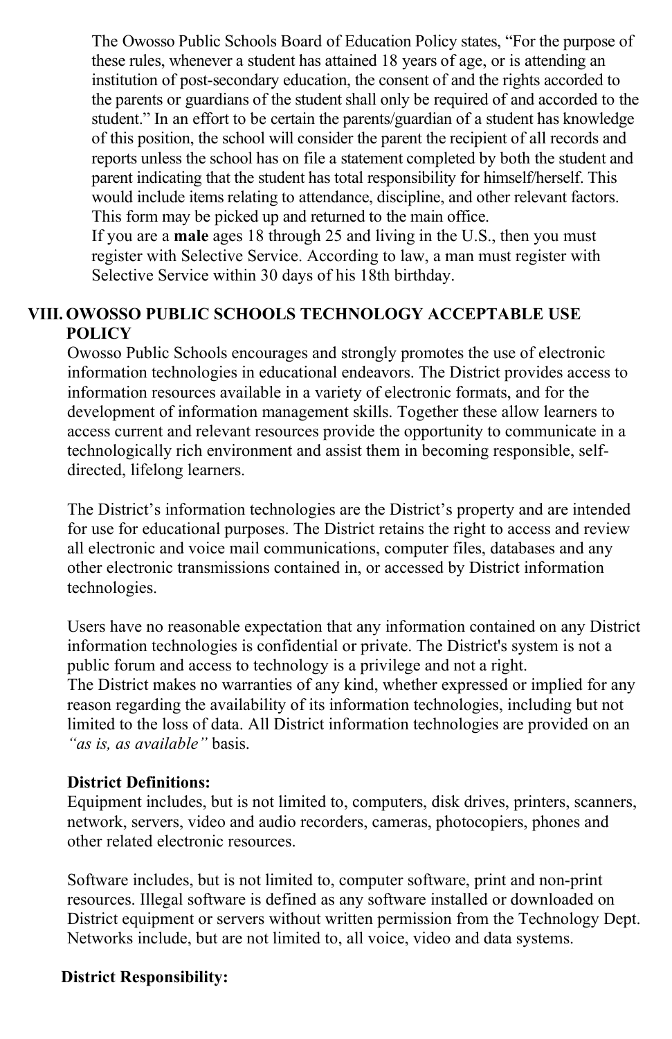The Owosso Public Schools Board of Education Policy states, "For the purpose of these rules, whenever a student has attained 18 years of age, or is attending an institution of post-secondary education, the consent of and the rights accorded to the parents or guardians of the student shall only be required of and accorded to the student." In an effort to be certain the parents/guardian of a student has knowledge of this position, the school will consider the parent the recipient of all records and reports unless the school has on file a statement completed by both the student and parent indicating that the student has total responsibility for himself/herself. This would include items relating to attendance, discipline, and other relevant factors. This form may be picked up and returned to the main office.

If you are a **male** ages 18 through 25 and living in the U.S., then you must register with Selective Service. According to law, a man must register with Selective Service within 30 days of his 18th birthday.

## VIII. OWOSSO PUBLIC SCHOOLS TECHNOLOGY ACCEPTABLE USE POLICY

Owosso Public Schools encourages and strongly promotes the use of electronic information technologies in educational endeavors. The District provides access to information resources available in a variety of electronic formats, and for the development of information management skills. Together these allow learners to access current and relevant resources provide the opportunity to communicate in a technologically rich environment and assist them in becoming responsible, self-directed, lifelong learners.

The District's information technologies are the District's property and are intended for use for educational purposes. The District retains the right to access and review all electronic and voice mail communications, computer files, databases and any other electronic transmissions contained in, or accessed by District information technologies.

Users have no reasonable expectation that any information contained on any District information technologies is confidential or private. The District's system is not a public forum and access to technology is a privilege and not a right.

The District makes no warranties of any kind, whether expressed or implied for any reason regarding the availability of its information technologies, including but not limited to the loss of data. All District information technologies are provided on an *"as is, as available"* basis.

**District Definitions:**

Equipment includes, but is not limited to, computers, disk drives, printers, scanners, network, servers, video and audio recorders, cameras, photocopiers, phones and other related electronic resources.

Software includes, but is not limited to, computer software, print and non-print resources. Illegal software is defined as any software installed or downloaded on District equipment or servers without written permission from the Technology Dept. Networks include, but are not limited to, all voice, video and data systems.

**District Responsibility:**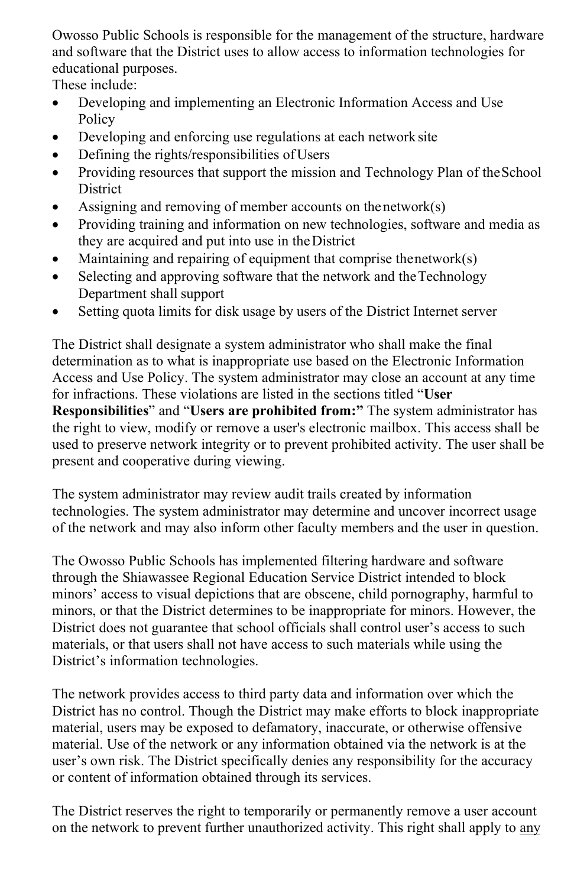Owosso Public Schools is responsible for the management of the structure, hardware and software that the District uses to allow access to information technologies for educational purposes.
These include:

- Developing and implementing an Electronic Information Access and Use Policy
- Developing and enforcing use regulations at each network site
- Defining the rights/responsibilities of Users
- Providing resources that support the mission and Technology Plan of the School District
- Assigning and removing of member accounts on the network(s)
- Providing training and information on new technologies, software and media as they are acquired and put into use in the District
- Maintaining and repairing of equipment that comprise the network(s)
- Selecting and approving software that the network and the Technology Department shall support
- Setting quota limits for disk usage by users of the District Internet server

The District shall designate a system administrator who shall make the final determination as to what is inappropriate use based on the Electronic Information Access and Use Policy. The system administrator may close an account at any time for infractions. These violations are listed in the sections titled "**User Responsibilities**" and "**Users are prohibited from:"** The system administrator has the right to view, modify or remove a user's electronic mailbox. This access shall be used to preserve network integrity or to prevent prohibited activity. The user shall be present and cooperative during viewing.

The system administrator may review audit trails created by information technologies. The system administrator may determine and uncover incorrect usage of the network and may also inform other faculty members and the user in question.

The Owosso Public Schools has implemented filtering hardware and software through the Shiawassee Regional Education Service District intended to block minors' access to visual depictions that are obscene, child pornography, harmful to minors, or that the District determines to be inappropriate for minors. However, the District does not guarantee that school officials shall control user's access to such materials, or that users shall not have access to such materials while using the District's information technologies.

The network provides access to third party data and information over which the District has no control. Though the District may make efforts to block inappropriate material, users may be exposed to defamatory, inaccurate, or otherwise offensive material. Use of the network or any information obtained via the network is at the user's own risk. The District specifically denies any responsibility for the accuracy or content of information obtained through its services.

The District reserves the right to temporarily or permanently remove a user account on the network to prevent further unauthorized activity. This right shall apply to <u>any</u>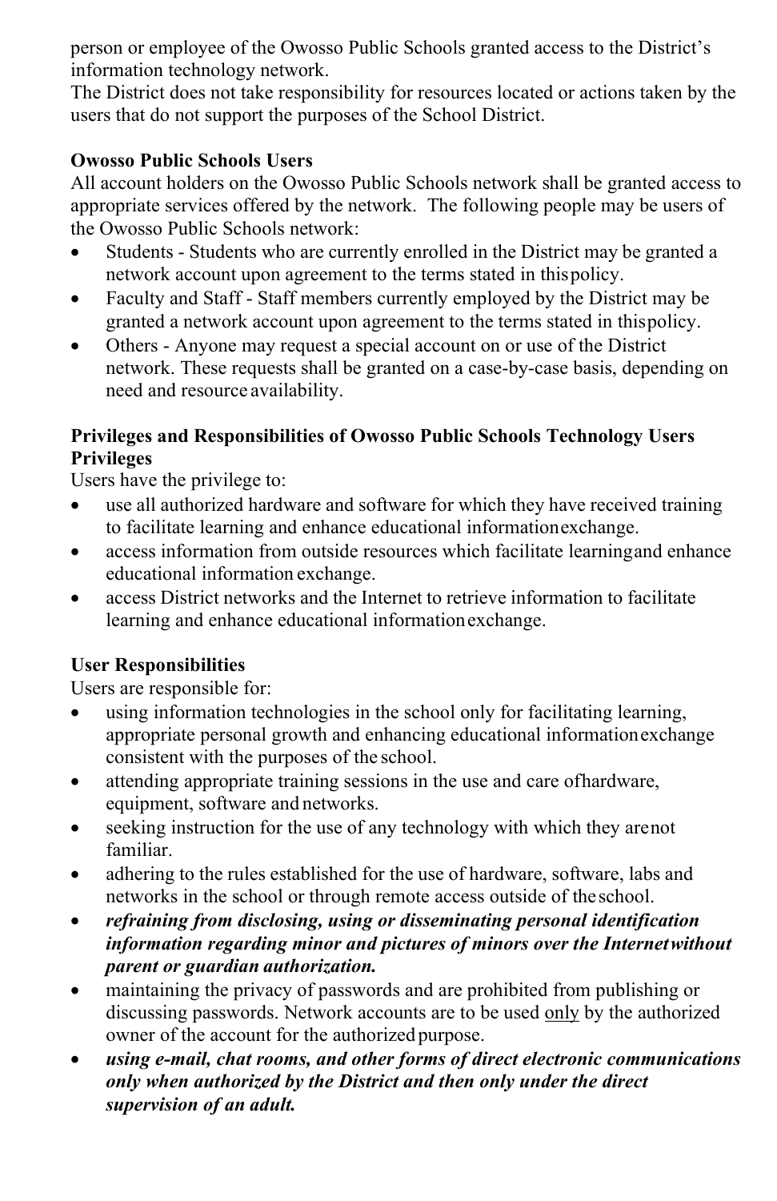person or employee of the Owosso Public Schools granted access to the District's information technology network.
The District does not take responsibility for resources located or actions taken by the users that do not support the purposes of the School District.

**Owosso Public Schools Users**
All account holders on the Owosso Public Schools network shall be granted access to appropriate services offered by the network. The following people may be users of the Owosso Public Schools network:

- Students - Students who are currently enrolled in the District may be granted a network account upon agreement to the terms stated in this policy.
- Faculty and Staff - Staff members currently employed by the District may be granted a network account upon agreement to the terms stated in this policy.
- Others - Anyone may request a special account on or use of the District network. These requests shall be granted on a case-by-case basis, depending on need and resource availability.

**Privileges and Responsibilities of Owosso Public Schools Technology Users**
**Privileges**
Users have the privilege to:

- use all authorized hardware and software for which they have received training to facilitate learning and enhance educational information exchange.
- access information from outside resources which facilitate learning and enhance educational information exchange.
- access District networks and the Internet to retrieve information to facilitate learning and enhance educational information exchange.

**User Responsibilities**
Users are responsible for:

- using information technologies in the school only for facilitating learning, appropriate personal growth and enhancing educational information exchange consistent with the purposes of the school.
- attending appropriate training sessions in the use and care of hardware, equipment, software and networks.
- seeking instruction for the use of any technology with which they are not familiar.
- adhering to the rules established for the use of hardware, software, labs and networks in the school or through remote access outside of the school.
- ***refraining from disclosing, using or disseminating personal identification information regarding minor and pictures of minors over the Internet without parent or guardian authorization.***
- maintaining the privacy of passwords and are prohibited from publishing or discussing passwords. Network accounts are to be used <u>only</u> by the authorized owner of the account for the authorized purpose.
- ***using e-mail, chat rooms, and other forms of direct electronic communications only when authorized by the District and then only under the direct supervision of an adult.***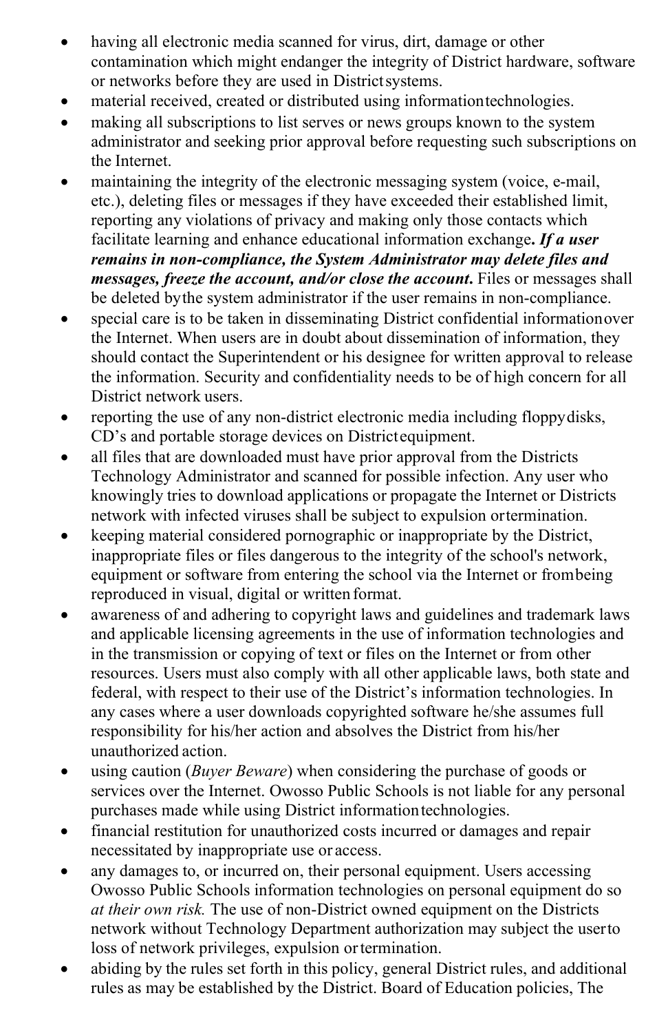- having all electronic media scanned for virus, dirt, damage or other contamination which might endanger the integrity of District hardware, software or networks before they are used in District systems.
- material received, created or distributed using information technologies.
- making all subscriptions to list serves or news groups known to the system administrator and seeking prior approval before requesting such subscriptions on the Internet.
- maintaining the integrity of the electronic messaging system (voice, e-mail, etc.), deleting files or messages if they have exceeded their established limit, reporting any violations of privacy and making only those contacts which facilitate learning and enhance educational information exchange**. *If a user remains in non-compliance, the System Administrator may delete files and messages, freeze the account, and/or close the account.*** Files or messages shall be deleted by the system administrator if the user remains in non-compliance.
- special care is to be taken in disseminating District confidential information over the Internet. When users are in doubt about dissemination of information, they should contact the Superintendent or his designee for written approval to release the information. Security and confidentiality needs to be of high concern for all District network users.
- reporting the use of any non-district electronic media including floppy disks, CD's and portable storage devices on District equipment.
- all files that are downloaded must have prior approval from the Districts Technology Administrator and scanned for possible infection. Any user who knowingly tries to download applications or propagate the Internet or Districts network with infected viruses shall be subject to expulsion or termination.
- keeping material considered pornographic or inappropriate by the District, inappropriate files or files dangerous to the integrity of the school's network, equipment or software from entering the school via the Internet or from being reproduced in visual, digital or written format.
- awareness of and adhering to copyright laws and guidelines and trademark laws and applicable licensing agreements in the use of information technologies and in the transmission or copying of text or files on the Internet or from other resources. Users must also comply with all other applicable laws, both state and federal, with respect to their use of the District's information technologies. In any cases where a user downloads copyrighted software he/she assumes full responsibility for his/her action and absolves the District from his/her unauthorized action.
- using caution (*Buyer Beware*) when considering the purchase of goods or services over the Internet. Owosso Public Schools is not liable for any personal purchases made while using District information technologies.
- financial restitution for unauthorized costs incurred or damages and repair necessitated by inappropriate use or access.
- any damages to, or incurred on, their personal equipment. Users accessing Owosso Public Schools information technologies on personal equipment do so *at their own risk.* The use of non-District owned equipment on the Districts network without Technology Department authorization may subject the user to loss of network privileges, expulsion or termination.
- abiding by the rules set forth in this policy, general District rules, and additional rules as may be established by the District. Board of Education policies, The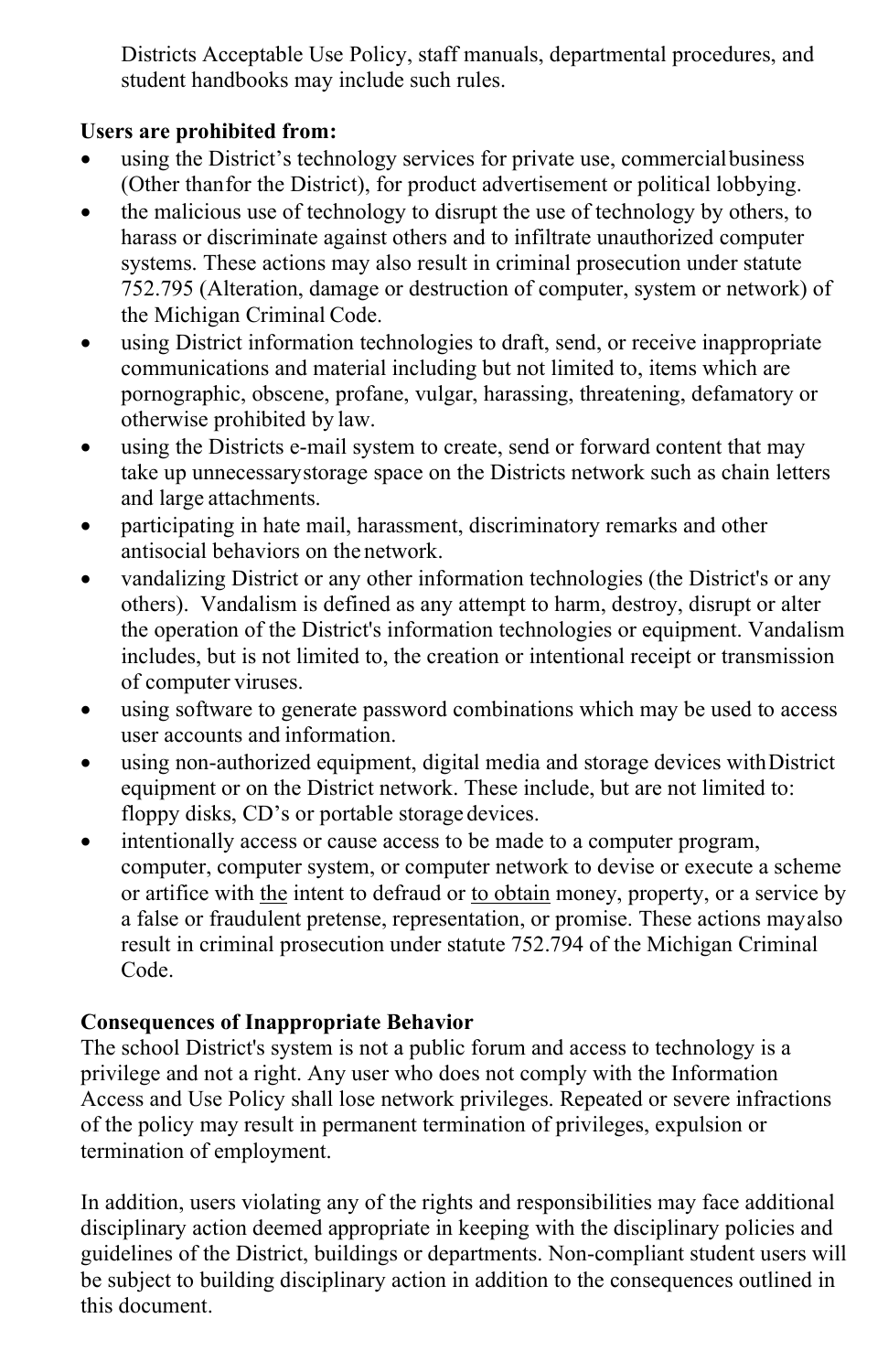Districts Acceptable Use Policy, staff manuals, departmental procedures, and student handbooks may include such rules.

**Users are prohibited from:**

- using the District's technology services for private use, commercial business (Other than for the District), for product advertisement or political lobbying.
- the malicious use of technology to disrupt the use of technology by others, to harass or discriminate against others and to infiltrate unauthorized computer systems. These actions may also result in criminal prosecution under statute 752.795 (Alteration, damage or destruction of computer, system or network) of the Michigan Criminal Code.
- using District information technologies to draft, send, or receive inappropriate communications and material including but not limited to, items which are pornographic, obscene, profane, vulgar, harassing, threatening, defamatory or otherwise prohibited by law.
- using the Districts e-mail system to create, send or forward content that may take up unnecessary storage space on the Districts network such as chain letters and large attachments.
- participating in hate mail, harassment, discriminatory remarks and other antisocial behaviors on the network.
- vandalizing District or any other information technologies (the District's or any others). Vandalism is defined as any attempt to harm, destroy, disrupt or alter the operation of the District's information technologies or equipment. Vandalism includes, but is not limited to, the creation or intentional receipt or transmission of computer viruses.
- using software to generate password combinations which may be used to access user accounts and information.
- using non-authorized equipment, digital media and storage devices with District equipment or on the District network. These include, but are not limited to: floppy disks, CD's or portable storage devices.
- intentionally access or cause access to be made to a computer program, computer, computer system, or computer network to devise or execute a scheme or artifice with the intent to defraud or to obtain money, property, or a service by a false or fraudulent pretense, representation, or promise. These actions may also result in criminal prosecution under statute 752.794 of the Michigan Criminal Code.

**Consequences of Inappropriate Behavior**

The school District's system is not a public forum and access to technology is a privilege and not a right. Any user who does not comply with the Information Access and Use Policy shall lose network privileges. Repeated or severe infractions of the policy may result in permanent termination of privileges, expulsion or termination of employment.

In addition, users violating any of the rights and responsibilities may face additional disciplinary action deemed appropriate in keeping with the disciplinary policies and guidelines of the District, buildings or departments. Non-compliant student users will be subject to building disciplinary action in addition to the consequences outlined in this document.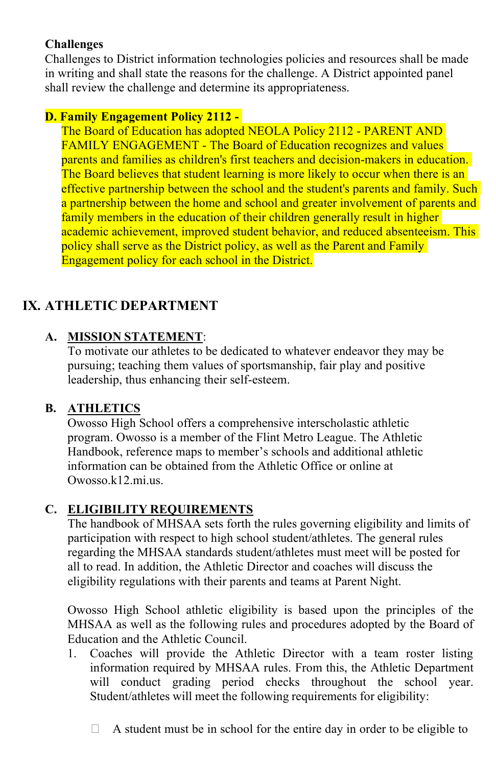**Challenges**
Challenges to District information technologies policies and resources shall be made in writing and shall state the reasons for the challenge. A District appointed panel shall review the challenge and determine its appropriateness.

**D. Family Engagement Policy 2112 -**

The Board of Education has adopted NEOLA Policy 2112 - PARENT AND FAMILY ENGAGEMENT - The Board of Education recognizes and values parents and families as children's first teachers and decision-makers in education. The Board believes that student learning is more likely to occur when there is an effective partnership between the school and the student's parents and family. Such a partnership between the home and school and greater involvement of parents and family members in the education of their children generally result in higher academic achievement, improved student behavior, and reduced absenteeism. This policy shall serve as the District policy, as well as the Parent and Family Engagement policy for each school in the District.

## IX. ATHLETIC DEPARTMENT

### A. MISSION STATEMENT:

To motivate our athletes to be dedicated to whatever endeavor they may be pursuing; teaching them values of sportsmanship, fair play and positive leadership, thus enhancing their self-esteem.

### B. ATHLETICS

Owosso High School offers a comprehensive interscholastic athletic program. Owosso is a member of the Flint Metro League. The Athletic Handbook, reference maps to member's schools and additional athletic information can be obtained from the Athletic Office or online at Owosso.k12.mi.us.

### C. ELIGIBILITY REQUIREMENTS

The handbook of MHSAA sets forth the rules governing eligibility and limits of participation with respect to high school student/athletes. The general rules regarding the MHSAA standards student/athletes must meet will be posted for all to read. In addition, the Athletic Director and coaches will discuss the eligibility regulations with their parents and teams at Parent Night.

Owosso High School athletic eligibility is based upon the principles of the MHSAA as well as the following rules and procedures adopted by the Board of Education and the Athletic Council.

1. Coaches will provide the Athletic Director with a team roster listing information required by MHSAA rules. From this, the Athletic Department will conduct grading period checks throughout the school year. Student/athletes will meet the following requirements for eligibility:

   - A student must be in school for the entire day in order to be eligible to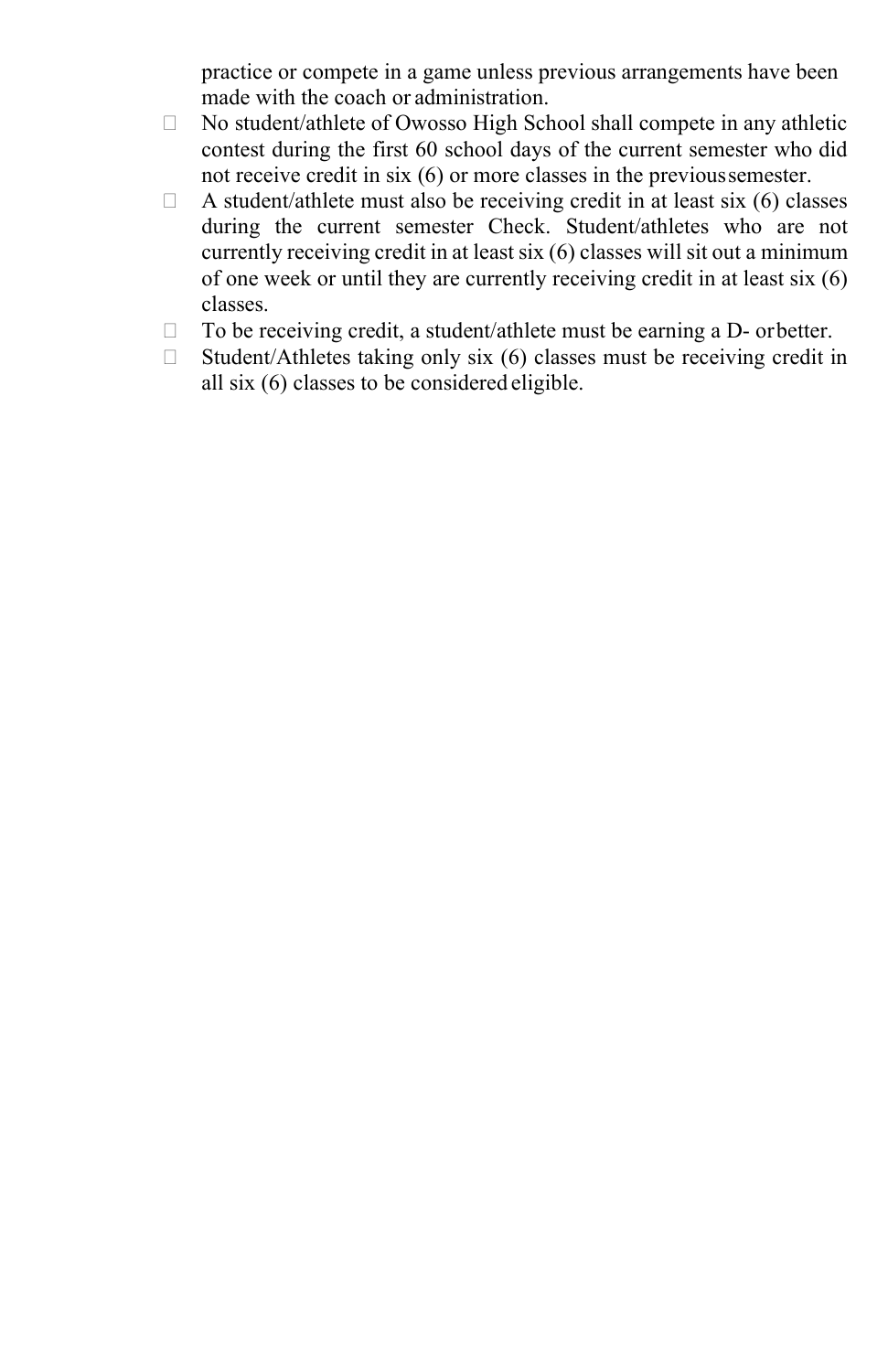practice or compete in a game unless previous arrangements have been made with the coach or administration.

- No student/athlete of Owosso High School shall compete in any athletic contest during the first 60 school days of the current semester who did not receive credit in six (6) or more classes in the previous semester.
- A student/athlete must also be receiving credit in at least six (6) classes during the current semester Check. Student/athletes who are not currently receiving credit in at least six (6) classes will sit out a minimum of one week or until they are currently receiving credit in at least six (6) classes.
- To be receiving credit, a student/athlete must be earning a D- or better.
- Student/Athletes taking only six (6) classes must be receiving credit in all six (6) classes to be considered eligible.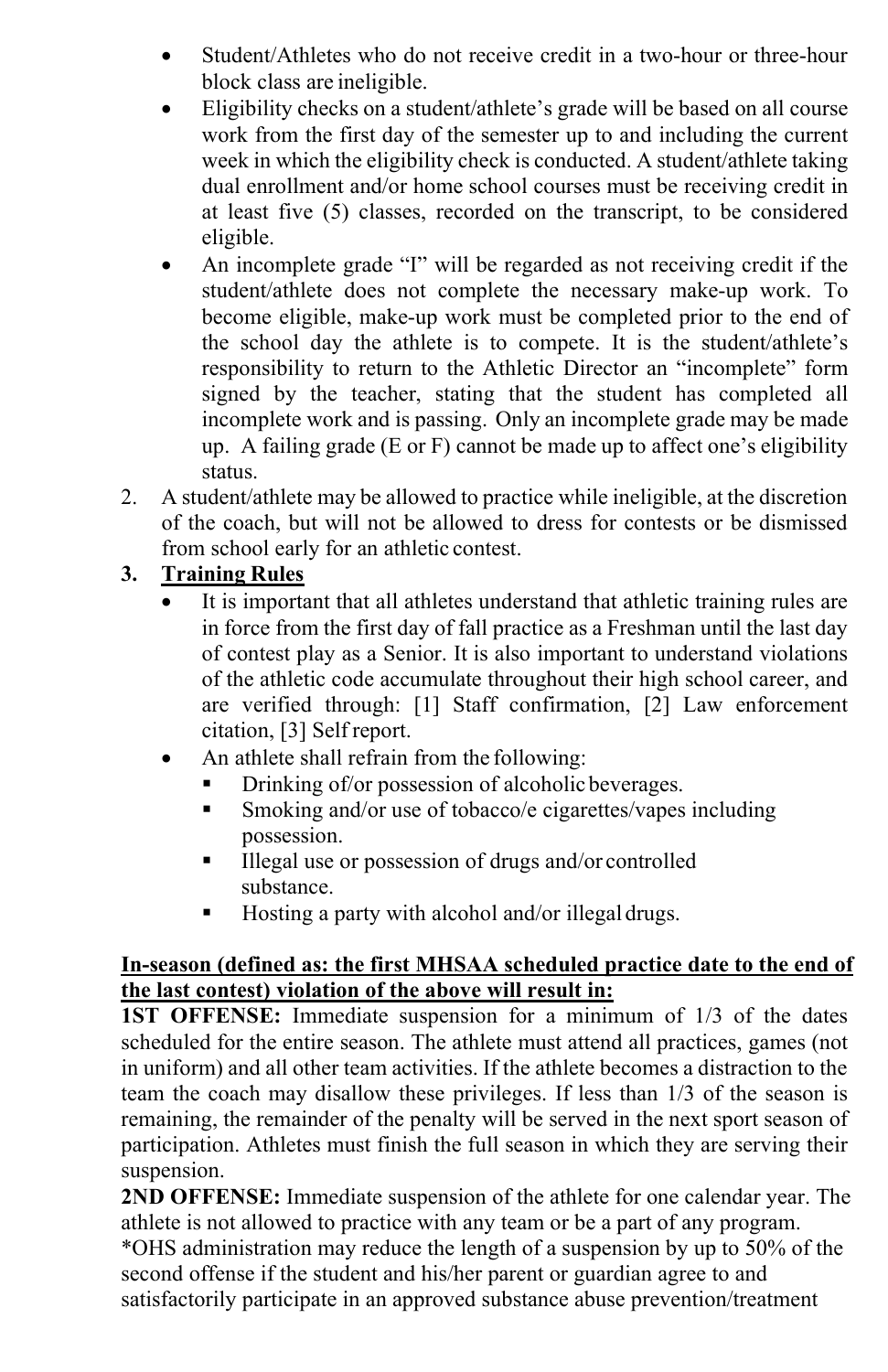- Student/Athletes who do not receive credit in a two-hour or three-hour block class are ineligible.
- Eligibility checks on a student/athlete's grade will be based on all course work from the first day of the semester up to and including the current week in which the eligibility check is conducted. A student/athlete taking dual enrollment and/or home school courses must be receiving credit in at least five (5) classes, recorded on the transcript, to be considered eligible.
- An incomplete grade "I" will be regarded as not receiving credit if the student/athlete does not complete the necessary make-up work. To become eligible, make-up work must be completed prior to the end of the school day the athlete is to compete. It is the student/athlete's responsibility to return to the Athletic Director an "incomplete" form signed by the teacher, stating that the student has completed all incomplete work and is passing. Only an incomplete grade may be made up. A failing grade (E or F) cannot be made up to affect one's eligibility status.

2. A student/athlete may be allowed to practice while ineligible, at the discretion of the coach, but will not be allowed to dress for contests or be dismissed from school early for an athletic contest.

3. **Training Rules**
   - It is important that all athletes understand that athletic training rules are in force from the first day of fall practice as a Freshman until the last day of contest play as a Senior. It is also important to understand violations of the athletic code accumulate throughout their high school career, and are verified through: [1] Staff confirmation, [2] Law enforcement citation, [3] Self report.
   - An athlete shall refrain from the following:
     - Drinking of/or possession of alcoholic beverages.
     - Smoking and/or use of tobacco/e cigarettes/vapes including possession.
     - Illegal use or possession of drugs and/or controlled substance.
     - Hosting a party with alcohol and/or illegal drugs.

**In-season (defined as: the first MHSAA scheduled practice date to the end of the last contest) violation of the above will result in:**

**1ST OFFENSE:** Immediate suspension for a minimum of 1/3 of the dates scheduled for the entire season. The athlete must attend all practices, games (not in uniform) and all other team activities. If the athlete becomes a distraction to the team the coach may disallow these privileges. If less than 1/3 of the season is remaining, the remainder of the penalty will be served in the next sport season of participation. Athletes must finish the full season in which they are serving their suspension.

**2ND OFFENSE:** Immediate suspension of the athlete for one calendar year. The athlete is not allowed to practice with any team or be a part of any program.

*OHS administration may reduce the length of a suspension by up to 50% of the second offense if the student and his/her parent or guardian agree to and satisfactorily participate in an approved substance abuse prevention/treatment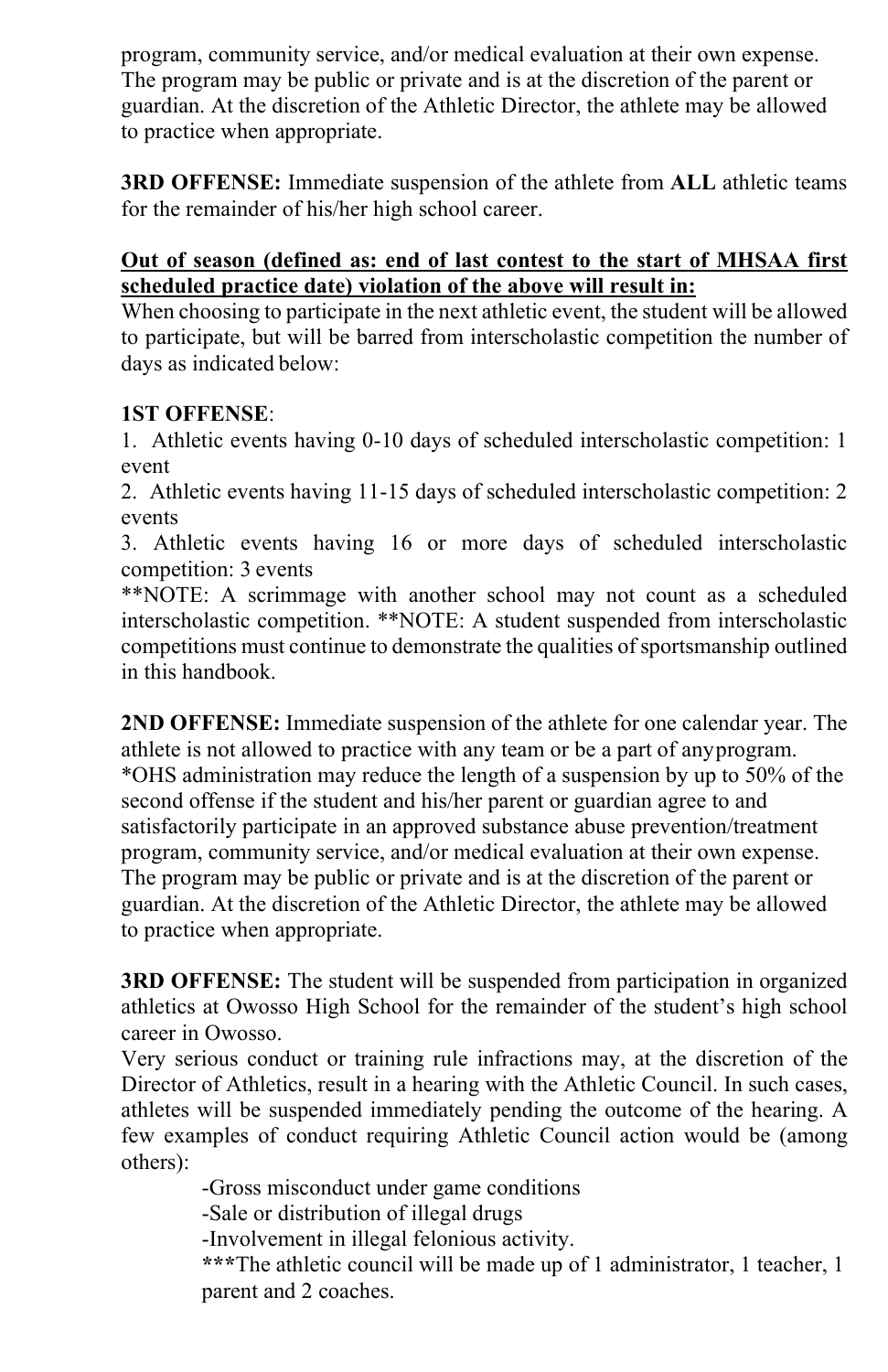program, community service, and/or medical evaluation at their own expense. The program may be public or private and is at the discretion of the parent or guardian. At the discretion of the Athletic Director, the athlete may be allowed to practice when appropriate.

**3RD OFFENSE:** Immediate suspension of the athlete from **ALL** athletic teams for the remainder of his/her high school career.

**Out of season (defined as: end of last contest to the start of MHSAA first scheduled practice date) violation of the above will result in:**

When choosing to participate in the next athletic event, the student will be allowed to participate, but will be barred from interscholastic competition the number of days as indicated below:

**1ST OFFENSE**:

1. Athletic events having 0-10 days of scheduled interscholastic competition: 1 event
2. Athletic events having 11-15 days of scheduled interscholastic competition: 2 events
3. Athletic events having 16 or more days of scheduled interscholastic competition: 3 events

**NOTE: A scrimmage with another school may not count as a scheduled interscholastic competition. **NOTE: A student suspended from interscholastic competitions must continue to demonstrate the qualities of sportsmanship outlined in this handbook.

**2ND OFFENSE:** Immediate suspension of the athlete for one calendar year. The athlete is not allowed to practice with any team or be a part of any program.
*OHS administration may reduce the length of a suspension by up to 50% of the second offense if the student and his/her parent or guardian agree to and satisfactorily participate in an approved substance abuse prevention/treatment program, community service, and/or medical evaluation at their own expense. The program may be public or private and is at the discretion of the parent or guardian. At the discretion of the Athletic Director, the athlete may be allowed to practice when appropriate.

**3RD OFFENSE:** The student will be suspended from participation in organized athletics at Owosso High School for the remainder of the student's high school career in Owosso.

Very serious conduct or training rule infractions may, at the discretion of the Director of Athletics, result in a hearing with the Athletic Council. In such cases, athletes will be suspended immediately pending the outcome of the hearing. A few examples of conduct requiring Athletic Council action would be (among others):

-Gross misconduct under game conditions
-Sale or distribution of illegal drugs
-Involvement in illegal felonious activity.
***The athletic council will be made up of 1 administrator, 1 teacher, 1 parent and 2 coaches.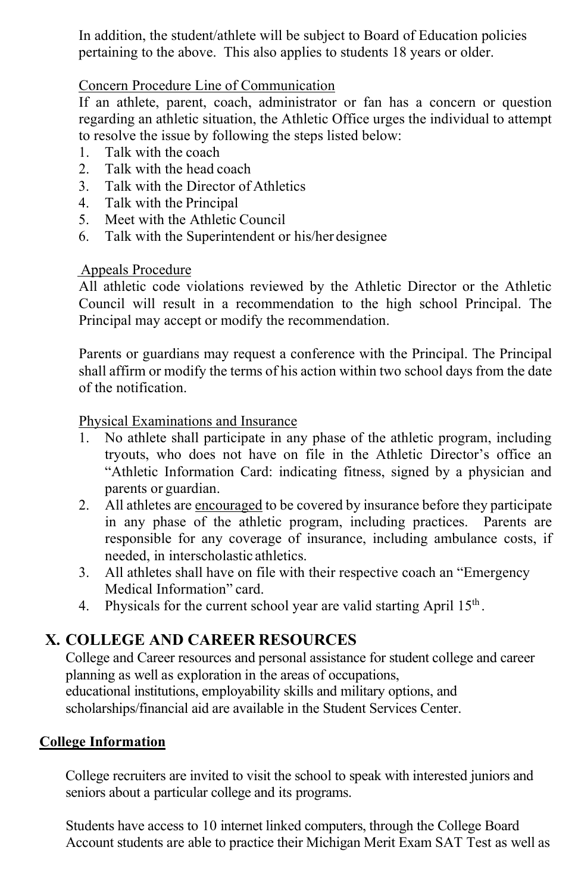In addition, the student/athlete will be subject to Board of Education policies pertaining to the above. This also applies to students 18 years or older.

Concern Procedure Line of Communication

If an athlete, parent, coach, administrator or fan has a concern or question regarding an athletic situation, the Athletic Office urges the individual to attempt to resolve the issue by following the steps listed below:

1. Talk with the coach
2. Talk with the head coach
3. Talk with the Director of Athletics
4. Talk with the Principal
5. Meet with the Athletic Council
6. Talk with the Superintendent or his/her designee

Appeals Procedure

All athletic code violations reviewed by the Athletic Director or the Athletic Council will result in a recommendation to the high school Principal. The Principal may accept or modify the recommendation.

Parents or guardians may request a conference with the Principal. The Principal shall affirm or modify the terms of his action within two school days from the date of the notification.

Physical Examinations and Insurance

1. No athlete shall participate in any phase of the athletic program, including tryouts, who does not have on file in the Athletic Director's office an "Athletic Information Card: indicating fitness, signed by a physician and parents or guardian.
2. All athletes are encouraged to be covered by insurance before they participate in any phase of the athletic program, including practices. Parents are responsible for any coverage of insurance, including ambulance costs, if needed, in interscholastic athletics.
3. All athletes shall have on file with their respective coach an "Emergency Medical Information" card.
4. Physicals for the current school year are valid starting April 15th.

## X. COLLEGE AND CAREER RESOURCES

College and Career resources and personal assistance for student college and career planning as well as exploration in the areas of occupations, educational institutions, employability skills and military options, and scholarships/financial aid are available in the Student Services Center.

**College Information**

College recruiters are invited to visit the school to speak with interested juniors and seniors about a particular college and its programs.

Students have access to 10 internet linked computers, through the College Board Account students are able to practice their Michigan Merit Exam SAT Test as well as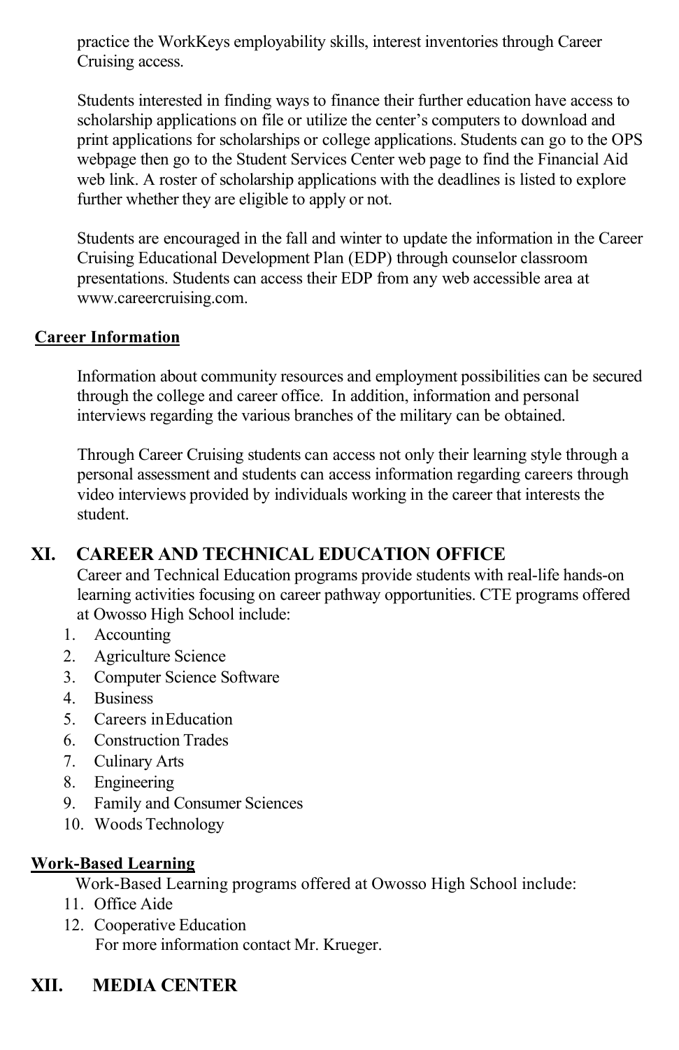practice the WorkKeys employability skills, interest inventories through Career Cruising access.

Students interested in finding ways to finance their further education have access to scholarship applications on file or utilize the center's computers to download and print applications for scholarships or college applications. Students can go to the OPS webpage then go to the Student Services Center web page to find the Financial Aid web link. A roster of scholarship applications with the deadlines is listed to explore further whether they are eligible to apply or not.

Students are encouraged in the fall and winter to update the information in the Career Cruising Educational Development Plan (EDP) through counselor classroom presentations. Students can access their EDP from any web accessible area at www.careercruising.com.

**Career Information**

Information about community resources and employment possibilities can be secured through the college and career office. In addition, information and personal interviews regarding the various branches of the military can be obtained.

Through Career Cruising students can access not only their learning style through a personal assessment and students can access information regarding careers through video interviews provided by individuals working in the career that interests the student.

## XI. CAREER AND TECHNICAL EDUCATION OFFICE

Career and Technical Education programs provide students with real-life hands-on learning activities focusing on career pathway opportunities. CTE programs offered at Owosso High School include:

1. Accounting
2. Agriculture Science
3. Computer Science Software
4. Business
5. Careers in Education
6. Construction Trades
7. Culinary Arts
8. Engineering
9. Family and Consumer Sciences
10. Woods Technology

**Work-Based Learning**

Work-Based Learning programs offered at Owosso High School include:

11. Office Aide
12. Cooperative Education
    For more information contact Mr. Krueger.

## XII. MEDIA CENTER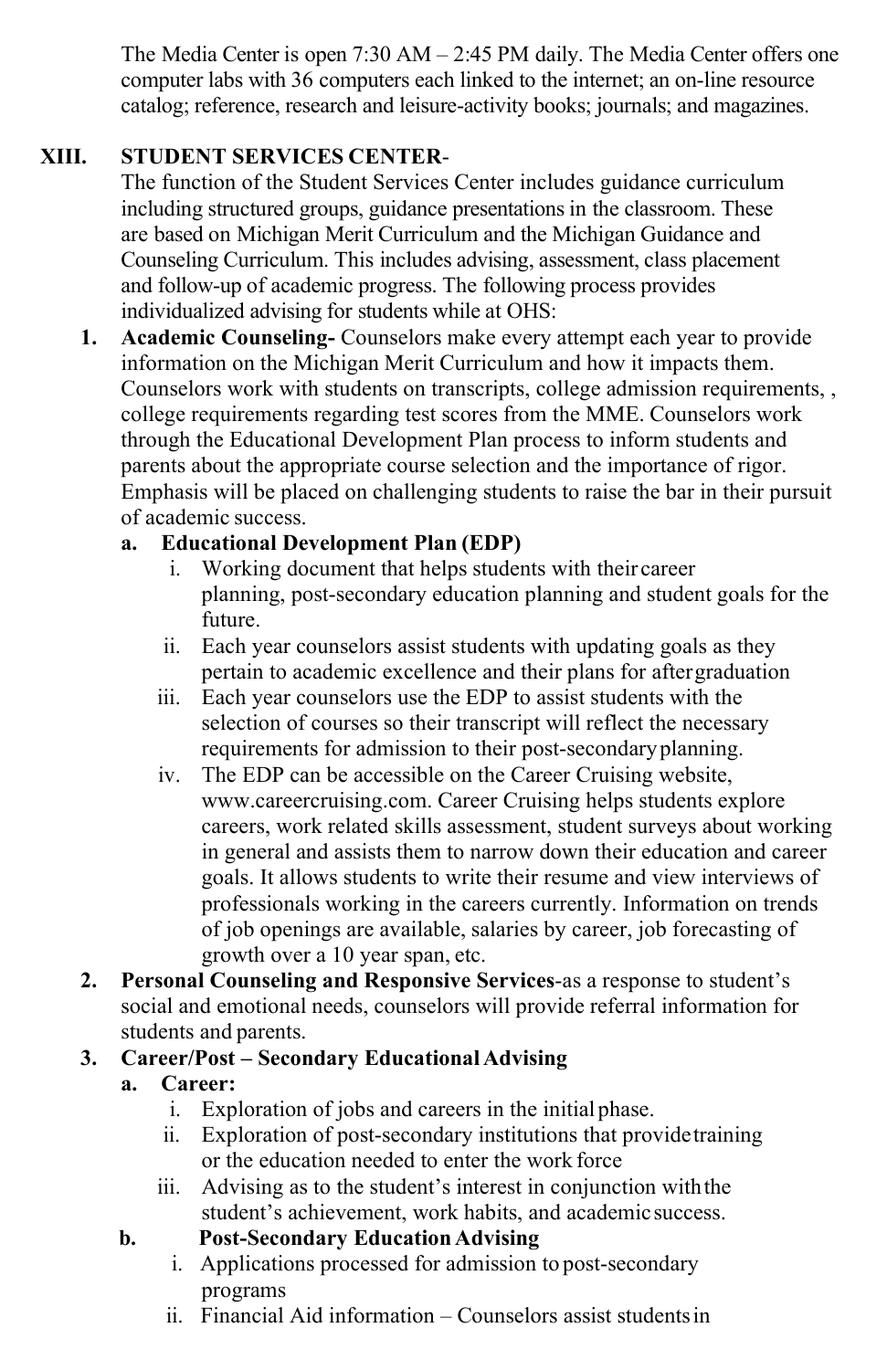The Media Center is open 7:30 AM – 2:45 PM daily. The Media Center offers one computer labs with 36 computers each linked to the internet; an on-line resource catalog; reference, research and leisure-activity books; journals; and magazines.

## XIII. STUDENT SERVICES CENTER-

The function of the Student Services Center includes guidance curriculum including structured groups, guidance presentations in the classroom. These are based on Michigan Merit Curriculum and the Michigan Guidance and Counseling Curriculum. This includes advising, assessment, class placement and follow-up of academic progress. The following process provides individualized advising for students while at OHS:

1. **Academic Counseling-** Counselors make every attempt each year to provide information on the Michigan Merit Curriculum and how it impacts them. Counselors work with students on transcripts, college admission requirements, , college requirements regarding test scores from the MME. Counselors work through the Educational Development Plan process to inform students and parents about the appropriate course selection and the importance of rigor. Emphasis will be placed on challenging students to raise the bar in their pursuit of academic success.
   a. **Educational Development Plan (EDP)**
      i. Working document that helps students with their career planning, post-secondary education planning and student goals for the future.
      ii. Each year counselors assist students with updating goals as they pertain to academic excellence and their plans for after graduation
      iii. Each year counselors use the EDP to assist students with the selection of courses so their transcript will reflect the necessary requirements for admission to their post-secondary planning.
      iv. The EDP can be accessible on the Career Cruising website, www.careercruising.com. Career Cruising helps students explore careers, work related skills assessment, student surveys about working in general and assists them to narrow down their education and career goals. It allows students to write their resume and view interviews of professionals working in the careers currently. Information on trends of job openings are available, salaries by career, job forecasting of growth over a 10 year span, etc.
2. **Personal Counseling and Responsive Services**-as a response to student's social and emotional needs, counselors will provide referral information for students and parents.
3. **Career/Post – Secondary Educational Advising**
   a. **Career:**
      i. Exploration of jobs and careers in the initial phase.
      ii. Exploration of post-secondary institutions that provide training or the education needed to enter the work force
      iii. Advising as to the student's interest in conjunction with the student's achievement, work habits, and academic success.
   b. **Post-Secondary Education Advising**
      i. Applications processed for admission to post-secondary programs
      ii. Financial Aid information – Counselors assist students in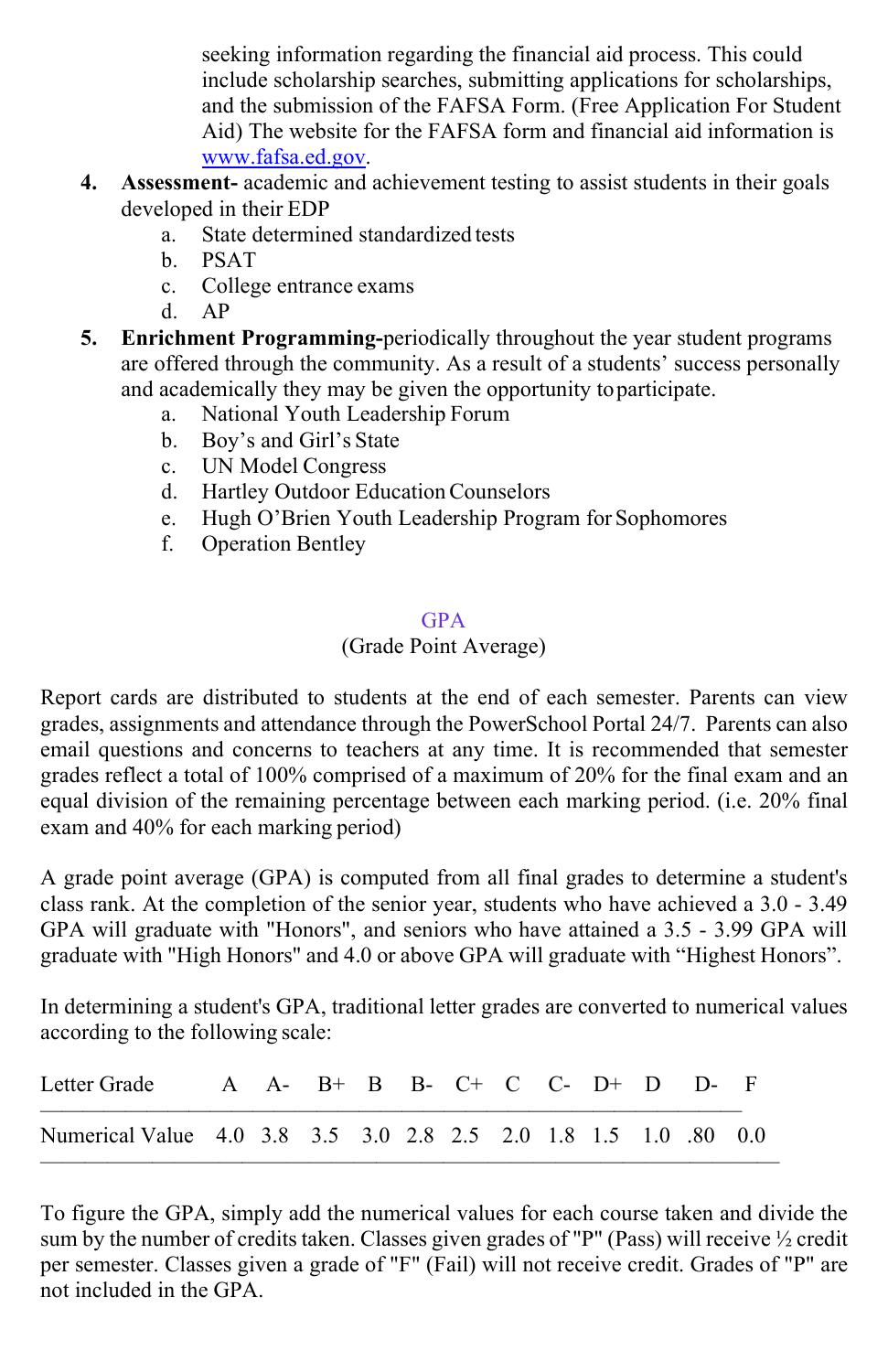seeking information regarding the financial aid process. This could include scholarship searches, submitting applications for scholarships, and the submission of the FAFSA Form. (Free Application For Student Aid) The website for the FAFSA form and financial aid information is [www.fafsa.ed.gov](http://www.fafsa.ed.gov).

4. **Assessment-** academic and achievement testing to assist students in their goals developed in their EDP
   a. State determined standardized tests
   b. PSAT
   c. College entrance exams
   d. AP
5. **Enrichment Programming-**periodically throughout the year student programs are offered through the community. As a result of a students' success personally and academically they may be given the opportunity to participate.
   a. National Youth Leadership Forum
   b. Boy's and Girl's State
   c. UN Model Congress
   d. Hartley Outdoor Education Counselors
   e. Hugh O'Brien Youth Leadership Program for Sophomores
   f. Operation Bentley

## GPA
(Grade Point Average)

Report cards are distributed to students at the end of each semester. Parents can view grades, assignments and attendance through the PowerSchool Portal 24/7. Parents can also email questions and concerns to teachers at any time. It is recommended that semester grades reflect a total of 100% comprised of a maximum of 20% for the final exam and an equal division of the remaining percentage between each marking period. (i.e. 20% final exam and 40% for each marking period)

A grade point average (GPA) is computed from all final grades to determine a student's class rank. At the completion of the senior year, students who have achieved a 3.0 - 3.49 GPA will graduate with "Honors", and seniors who have attained a 3.5 - 3.99 GPA will graduate with "High Honors" and 4.0 or above GPA will graduate with "Highest Honors".

In determining a student's GPA, traditional letter grades are converted to numerical values according to the following scale:

| Letter Grade | A | A- | B+ | B | B- | C+ | C | C- | D+ | D | D- | F |
|---|---|---|---|---|---|---|---|---|---|---|---|---|
| Numerical Value | 4.0 | 3.8 | 3.5 | 3.0 | 2.8 | 2.5 | 2.0 | 1.8 | 1.5 | 1.0 | .80 | 0.0 |

To figure the GPA, simply add the numerical values for each course taken and divide the sum by the number of credits taken. Classes given grades of "P" (Pass) will receive ½ credit per semester. Classes given a grade of "F" (Fail) will not receive credit. Grades of "P" are not included in the GPA.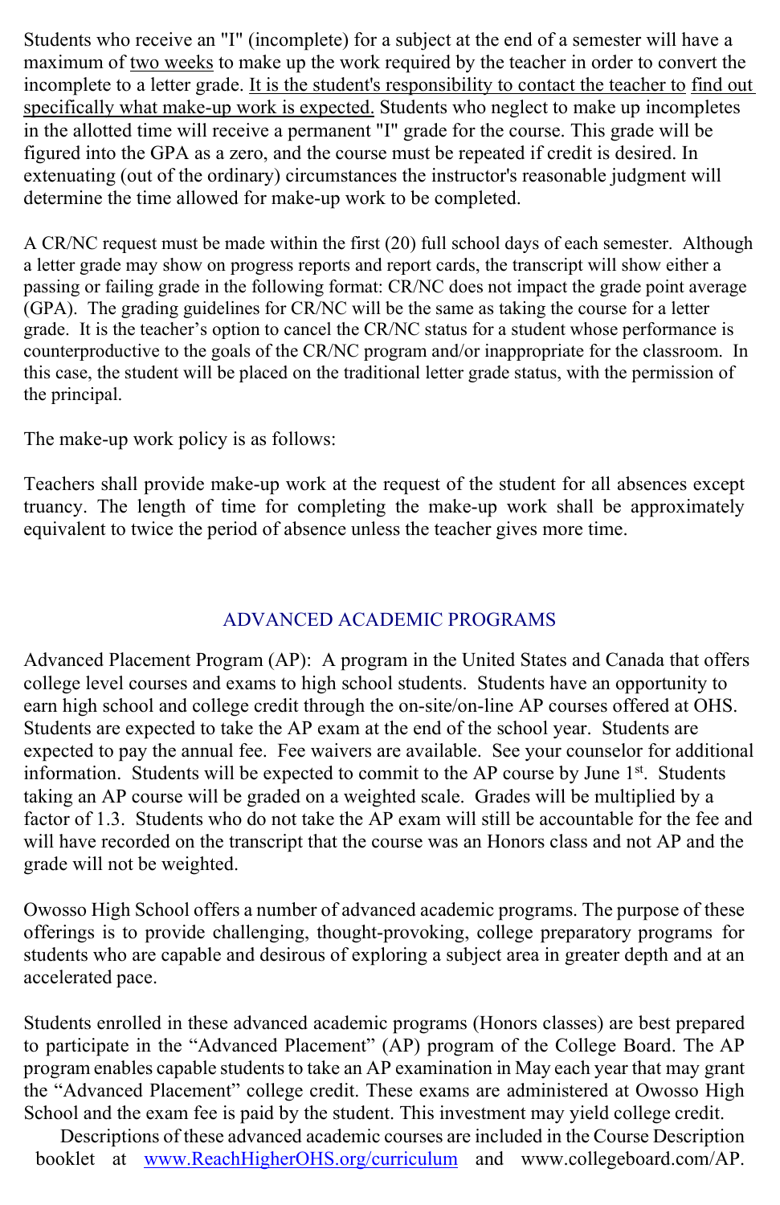Students who receive an "I" (incomplete) for a subject at the end of a semester will have a maximum of two weeks to make up the work required by the teacher in order to convert the incomplete to a letter grade. It is the student's responsibility to contact the teacher to find out specifically what make-up work is expected. Students who neglect to make up incompletes in the allotted time will receive a permanent "I" grade for the course. This grade will be figured into the GPA as a zero, and the course must be repeated if credit is desired. In extenuating (out of the ordinary) circumstances the instructor's reasonable judgment will determine the time allowed for make-up work to be completed.

A CR/NC request must be made within the first (20) full school days of each semester. Although a letter grade may show on progress reports and report cards, the transcript will show either a passing or failing grade in the following format: CR/NC does not impact the grade point average (GPA). The grading guidelines for CR/NC will be the same as taking the course for a letter grade. It is the teacher's option to cancel the CR/NC status for a student whose performance is counterproductive to the goals of the CR/NC program and/or inappropriate for the classroom. In this case, the student will be placed on the traditional letter grade status, with the permission of the principal.

The make-up work policy is as follows:

Teachers shall provide make-up work at the request of the student for all absences except truancy. The length of time for completing the make-up work shall be approximately equivalent to twice the period of absence unless the teacher gives more time.

## ADVANCED ACADEMIC PROGRAMS

Advanced Placement Program (AP): A program in the United States and Canada that offers college level courses and exams to high school students. Students have an opportunity to earn high school and college credit through the on-site/on-line AP courses offered at OHS. Students are expected to take the AP exam at the end of the school year. Students are expected to pay the annual fee. Fee waivers are available. See your counselor for additional information. Students will be expected to commit to the AP course by June 1st. Students taking an AP course will be graded on a weighted scale. Grades will be multiplied by a factor of 1.3. Students who do not take the AP exam will still be accountable for the fee and will have recorded on the transcript that the course was an Honors class and not AP and the grade will not be weighted.

Owosso High School offers a number of advanced academic programs. The purpose of these offerings is to provide challenging, thought-provoking, college preparatory programs for students who are capable and desirous of exploring a subject area in greater depth and at an accelerated pace.

Students enrolled in these advanced academic programs (Honors classes) are best prepared to participate in the "Advanced Placement" (AP) program of the College Board. The AP program enables capable students to take an AP examination in May each year that may grant the "Advanced Placement" college credit. These exams are administered at Owosso High School and the exam fee is paid by the student. This investment may yield college credit.

Descriptions of these advanced academic courses are included in the Course Description booklet at www.ReachHigherOHS.org/curriculum and www.collegeboard.com/AP.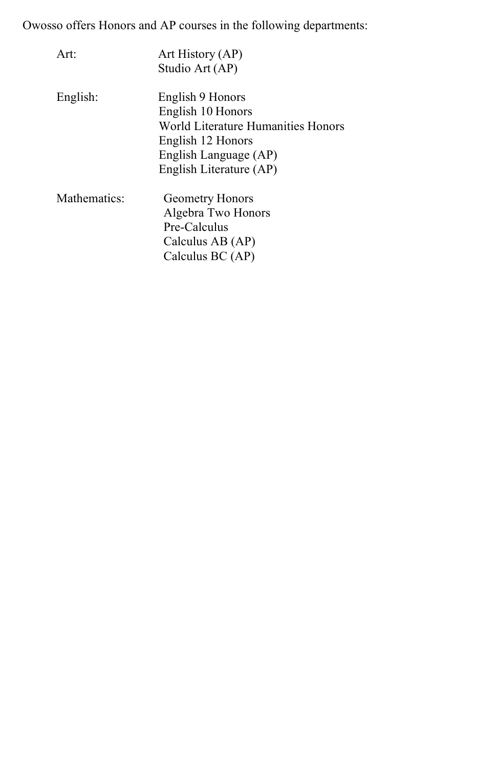Owosso offers Honors and AP courses in the following departments:

| | |
|---|---|
| Art: | Art History (AP) |
| | Studio Art (AP) |
| English: | English 9 Honors |
| | English 10 Honors |
| | World Literature Humanities Honors |
| | English 12 Honors |
| | English Language (AP) |
| | English Literature (AP) |
| Mathematics: | Geometry Honors |
| | Algebra Two Honors |
| | Pre-Calculus |
| | Calculus AB (AP) |
| | Calculus BC (AP) |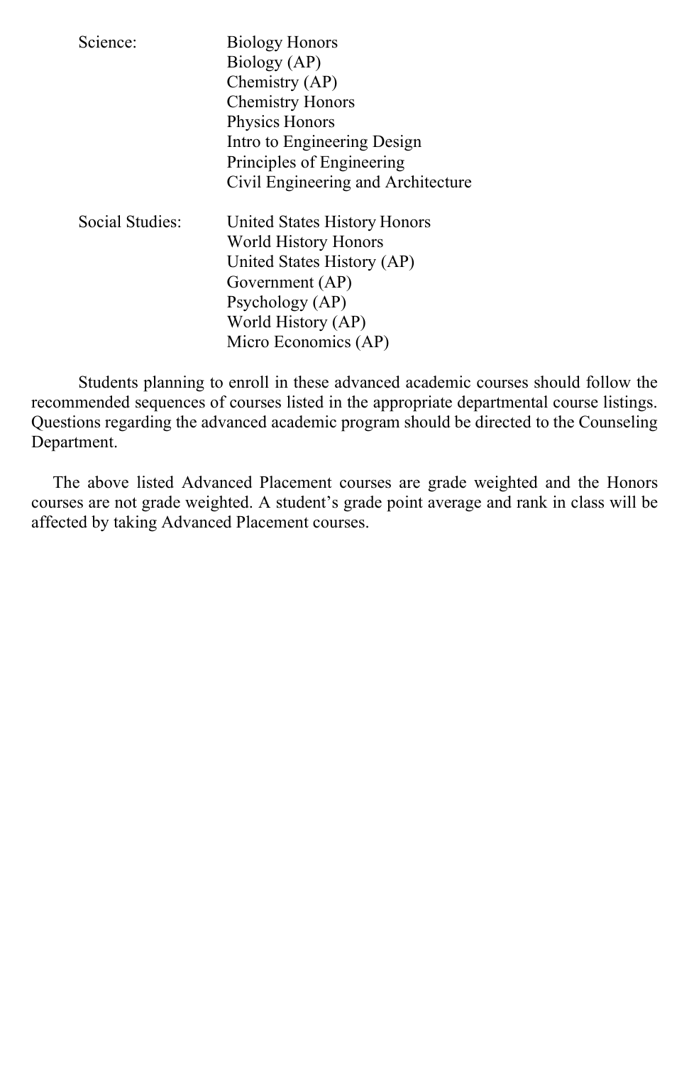Science:

- Biology Honors
- Biology (AP)
- Chemistry (AP)
- Chemistry Honors
- Physics Honors
- Intro to Engineering Design
- Principles of Engineering
- Civil Engineering and Architecture

Social Studies:

- United States History Honors
- World History Honors
- United States History (AP)
- Government (AP)
- Psychology (AP)
- World History (AP)
- Micro Economics (AP)

Students planning to enroll in these advanced academic courses should follow the recommended sequences of courses listed in the appropriate departmental course listings. Questions regarding the advanced academic program should be directed to the Counseling Department.

The above listed Advanced Placement courses are grade weighted and the Honors courses are not grade weighted. A student's grade point average and rank in class will be affected by taking Advanced Placement courses.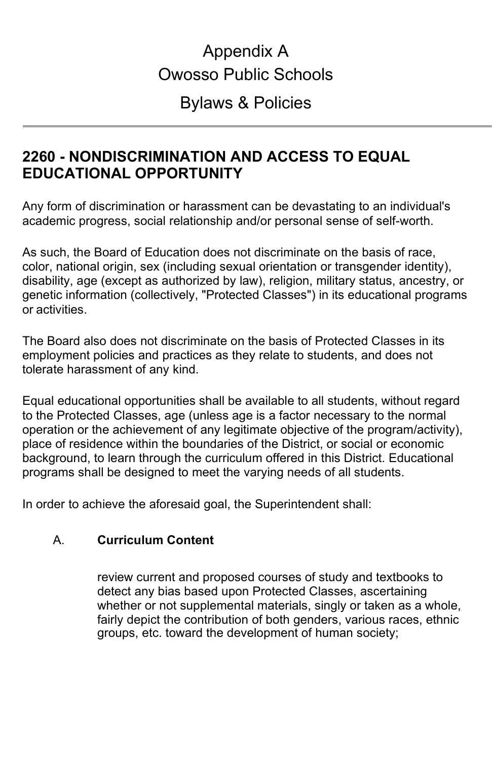# Appendix A
# Owosso Public Schools
# Bylaws & Policies

---

## 2260 - NONDISCRIMINATION AND ACCESS TO EQUAL EDUCATIONAL OPPORTUNITY

Any form of discrimination or harassment can be devastating to an individual's academic progress, social relationship and/or personal sense of self-worth.

As such, the Board of Education does not discriminate on the basis of race, color, national origin, sex (including sexual orientation or transgender identity), disability, age (except as authorized by law), religion, military status, ancestry, or genetic information (collectively, "Protected Classes") in its educational programs or activities.

The Board also does not discriminate on the basis of Protected Classes in its employment policies and practices as they relate to students, and does not tolerate harassment of any kind.

Equal educational opportunities shall be available to all students, without regard to the Protected Classes, age (unless age is a factor necessary to the normal operation or the achievement of any legitimate objective of the program/activity), place of residence within the boundaries of the District, or social or economic background, to learn through the curriculum offered in this District. Educational programs shall be designed to meet the varying needs of all students.

In order to achieve the aforesaid goal, the Superintendent shall:

A. **Curriculum Content**

   review current and proposed courses of study and textbooks to detect any bias based upon Protected Classes, ascertaining whether or not supplemental materials, singly or taken as a whole, fairly depict the contribution of both genders, various races, ethnic groups, etc. toward the development of human society;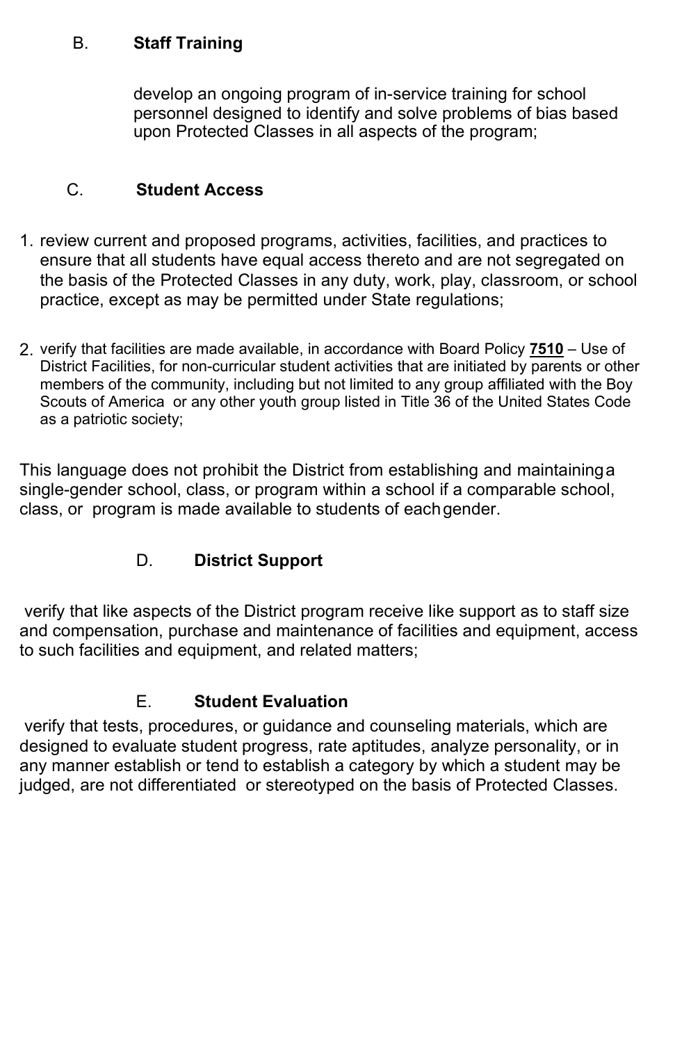B. **Staff Training**

develop an ongoing program of in-service training for school personnel designed to identify and solve problems of bias based upon Protected Classes in all aspects of the program;

C. **Student Access**

1. review current and proposed programs, activities, facilities, and practices to ensure that all students have equal access thereto and are not segregated on the basis of the Protected Classes in any duty, work, play, classroom, or school practice, except as may be permitted under State regulations;

2. verify that facilities are made available, in accordance with Board Policy **7510** – Use of District Facilities, for non-curricular student activities that are initiated by parents or other members of the community, including but not limited to any group affiliated with the Boy Scouts of America or any other youth group listed in Title 36 of the United States Code as a patriotic society;

This language does not prohibit the District from establishing and maintaining a single-gender school, class, or program within a school if a comparable school, class, or program is made available to students of each gender.

D. **District Support**

verify that like aspects of the District program receive like support as to staff size and compensation, purchase and maintenance of facilities and equipment, access to such facilities and equipment, and related matters;

E. **Student Evaluation**

verify that tests, procedures, or guidance and counseling materials, which are designed to evaluate student progress, rate aptitudes, analyze personality, or in any manner establish or tend to establish a category by which a student may be judged, are not differentiated or stereotyped on the basis of Protected Classes.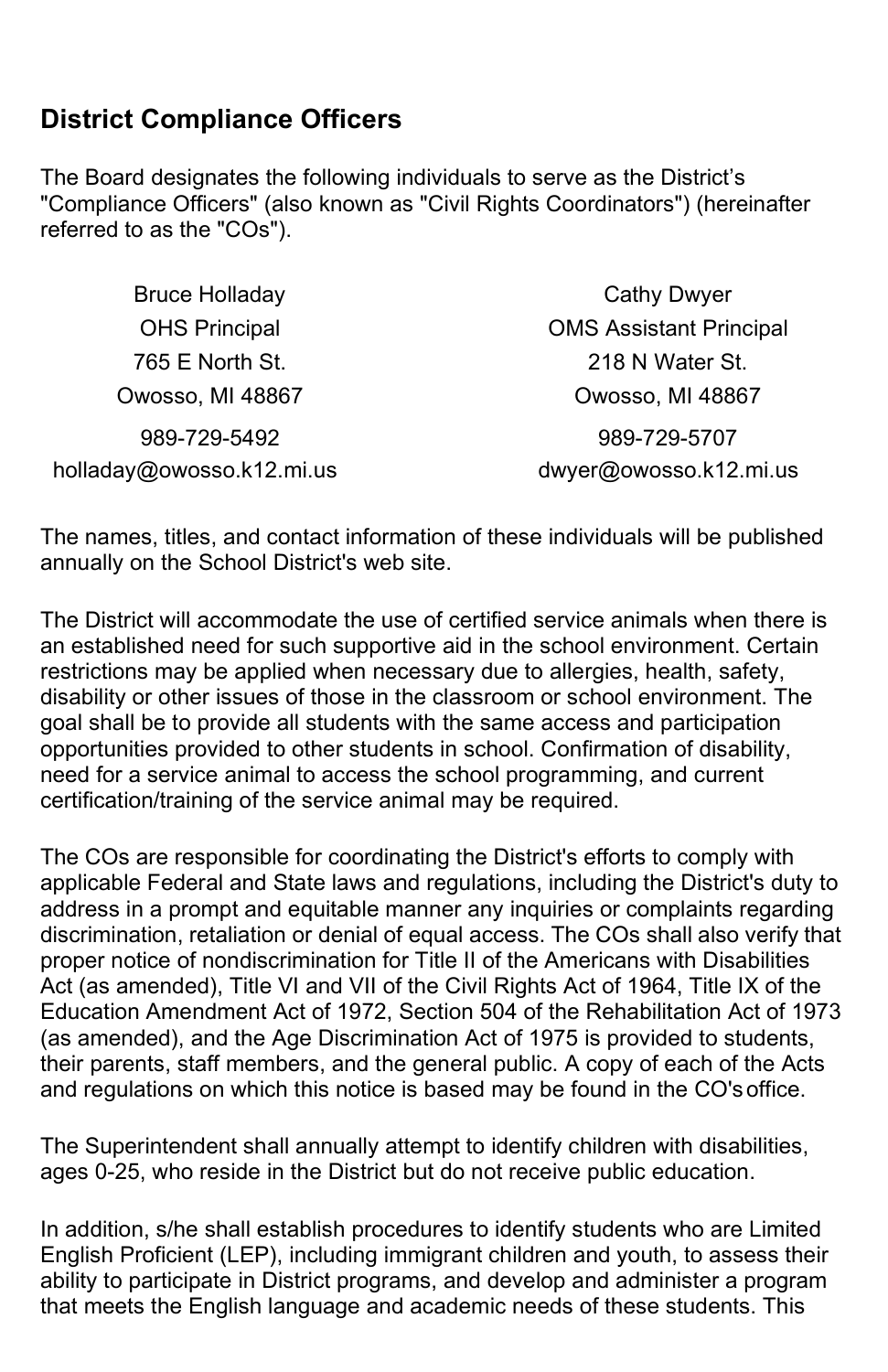## District Compliance Officers

The Board designates the following individuals to serve as the District's "Compliance Officers" (also known as "Civil Rights Coordinators") (hereinafter referred to as the "COs").

| | |
|---|---|
| Bruce Holladay | Cathy Dwyer |
| OHS Principal | OMS Assistant Principal |
| 765 E North St. | 218 N Water St. |
| Owosso, MI 48867 | Owosso, MI 48867 |
| 989-729-5492 | 989-729-5707 |
| holladay@owosso.k12.mi.us | dwyer@owosso.k12.mi.us |

The names, titles, and contact information of these individuals will be published annually on the School District's web site.

The District will accommodate the use of certified service animals when there is an established need for such supportive aid in the school environment. Certain restrictions may be applied when necessary due to allergies, health, safety, disability or other issues of those in the classroom or school environment. The goal shall be to provide all students with the same access and participation opportunities provided to other students in school. Confirmation of disability, need for a service animal to access the school programming, and current certification/training of the service animal may be required.

The COs are responsible for coordinating the District's efforts to comply with applicable Federal and State laws and regulations, including the District's duty to address in a prompt and equitable manner any inquiries or complaints regarding discrimination, retaliation or denial of equal access. The COs shall also verify that proper notice of nondiscrimination for Title II of the Americans with Disabilities Act (as amended), Title VI and VII of the Civil Rights Act of 1964, Title IX of the Education Amendment Act of 1972, Section 504 of the Rehabilitation Act of 1973 (as amended), and the Age Discrimination Act of 1975 is provided to students, their parents, staff members, and the general public. A copy of each of the Acts and regulations on which this notice is based may be found in the CO's office.

The Superintendent shall annually attempt to identify children with disabilities, ages 0-25, who reside in the District but do not receive public education.

In addition, s/he shall establish procedures to identify students who are Limited English Proficient (LEP), including immigrant children and youth, to assess their ability to participate in District programs, and develop and administer a program that meets the English language and academic needs of these students. This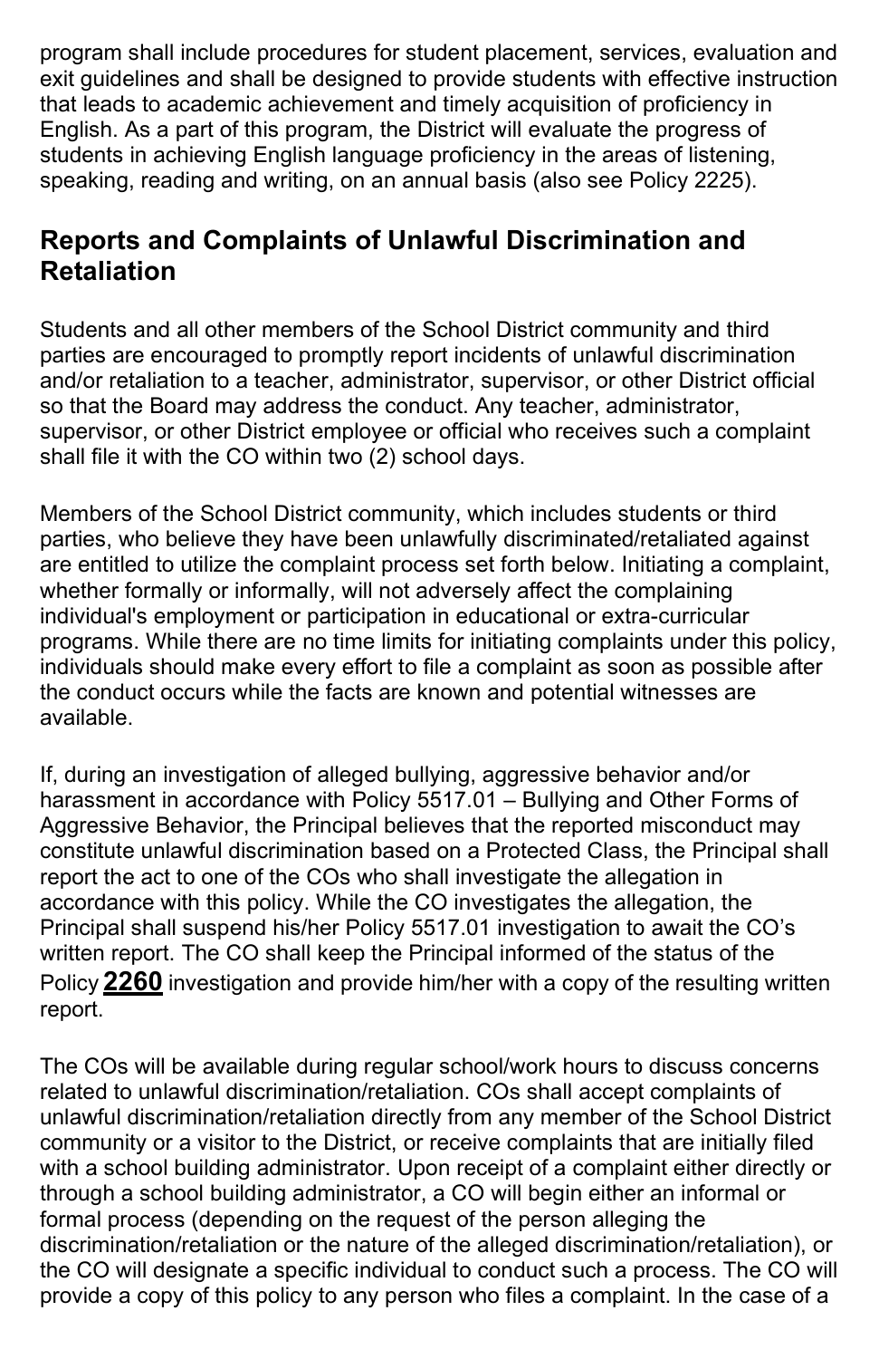program shall include procedures for student placement, services, evaluation and exit guidelines and shall be designed to provide students with effective instruction that leads to academic achievement and timely acquisition of proficiency in English. As a part of this program, the District will evaluate the progress of students in achieving English language proficiency in the areas of listening, speaking, reading and writing, on an annual basis (also see Policy 2225).

## Reports and Complaints of Unlawful Discrimination and Retaliation

Students and all other members of the School District community and third parties are encouraged to promptly report incidents of unlawful discrimination and/or retaliation to a teacher, administrator, supervisor, or other District official so that the Board may address the conduct. Any teacher, administrator, supervisor, or other District employee or official who receives such a complaint shall file it with the CO within two (2) school days.

Members of the School District community, which includes students or third parties, who believe they have been unlawfully discriminated/retaliated against are entitled to utilize the complaint process set forth below. Initiating a complaint, whether formally or informally, will not adversely affect the complaining individual's employment or participation in educational or extra-curricular programs. While there are no time limits for initiating complaints under this policy, individuals should make every effort to file a complaint as soon as possible after the conduct occurs while the facts are known and potential witnesses are available.

If, during an investigation of alleged bullying, aggressive behavior and/or harassment in accordance with Policy 5517.01 – Bullying and Other Forms of Aggressive Behavior, the Principal believes that the reported misconduct may constitute unlawful discrimination based on a Protected Class, the Principal shall report the act to one of the COs who shall investigate the allegation in accordance with this policy. While the CO investigates the allegation, the Principal shall suspend his/her Policy 5517.01 investigation to await the CO's written report. The CO shall keep the Principal informed of the status of the Policy **2260** investigation and provide him/her with a copy of the resulting written report.

The COs will be available during regular school/work hours to discuss concerns related to unlawful discrimination/retaliation. COs shall accept complaints of unlawful discrimination/retaliation directly from any member of the School District community or a visitor to the District, or receive complaints that are initially filed with a school building administrator. Upon receipt of a complaint either directly or through a school building administrator, a CO will begin either an informal or formal process (depending on the request of the person alleging the discrimination/retaliation or the nature of the alleged discrimination/retaliation), or the CO will designate a specific individual to conduct such a process. The CO will provide a copy of this policy to any person who files a complaint. In the case of a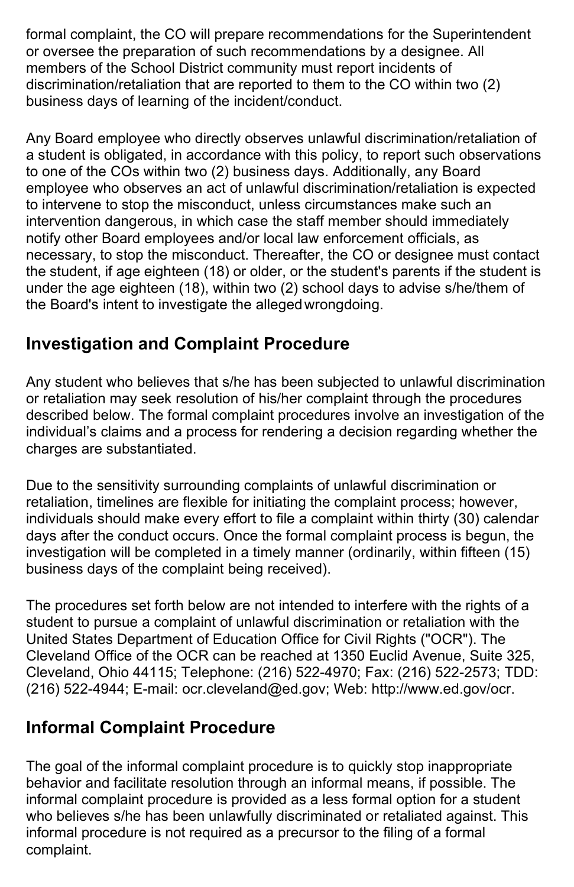formal complaint, the CO will prepare recommendations for the Superintendent or oversee the preparation of such recommendations by a designee. All members of the School District community must report incidents of discrimination/retaliation that are reported to them to the CO within two (2) business days of learning of the incident/conduct.

Any Board employee who directly observes unlawful discrimination/retaliation of a student is obligated, in accordance with this policy, to report such observations to one of the COs within two (2) business days. Additionally, any Board employee who observes an act of unlawful discrimination/retaliation is expected to intervene to stop the misconduct, unless circumstances make such an intervention dangerous, in which case the staff member should immediately notify other Board employees and/or local law enforcement officials, as necessary, to stop the misconduct. Thereafter, the CO or designee must contact the student, if age eighteen (18) or older, or the student's parents if the student is under the age eighteen (18), within two (2) school days to advise s/he/them of the Board's intent to investigate the alleged wrongdoing.

## Investigation and Complaint Procedure

Any student who believes that s/he has been subjected to unlawful discrimination or retaliation may seek resolution of his/her complaint through the procedures described below. The formal complaint procedures involve an investigation of the individual's claims and a process for rendering a decision regarding whether the charges are substantiated.

Due to the sensitivity surrounding complaints of unlawful discrimination or retaliation, timelines are flexible for initiating the complaint process; however, individuals should make every effort to file a complaint within thirty (30) calendar days after the conduct occurs. Once the formal complaint process is begun, the investigation will be completed in a timely manner (ordinarily, within fifteen (15) business days of the complaint being received).

The procedures set forth below are not intended to interfere with the rights of a student to pursue a complaint of unlawful discrimination or retaliation with the United States Department of Education Office for Civil Rights ("OCR"). The Cleveland Office of the OCR can be reached at 1350 Euclid Avenue, Suite 325, Cleveland, Ohio 44115; Telephone: (216) 522-4970; Fax: (216) 522-2573; TDD: (216) 522-4944; E-mail: ocr.cleveland@ed.gov; Web: http://www.ed.gov/ocr.

## Informal Complaint Procedure

The goal of the informal complaint procedure is to quickly stop inappropriate behavior and facilitate resolution through an informal means, if possible. The informal complaint procedure is provided as a less formal option for a student who believes s/he has been unlawfully discriminated or retaliated against. This informal procedure is not required as a precursor to the filing of a formal complaint.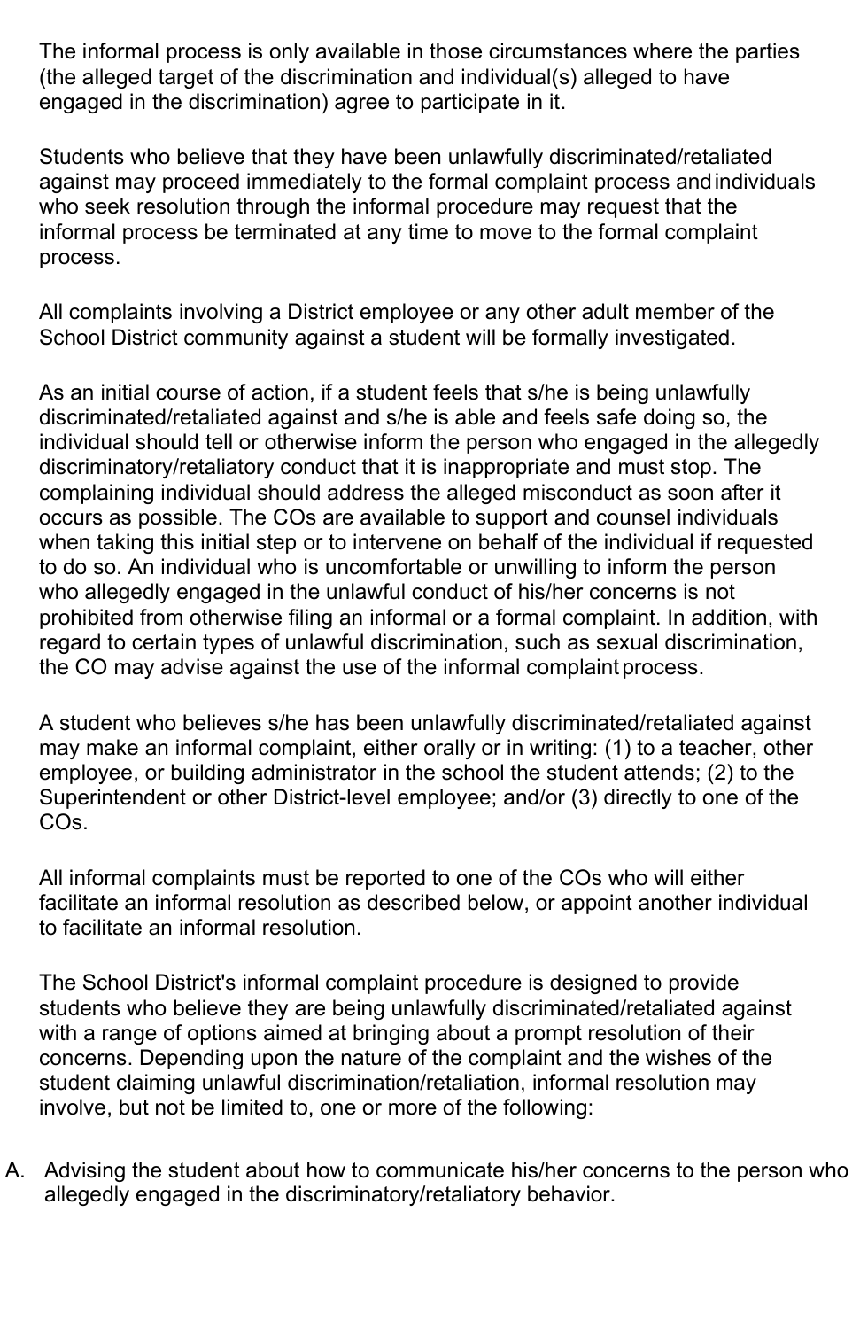The informal process is only available in those circumstances where the parties (the alleged target of the discrimination and individual(s) alleged to have engaged in the discrimination) agree to participate in it.

Students who believe that they have been unlawfully discriminated/retaliated against may proceed immediately to the formal complaint process and individuals who seek resolution through the informal procedure may request that the informal process be terminated at any time to move to the formal complaint process.

All complaints involving a District employee or any other adult member of the School District community against a student will be formally investigated.

As an initial course of action, if a student feels that s/he is being unlawfully discriminated/retaliated against and s/he is able and feels safe doing so, the individual should tell or otherwise inform the person who engaged in the allegedly discriminatory/retaliatory conduct that it is inappropriate and must stop. The complaining individual should address the alleged misconduct as soon after it occurs as possible. The COs are available to support and counsel individuals when taking this initial step or to intervene on behalf of the individual if requested to do so. An individual who is uncomfortable or unwilling to inform the person who allegedly engaged in the unlawful conduct of his/her concerns is not prohibited from otherwise filing an informal or a formal complaint. In addition, with regard to certain types of unlawful discrimination, such as sexual discrimination, the CO may advise against the use of the informal complaint process.

A student who believes s/he has been unlawfully discriminated/retaliated against may make an informal complaint, either orally or in writing: (1) to a teacher, other employee, or building administrator in the school the student attends; (2) to the Superintendent or other District-level employee; and/or (3) directly to one of the COs.

All informal complaints must be reported to one of the COs who will either facilitate an informal resolution as described below, or appoint another individual to facilitate an informal resolution.

The School District's informal complaint procedure is designed to provide students who believe they are being unlawfully discriminated/retaliated against with a range of options aimed at bringing about a prompt resolution of their concerns. Depending upon the nature of the complaint and the wishes of the student claiming unlawful discrimination/retaliation, informal resolution may involve, but not be limited to, one or more of the following:

A. Advising the student about how to communicate his/her concerns to the person who allegedly engaged in the discriminatory/retaliatory behavior.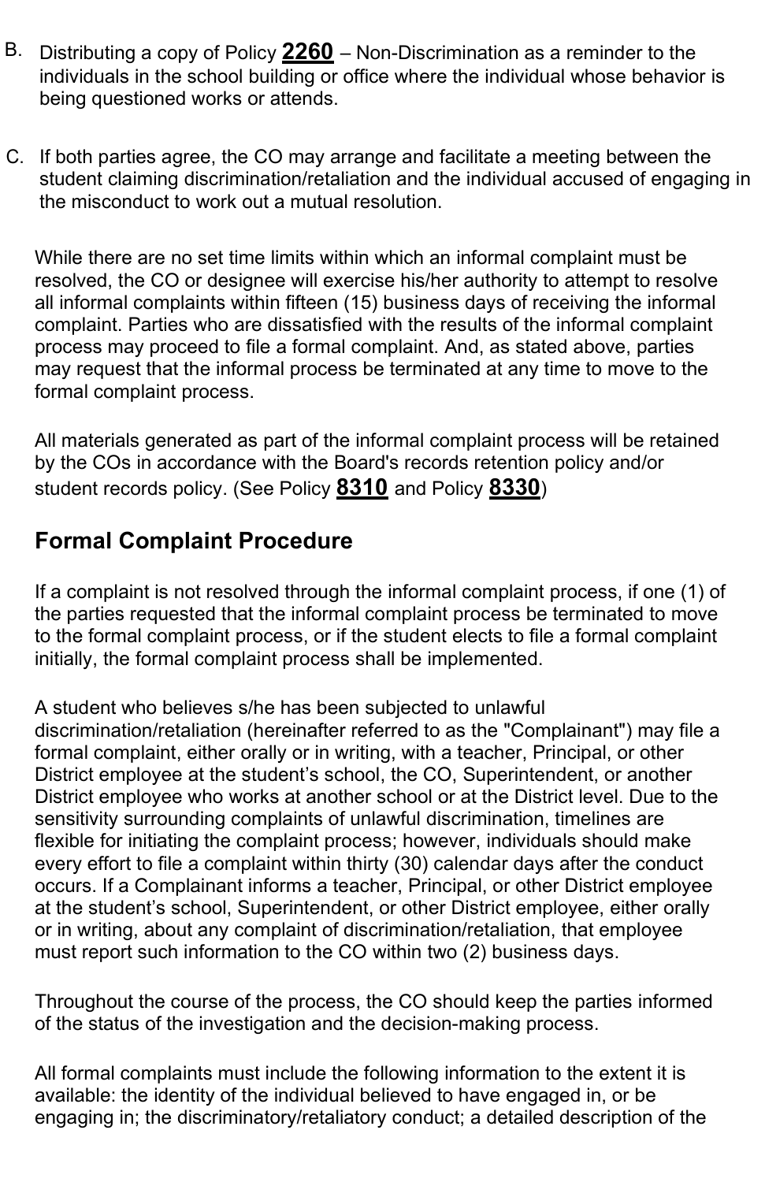B. Distributing a copy of Policy **2260** – Non-Discrimination as a reminder to the individuals in the school building or office where the individual whose behavior is being questioned works or attends.

C. If both parties agree, the CO may arrange and facilitate a meeting between the student claiming discrimination/retaliation and the individual accused of engaging in the misconduct to work out a mutual resolution.

While there are no set time limits within which an informal complaint must be resolved, the CO or designee will exercise his/her authority to attempt to resolve all informal complaints within fifteen (15) business days of receiving the informal complaint. Parties who are dissatisfied with the results of the informal complaint process may proceed to file a formal complaint. And, as stated above, parties may request that the informal process be terminated at any time to move to the formal complaint process.

All materials generated as part of the informal complaint process will be retained by the COs in accordance with the Board's records retention policy and/or student records policy. (See Policy **8310** and Policy **8330**)

## Formal Complaint Procedure

If a complaint is not resolved through the informal complaint process, if one (1) of the parties requested that the informal complaint process be terminated to move to the formal complaint process, or if the student elects to file a formal complaint initially, the formal complaint process shall be implemented.

A student who believes s/he has been subjected to unlawful discrimination/retaliation (hereinafter referred to as the "Complainant") may file a formal complaint, either orally or in writing, with a teacher, Principal, or other District employee at the student's school, the CO, Superintendent, or another District employee who works at another school or at the District level. Due to the sensitivity surrounding complaints of unlawful discrimination, timelines are flexible for initiating the complaint process; however, individuals should make every effort to file a complaint within thirty (30) calendar days after the conduct occurs. If a Complainant informs a teacher, Principal, or other District employee at the student's school, Superintendent, or other District employee, either orally or in writing, about any complaint of discrimination/retaliation, that employee must report such information to the CO within two (2) business days.

Throughout the course of the process, the CO should keep the parties informed of the status of the investigation and the decision-making process.

All formal complaints must include the following information to the extent it is available: the identity of the individual believed to have engaged in, or be engaging in; the discriminatory/retaliatory conduct; a detailed description of the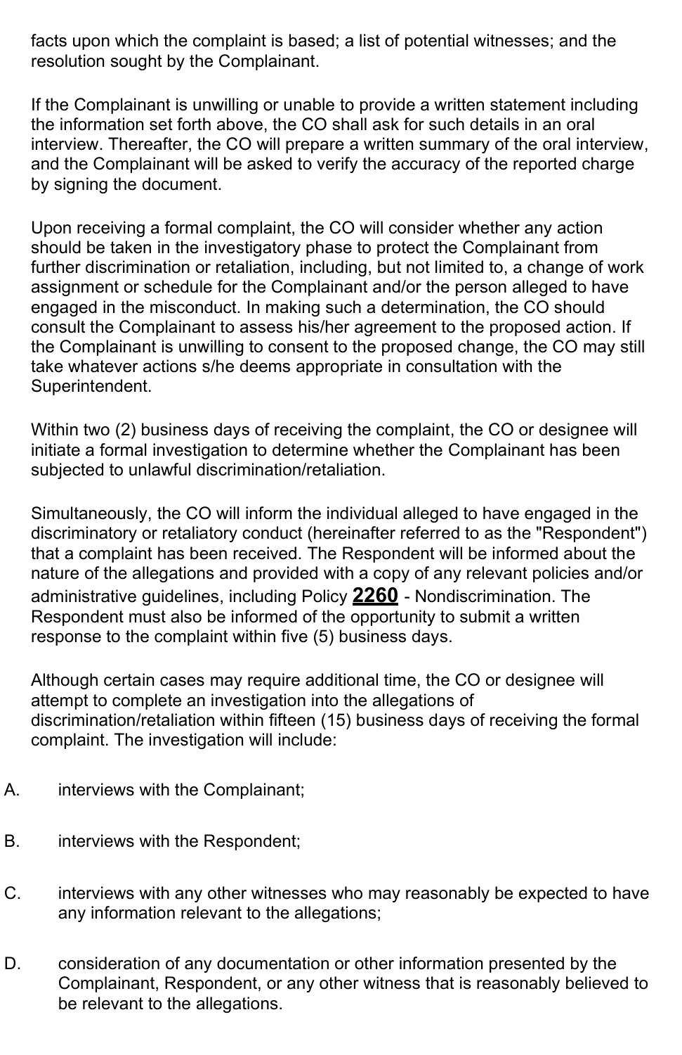facts upon which the complaint is based; a list of potential witnesses; and the resolution sought by the Complainant.

If the Complainant is unwilling or unable to provide a written statement including the information set forth above, the CO shall ask for such details in an oral interview. Thereafter, the CO will prepare a written summary of the oral interview, and the Complainant will be asked to verify the accuracy of the reported charge by signing the document.

Upon receiving a formal complaint, the CO will consider whether any action should be taken in the investigatory phase to protect the Complainant from further discrimination or retaliation, including, but not limited to, a change of work assignment or schedule for the Complainant and/or the person alleged to have engaged in the misconduct. In making such a determination, the CO should consult the Complainant to assess his/her agreement to the proposed action. If the Complainant is unwilling to consent to the proposed change, the CO may still take whatever actions s/he deems appropriate in consultation with the Superintendent.

Within two (2) business days of receiving the complaint, the CO or designee will initiate a formal investigation to determine whether the Complainant has been subjected to unlawful discrimination/retaliation.

Simultaneously, the CO will inform the individual alleged to have engaged in the discriminatory or retaliatory conduct (hereinafter referred to as the "Respondent") that a complaint has been received. The Respondent will be informed about the nature of the allegations and provided with a copy of any relevant policies and/or administrative guidelines, including Policy **2260** - Nondiscrimination. The Respondent must also be informed of the opportunity to submit a written response to the complaint within five (5) business days.

Although certain cases may require additional time, the CO or designee will attempt to complete an investigation into the allegations of discrimination/retaliation within fifteen (15) business days of receiving the formal complaint. The investigation will include:

A. interviews with the Complainant;

B. interviews with the Respondent;

C. interviews with any other witnesses who may reasonably be expected to have any information relevant to the allegations;

D. consideration of any documentation or other information presented by the Complainant, Respondent, or any other witness that is reasonably believed to be relevant to the allegations.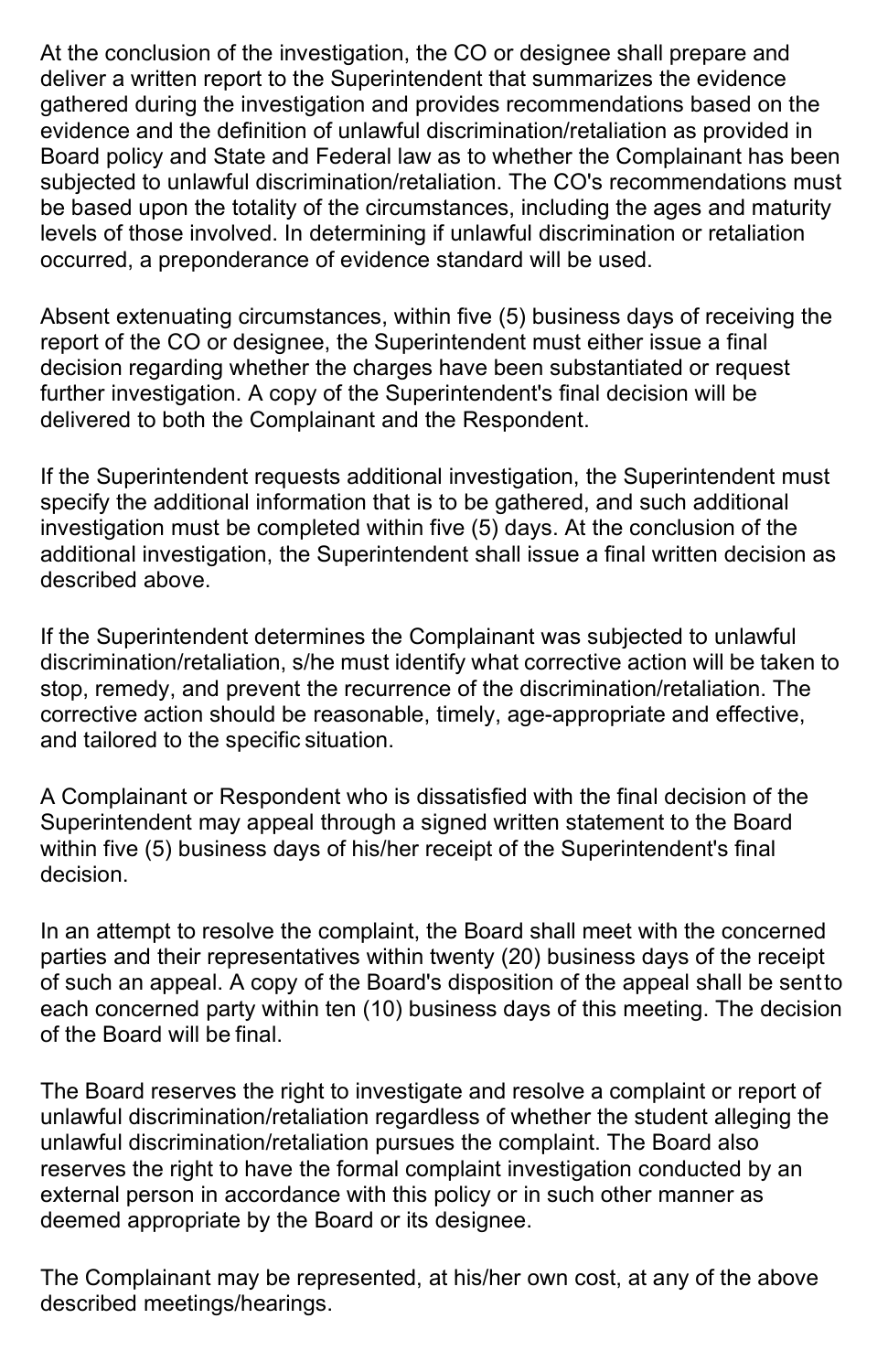At the conclusion of the investigation, the CO or designee shall prepare and deliver a written report to the Superintendent that summarizes the evidence gathered during the investigation and provides recommendations based on the evidence and the definition of unlawful discrimination/retaliation as provided in Board policy and State and Federal law as to whether the Complainant has been subjected to unlawful discrimination/retaliation. The CO's recommendations must be based upon the totality of the circumstances, including the ages and maturity levels of those involved. In determining if unlawful discrimination or retaliation occurred, a preponderance of evidence standard will be used.

Absent extenuating circumstances, within five (5) business days of receiving the report of the CO or designee, the Superintendent must either issue a final decision regarding whether the charges have been substantiated or request further investigation. A copy of the Superintendent's final decision will be delivered to both the Complainant and the Respondent.

If the Superintendent requests additional investigation, the Superintendent must specify the additional information that is to be gathered, and such additional investigation must be completed within five (5) days. At the conclusion of the additional investigation, the Superintendent shall issue a final written decision as described above.

If the Superintendent determines the Complainant was subjected to unlawful discrimination/retaliation, s/he must identify what corrective action will be taken to stop, remedy, and prevent the recurrence of the discrimination/retaliation. The corrective action should be reasonable, timely, age-appropriate and effective, and tailored to the specific situation.

A Complainant or Respondent who is dissatisfied with the final decision of the Superintendent may appeal through a signed written statement to the Board within five (5) business days of his/her receipt of the Superintendent's final decision.

In an attempt to resolve the complaint, the Board shall meet with the concerned parties and their representatives within twenty (20) business days of the receipt of such an appeal. A copy of the Board's disposition of the appeal shall be sentto each concerned party within ten (10) business days of this meeting. The decision of the Board will be final.

The Board reserves the right to investigate and resolve a complaint or report of unlawful discrimination/retaliation regardless of whether the student alleging the unlawful discrimination/retaliation pursues the complaint. The Board also reserves the right to have the formal complaint investigation conducted by an external person in accordance with this policy or in such other manner as deemed appropriate by the Board or its designee.

The Complainant may be represented, at his/her own cost, at any of the above described meetings/hearings.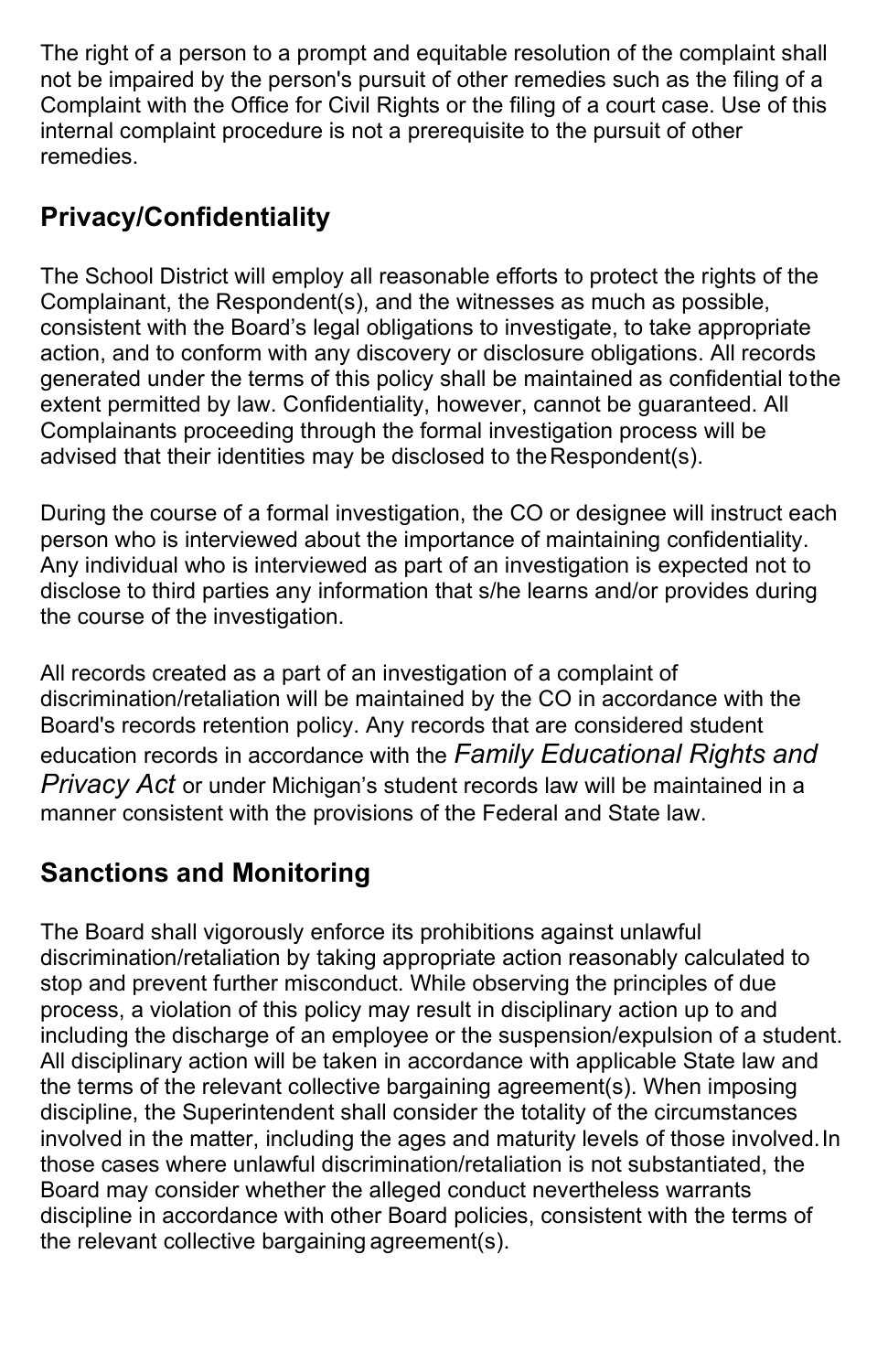The right of a person to a prompt and equitable resolution of the complaint shall not be impaired by the person's pursuit of other remedies such as the filing of a Complaint with the Office for Civil Rights or the filing of a court case. Use of this internal complaint procedure is not a prerequisite to the pursuit of other remedies.

## Privacy/Confidentiality

The School District will employ all reasonable efforts to protect the rights of the Complainant, the Respondent(s), and the witnesses as much as possible, consistent with the Board's legal obligations to investigate, to take appropriate action, and to conform with any discovery or disclosure obligations. All records generated under the terms of this policy shall be maintained as confidential to the extent permitted by law. Confidentiality, however, cannot be guaranteed. All Complainants proceeding through the formal investigation process will be advised that their identities may be disclosed to the Respondent(s).

During the course of a formal investigation, the CO or designee will instruct each person who is interviewed about the importance of maintaining confidentiality. Any individual who is interviewed as part of an investigation is expected not to disclose to third parties any information that s/he learns and/or provides during the course of the investigation.

All records created as a part of an investigation of a complaint of discrimination/retaliation will be maintained by the CO in accordance with the Board's records retention policy. Any records that are considered student education records in accordance with the *Family Educational Rights and Privacy Act* or under Michigan's student records law will be maintained in a manner consistent with the provisions of the Federal and State law.

## Sanctions and Monitoring

The Board shall vigorously enforce its prohibitions against unlawful discrimination/retaliation by taking appropriate action reasonably calculated to stop and prevent further misconduct. While observing the principles of due process, a violation of this policy may result in disciplinary action up to and including the discharge of an employee or the suspension/expulsion of a student. All disciplinary action will be taken in accordance with applicable State law and the terms of the relevant collective bargaining agreement(s). When imposing discipline, the Superintendent shall consider the totality of the circumstances involved in the matter, including the ages and maturity levels of those involved. In those cases where unlawful discrimination/retaliation is not substantiated, the Board may consider whether the alleged conduct nevertheless warrants discipline in accordance with other Board policies, consistent with the terms of the relevant collective bargaining agreement(s).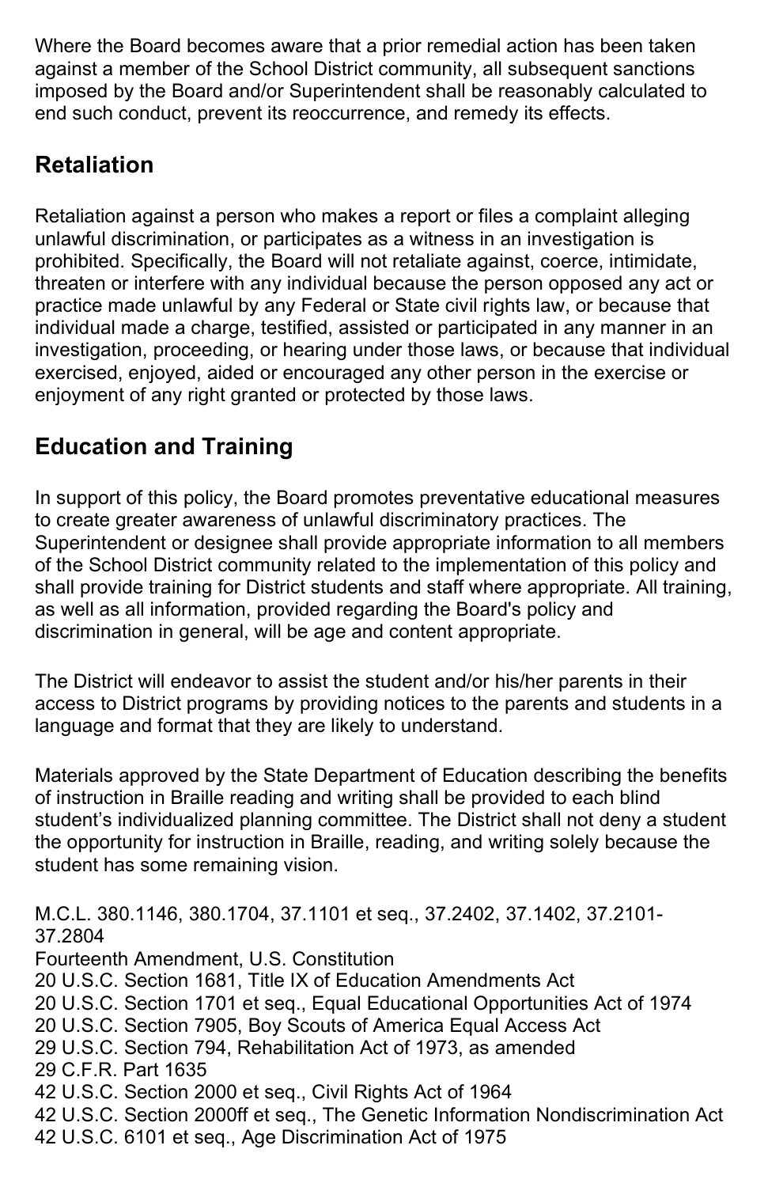Where the Board becomes aware that a prior remedial action has been taken against a member of the School District community, all subsequent sanctions imposed by the Board and/or Superintendent shall be reasonably calculated to end such conduct, prevent its reoccurrence, and remedy its effects.

## Retaliation

Retaliation against a person who makes a report or files a complaint alleging unlawful discrimination, or participates as a witness in an investigation is prohibited. Specifically, the Board will not retaliate against, coerce, intimidate, threaten or interfere with any individual because the person opposed any act or practice made unlawful by any Federal or State civil rights law, or because that individual made a charge, testified, assisted or participated in any manner in an investigation, proceeding, or hearing under those laws, or because that individual exercised, enjoyed, aided or encouraged any other person in the exercise or enjoyment of any right granted or protected by those laws.

## Education and Training

In support of this policy, the Board promotes preventative educational measures to create greater awareness of unlawful discriminatory practices. The Superintendent or designee shall provide appropriate information to all members of the School District community related to the implementation of this policy and shall provide training for District students and staff where appropriate. All training, as well as all information, provided regarding the Board's policy and discrimination in general, will be age and content appropriate.

The District will endeavor to assist the student and/or his/her parents in their access to District programs by providing notices to the parents and students in a language and format that they are likely to understand.

Materials approved by the State Department of Education describing the benefits of instruction in Braille reading and writing shall be provided to each blind student's individualized planning committee. The District shall not deny a student the opportunity for instruction in Braille, reading, and writing solely because the student has some remaining vision.

M.C.L. 380.1146, 380.1704, 37.1101 et seq., 37.2402, 37.1402, 37.2101-37.2804
Fourteenth Amendment, U.S. Constitution
20 U.S.C. Section 1681, Title IX of Education Amendments Act
20 U.S.C. Section 1701 et seq., Equal Educational Opportunities Act of 1974
20 U.S.C. Section 7905, Boy Scouts of America Equal Access Act
29 U.S.C. Section 794, Rehabilitation Act of 1973, as amended
29 C.F.R. Part 1635
42 U.S.C. Section 2000 et seq., Civil Rights Act of 1964
42 U.S.C. Section 2000ff et seq., The Genetic Information Nondiscrimination Act
42 U.S.C. 6101 et seq., Age Discrimination Act of 1975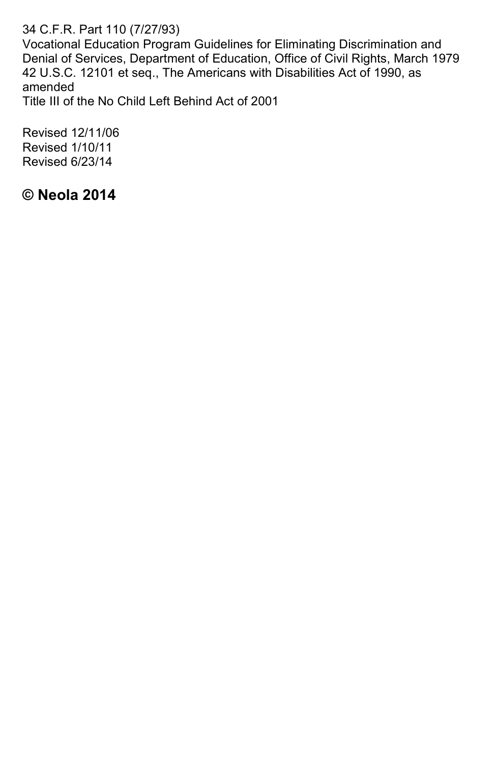34 C.F.R. Part 110 (7/27/93)
Vocational Education Program Guidelines for Eliminating Discrimination and Denial of Services, Department of Education, Office of Civil Rights, March 1979
42 U.S.C. 12101 et seq., The Americans with Disabilities Act of 1990, as amended
Title III of the No Child Left Behind Act of 2001

Revised 12/11/06
Revised 1/10/11
Revised 6/23/14

**© Neola 2014**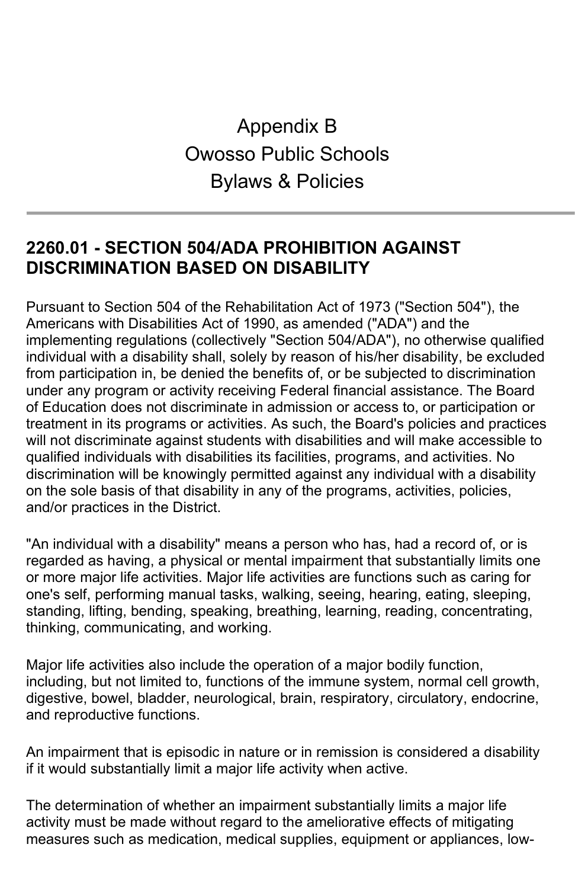# Appendix B
# Owosso Public Schools
# Bylaws & Policies

---

## 2260.01 - SECTION 504/ADA PROHIBITION AGAINST DISCRIMINATION BASED ON DISABILITY

Pursuant to Section 504 of the Rehabilitation Act of 1973 ("Section 504"), the Americans with Disabilities Act of 1990, as amended ("ADA") and the implementing regulations (collectively "Section 504/ADA"), no otherwise qualified individual with a disability shall, solely by reason of his/her disability, be excluded from participation in, be denied the benefits of, or be subjected to discrimination under any program or activity receiving Federal financial assistance. The Board of Education does not discriminate in admission or access to, or participation or treatment in its programs or activities. As such, the Board's policies and practices will not discriminate against students with disabilities and will make accessible to qualified individuals with disabilities its facilities, programs, and activities. No discrimination will be knowingly permitted against any individual with a disability on the sole basis of that disability in any of the programs, activities, policies, and/or practices in the District.

"An individual with a disability" means a person who has, had a record of, or is regarded as having, a physical or mental impairment that substantially limits one or more major life activities. Major life activities are functions such as caring for one's self, performing manual tasks, walking, seeing, hearing, eating, sleeping, standing, lifting, bending, speaking, breathing, learning, reading, concentrating, thinking, communicating, and working.

Major life activities also include the operation of a major bodily function, including, but not limited to, functions of the immune system, normal cell growth, digestive, bowel, bladder, neurological, brain, respiratory, circulatory, endocrine, and reproductive functions.

An impairment that is episodic in nature or in remission is considered a disability if it would substantially limit a major life activity when active.

The determination of whether an impairment substantially limits a major life activity must be made without regard to the ameliorative effects of mitigating measures such as medication, medical supplies, equipment or appliances, low-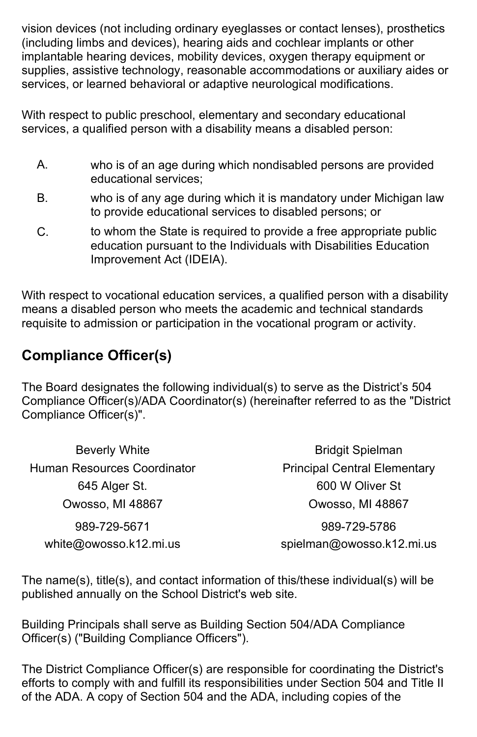vision devices (not including ordinary eyeglasses or contact lenses), prosthetics (including limbs and devices), hearing aids and cochlear implants or other implantable hearing devices, mobility devices, oxygen therapy equipment or supplies, assistive technology, reasonable accommodations or auxiliary aides or services, or learned behavioral or adaptive neurological modifications.

With respect to public preschool, elementary and secondary educational services, a qualified person with a disability means a disabled person:

A. who is of an age during which nondisabled persons are provided educational services;

B. who is of any age during which it is mandatory under Michigan law to provide educational services to disabled persons; or

C. to whom the State is required to provide a free appropriate public education pursuant to the Individuals with Disabilities Education Improvement Act (IDEIA).

With respect to vocational education services, a qualified person with a disability means a disabled person who meets the academic and technical standards requisite to admission or participation in the vocational program or activity.

## Compliance Officer(s)

The Board designates the following individual(s) to serve as the District's 504 Compliance Officer(s)/ADA Coordinator(s) (hereinafter referred to as the "District Compliance Officer(s)".

Beverly White
Human Resources Coordinator
645 Alger St.
Owosso, MI 48867
989-729-5671
white@owosso.k12.mi.us

Bridgit Spielman
Principal Central Elementary
600 W Oliver St
Owosso, MI 48867
989-729-5786
spielman@owosso.k12.mi.us

The name(s), title(s), and contact information of this/these individual(s) will be published annually on the School District's web site.

Building Principals shall serve as Building Section 504/ADA Compliance Officer(s) ("Building Compliance Officers").

The District Compliance Officer(s) are responsible for coordinating the District's efforts to comply with and fulfill its responsibilities under Section 504 and Title II of the ADA. A copy of Section 504 and the ADA, including copies of the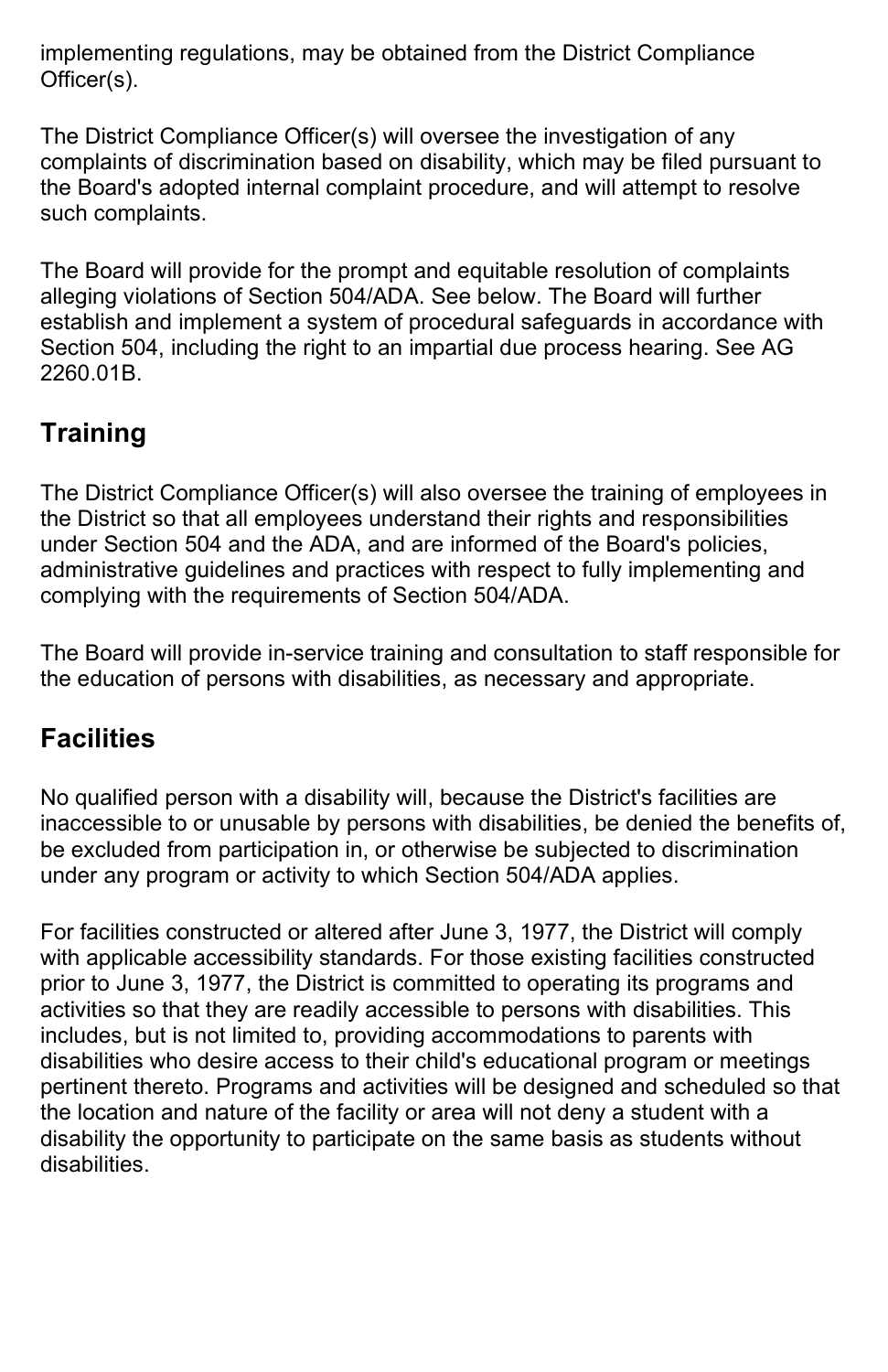implementing regulations, may be obtained from the District Compliance Officer(s).

The District Compliance Officer(s) will oversee the investigation of any complaints of discrimination based on disability, which may be filed pursuant to the Board's adopted internal complaint procedure, and will attempt to resolve such complaints.

The Board will provide for the prompt and equitable resolution of complaints alleging violations of Section 504/ADA. See below. The Board will further establish and implement a system of procedural safeguards in accordance with Section 504, including the right to an impartial due process hearing. See AG 2260.01B.

## Training

The District Compliance Officer(s) will also oversee the training of employees in the District so that all employees understand their rights and responsibilities under Section 504 and the ADA, and are informed of the Board's policies, administrative guidelines and practices with respect to fully implementing and complying with the requirements of Section 504/ADA.

The Board will provide in-service training and consultation to staff responsible for the education of persons with disabilities, as necessary and appropriate.

## Facilities

No qualified person with a disability will, because the District's facilities are inaccessible to or unusable by persons with disabilities, be denied the benefits of, be excluded from participation in, or otherwise be subjected to discrimination under any program or activity to which Section 504/ADA applies.

For facilities constructed or altered after June 3, 1977, the District will comply with applicable accessibility standards. For those existing facilities constructed prior to June 3, 1977, the District is committed to operating its programs and activities so that they are readily accessible to persons with disabilities. This includes, but is not limited to, providing accommodations to parents with disabilities who desire access to their child's educational program or meetings pertinent thereto. Programs and activities will be designed and scheduled so that the location and nature of the facility or area will not deny a student with a disability the opportunity to participate on the same basis as students without disabilities.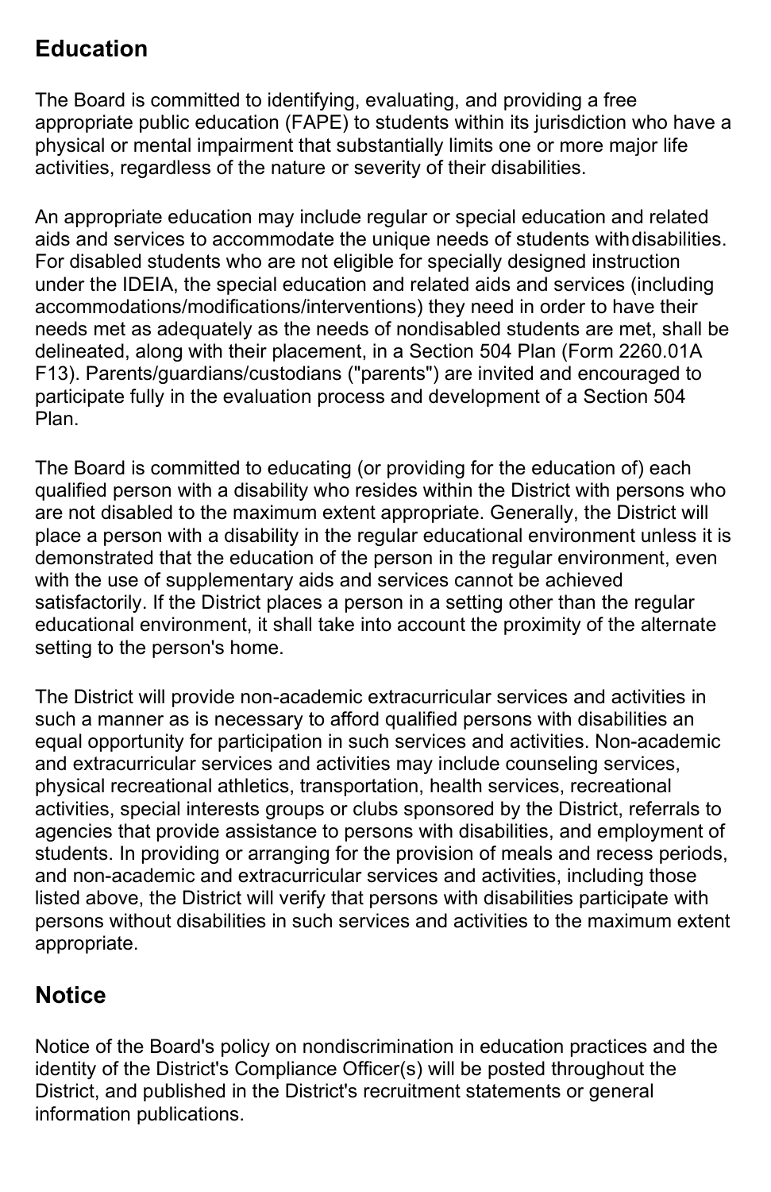## Education

The Board is committed to identifying, evaluating, and providing a free appropriate public education (FAPE) to students within its jurisdiction who have a physical or mental impairment that substantially limits one or more major life activities, regardless of the nature or severity of their disabilities.

An appropriate education may include regular or special education and related aids and services to accommodate the unique needs of students with disabilities. For disabled students who are not eligible for specially designed instruction under the IDEIA, the special education and related aids and services (including accommodations/modifications/interventions) they need in order to have their needs met as adequately as the needs of nondisabled students are met, shall be delineated, along with their placement, in a Section 504 Plan (Form 2260.01A F13). Parents/guardians/custodians ("parents") are invited and encouraged to participate fully in the evaluation process and development of a Section 504 Plan.

The Board is committed to educating (or providing for the education of) each qualified person with a disability who resides within the District with persons who are not disabled to the maximum extent appropriate. Generally, the District will place a person with a disability in the regular educational environment unless it is demonstrated that the education of the person in the regular environment, even with the use of supplementary aids and services cannot be achieved satisfactorily. If the District places a person in a setting other than the regular educational environment, it shall take into account the proximity of the alternate setting to the person's home.

The District will provide non-academic extracurricular services and activities in such a manner as is necessary to afford qualified persons with disabilities an equal opportunity for participation in such services and activities. Non-academic and extracurricular services and activities may include counseling services, physical recreational athletics, transportation, health services, recreational activities, special interests groups or clubs sponsored by the District, referrals to agencies that provide assistance to persons with disabilities, and employment of students. In providing or arranging for the provision of meals and recess periods, and non-academic and extracurricular services and activities, including those listed above, the District will verify that persons with disabilities participate with persons without disabilities in such services and activities to the maximum extent appropriate.

## Notice

Notice of the Board's policy on nondiscrimination in education practices and the identity of the District's Compliance Officer(s) will be posted throughout the District, and published in the District's recruitment statements or general information publications.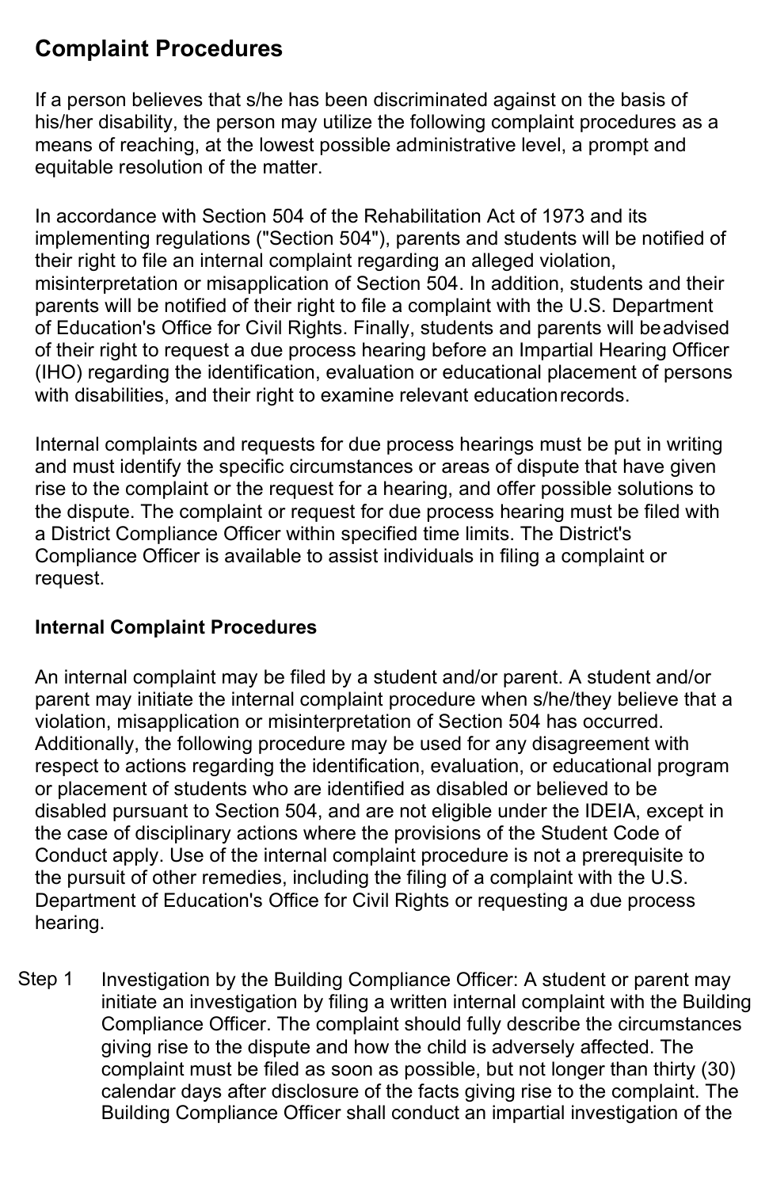## Complaint Procedures

If a person believes that s/he has been discriminated against on the basis of his/her disability, the person may utilize the following complaint procedures as a means of reaching, at the lowest possible administrative level, a prompt and equitable resolution of the matter.

In accordance with Section 504 of the Rehabilitation Act of 1973 and its implementing regulations ("Section 504"), parents and students will be notified of their right to file an internal complaint regarding an alleged violation, misinterpretation or misapplication of Section 504. In addition, students and their parents will be notified of their right to file a complaint with the U.S. Department of Education's Office for Civil Rights. Finally, students and parents will be advised of their right to request a due process hearing before an Impartial Hearing Officer (IHO) regarding the identification, evaluation or educational placement of persons with disabilities, and their right to examine relevant education records.

Internal complaints and requests for due process hearings must be put in writing and must identify the specific circumstances or areas of dispute that have given rise to the complaint or the request for a hearing, and offer possible solutions to the dispute. The complaint or request for due process hearing must be filed with a District Compliance Officer within specified time limits. The District's Compliance Officer is available to assist individuals in filing a complaint or request.

**Internal Complaint Procedures**

An internal complaint may be filed by a student and/or parent. A student and/or parent may initiate the internal complaint procedure when s/he/they believe that a violation, misapplication or misinterpretation of Section 504 has occurred. Additionally, the following procedure may be used for any disagreement with respect to actions regarding the identification, evaluation, or educational program or placement of students who are identified as disabled or believed to be disabled pursuant to Section 504, and are not eligible under the IDEIA, except in the case of disciplinary actions where the provisions of the Student Code of Conduct apply. Use of the internal complaint procedure is not a prerequisite to the pursuit of other remedies, including the filing of a complaint with the U.S. Department of Education's Office for Civil Rights or requesting a due process hearing.

Step 1 Investigation by the Building Compliance Officer: A student or parent may initiate an investigation by filing a written internal complaint with the Building Compliance Officer. The complaint should fully describe the circumstances giving rise to the dispute and how the child is adversely affected. The complaint must be filed as soon as possible, but not longer than thirty (30) calendar days after disclosure of the facts giving rise to the complaint. The Building Compliance Officer shall conduct an impartial investigation of the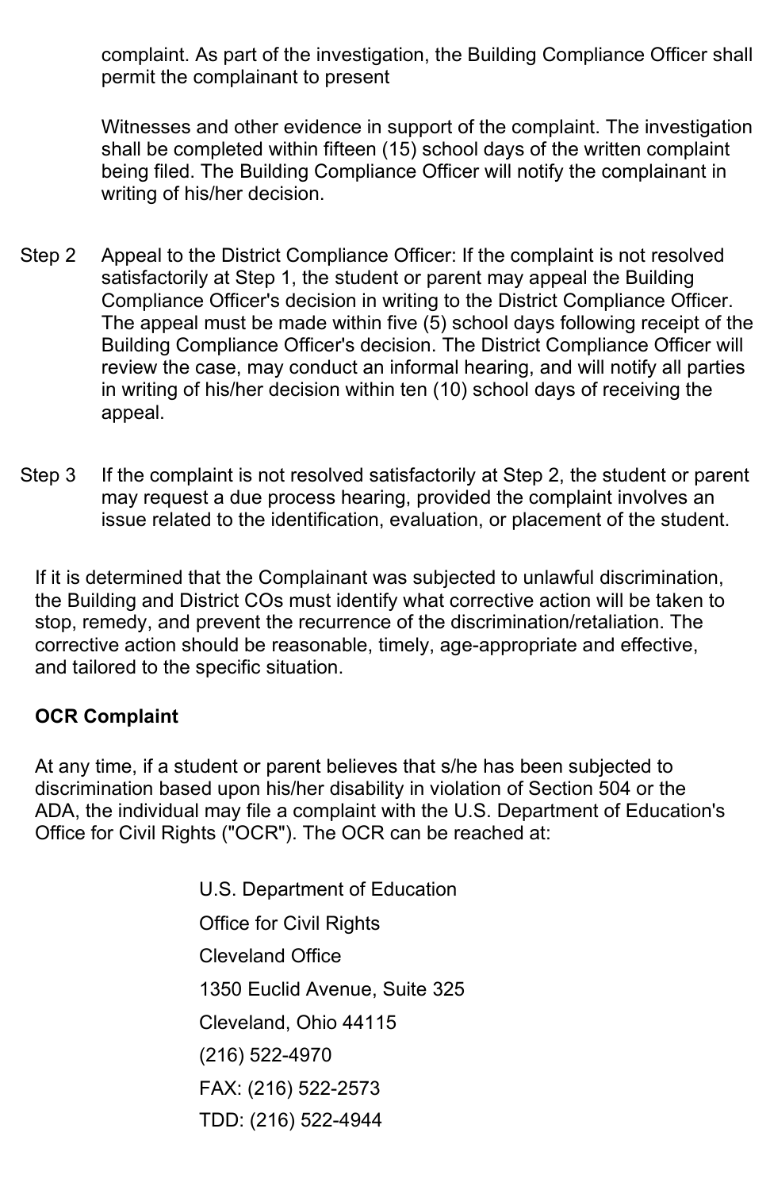complaint. As part of the investigation, the Building Compliance Officer shall permit the complainant to present

Witnesses and other evidence in support of the complaint. The investigation shall be completed within fifteen (15) school days of the written complaint being filed. The Building Compliance Officer will notify the complainant in writing of his/her decision.

Step 2 Appeal to the District Compliance Officer: If the complaint is not resolved satisfactorily at Step 1, the student or parent may appeal the Building Compliance Officer's decision in writing to the District Compliance Officer. The appeal must be made within five (5) school days following receipt of the Building Compliance Officer's decision. The District Compliance Officer will review the case, may conduct an informal hearing, and will notify all parties in writing of his/her decision within ten (10) school days of receiving the appeal.

Step 3 If the complaint is not resolved satisfactorily at Step 2, the student or parent may request a due process hearing, provided the complaint involves an issue related to the identification, evaluation, or placement of the student.

If it is determined that the Complainant was subjected to unlawful discrimination, the Building and District COs must identify what corrective action will be taken to stop, remedy, and prevent the recurrence of the discrimination/retaliation. The corrective action should be reasonable, timely, age-appropriate and effective, and tailored to the specific situation.

**OCR Complaint**

At any time, if a student or parent believes that s/he has been subjected to discrimination based upon his/her disability in violation of Section 504 or the ADA, the individual may file a complaint with the U.S. Department of Education's Office for Civil Rights ("OCR"). The OCR can be reached at:

U.S. Department of Education
Office for Civil Rights
Cleveland Office
1350 Euclid Avenue, Suite 325
Cleveland, Ohio 44115
(216) 522-4970
FAX: (216) 522-2573
TDD: (216) 522-4944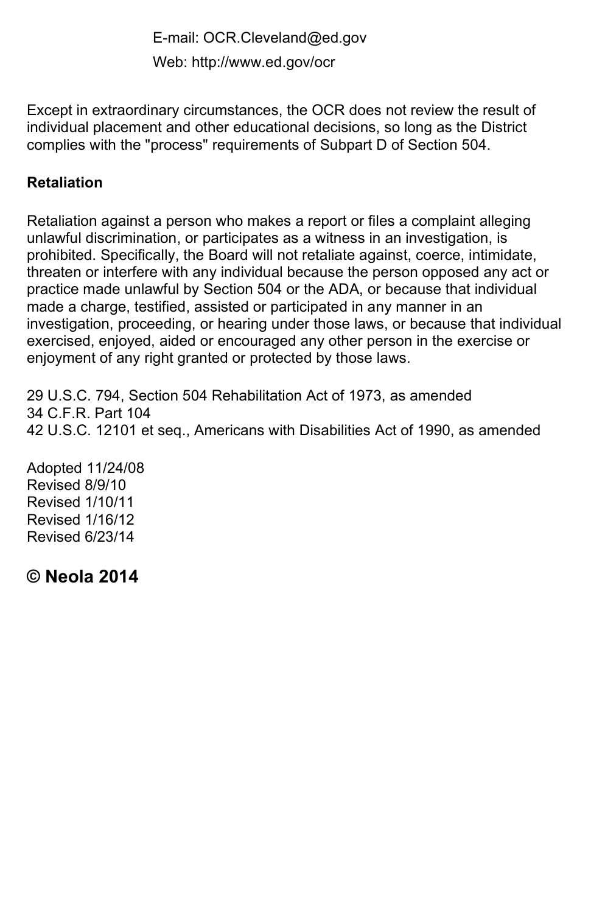E-mail: OCR.Cleveland@ed.gov

Web: http://www.ed.gov/ocr

Except in extraordinary circumstances, the OCR does not review the result of individual placement and other educational decisions, so long as the District complies with the "process" requirements of Subpart D of Section 504.

**Retaliation**

Retaliation against a person who makes a report or files a complaint alleging unlawful discrimination, or participates as a witness in an investigation, is prohibited. Specifically, the Board will not retaliate against, coerce, intimidate, threaten or interfere with any individual because the person opposed any act or practice made unlawful by Section 504 or the ADA, or because that individual made a charge, testified, assisted or participated in any manner in an investigation, proceeding, or hearing under those laws, or because that individual exercised, enjoyed, aided or encouraged any other person in the exercise or enjoyment of any right granted or protected by those laws.

29 U.S.C. 794, Section 504 Rehabilitation Act of 1973, as amended
34 C.F.R. Part 104
42 U.S.C. 12101 et seq., Americans with Disabilities Act of 1990, as amended

Adopted 11/24/08
Revised 8/9/10
Revised 1/10/11
Revised 1/16/12
Revised 6/23/14

**© Neola 2014**